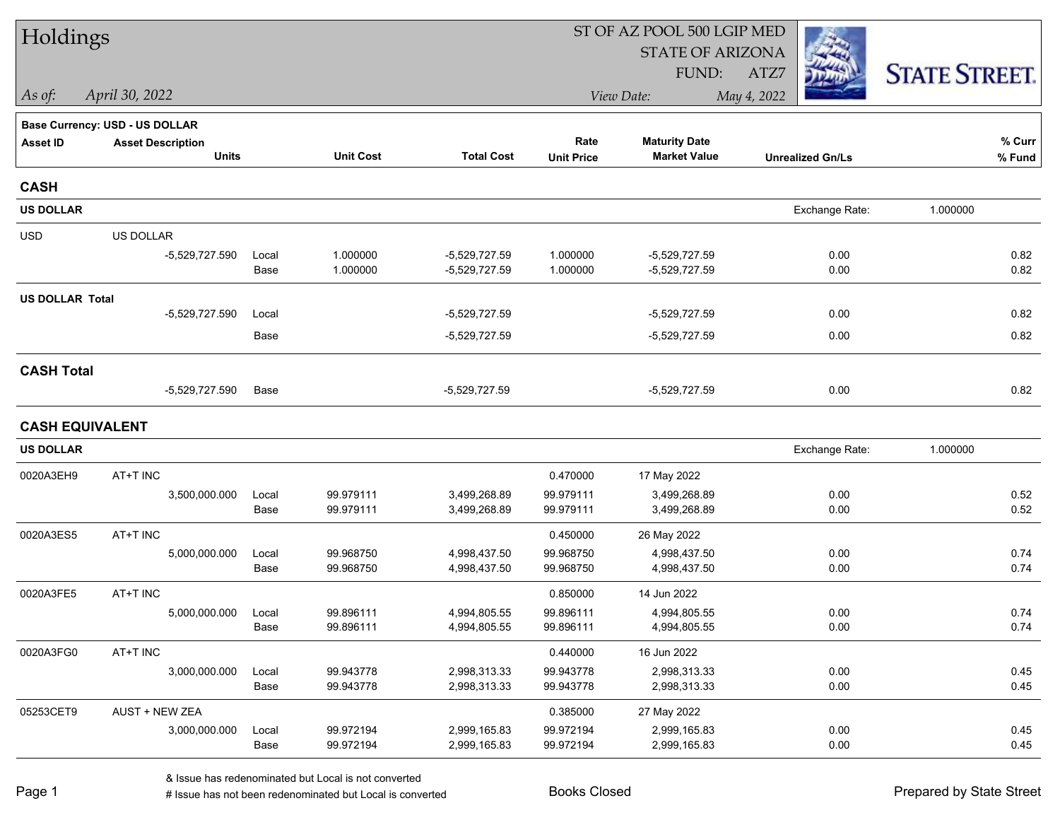# Holdings

ST OF AZ POOL 500 LGIP MED
STATE OF ARIZONA
FUND: ATZ7

*As of:* *April 30, 2022*

*View Date:* *May 4, 2022*

STATE STREET.

**Base Currency: USD - US DOLLAR**

| Asset ID | Asset Description / Units | | Unit Cost | Total Cost | Rate / Unit Price | Maturity Date / Market Value | Unrealized Gn/Ls | % Curr / % Fund |
|---|---|---|---|---|---|---|---|---|
| **CASH** | | | | | | | | |
| **US DOLLAR** | | | | | | | Exchange Rate: 1.000000 | |
| USD | US DOLLAR | | | | | | | |
| | -5,529,727.590 | Local | 1.000000 | -5,529,727.59 | 1.000000 | -5,529,727.59 | 0.00 | 0.82 |
| | | Base | 1.000000 | -5,529,727.59 | 1.000000 | -5,529,727.59 | 0.00 | 0.82 |
| **US DOLLAR Total** | | | | | | | | |
| | -5,529,727.590 | Local | | -5,529,727.59 | | -5,529,727.59 | 0.00 | 0.82 |
| | | Base | | -5,529,727.59 | | -5,529,727.59 | 0.00 | 0.82 |
| **CASH Total** | | | | | | | | |
| | -5,529,727.590 | Base | | -5,529,727.59 | | -5,529,727.59 | 0.00 | 0.82 |
| **CASH EQUIVALENT** | | | | | | | | |
| **US DOLLAR** | | | | | | | Exchange Rate: 1.000000 | |
| 0020A3EH9 | AT+T INC | | | | 0.470000 | 17 May 2022 | | |
| | 3,500,000.000 | Local | 99.979111 | 3,499,268.89 | 99.979111 | 3,499,268.89 | 0.00 | 0.52 |
| | | Base | 99.979111 | 3,499,268.89 | 99.979111 | 3,499,268.89 | 0.00 | 0.52 |
| 0020A3ES5 | AT+T INC | | | | 0.450000 | 26 May 2022 | | |
| | 5,000,000.000 | Local | 99.968750 | 4,998,437.50 | 99.968750 | 4,998,437.50 | 0.00 | 0.74 |
| | | Base | 99.968750 | 4,998,437.50 | 99.968750 | 4,998,437.50 | 0.00 | 0.74 |
| 0020A3FE5 | AT+T INC | | | | 0.850000 | 14 Jun 2022 | | |
| | 5,000,000.000 | Local | 99.896111 | 4,994,805.55 | 99.896111 | 4,994,805.55 | 0.00 | 0.74 |
| | | Base | 99.896111 | 4,994,805.55 | 99.896111 | 4,994,805.55 | 0.00 | 0.74 |
| 0020A3FG0 | AT+T INC | | | | 0.440000 | 16 Jun 2022 | | |
| | 3,000,000.000 | Local | 99.943778 | 2,998,313.33 | 99.943778 | 2,998,313.33 | 0.00 | 0.45 |
| | | Base | 99.943778 | 2,998,313.33 | 99.943778 | 2,998,313.33 | 0.00 | 0.45 |
| 05253CET9 | AUST + NEW ZEA | | | | 0.385000 | 27 May 2022 | | |
| | 3,000,000.000 | Local | 99.972194 | 2,999,165.83 | 99.972194 | 2,999,165.83 | 0.00 | 0.45 |
| | | Base | 99.972194 | 2,999,165.83 | 99.972194 | 2,999,165.83 | 0.00 | 0.45 |

& Issue has redenominated but Local is not converted
# Issue has not been redenominated but Local is converted

Books Closed

Prepared by State Street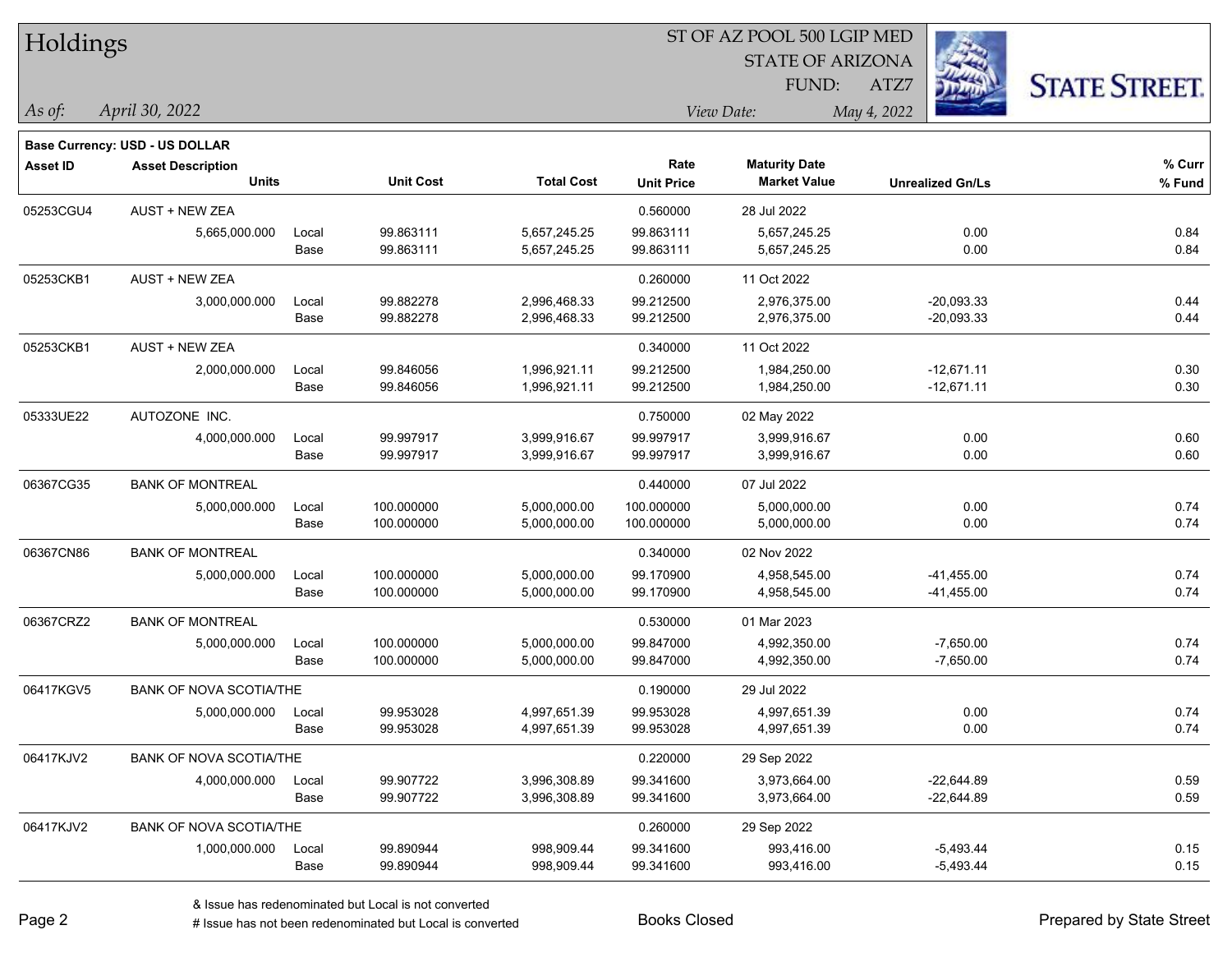# Holdings

ST OF AZ POOL 500 LGIP MED
STATE OF ARIZONA
FUND: ATZ7

*As of:* *April 30, 2022*

*View Date:* *May 4, 2022*

**Base Currency: USD - US DOLLAR**

| Asset ID | Asset Description / Units | | Unit Cost | Total Cost | Rate / Unit Price | Maturity Date / Market Value | Unrealized Gn/Ls | % Curr / % Fund |
|---|---|---|---|---|---|---|---|---|
| 05253CGU4 | AUST + NEW ZEA | | | | 0.560000 | 28 Jul 2022 | | |
| | 5,665,000.000 | Local | 99.863111 | 5,657,245.25 | 99.863111 | 5,657,245.25 | 0.00 | 0.84 |
| | | Base | 99.863111 | 5,657,245.25 | 99.863111 | 5,657,245.25 | 0.00 | 0.84 |
| 05253CKB1 | AUST + NEW ZEA | | | | 0.260000 | 11 Oct 2022 | | |
| | 3,000,000.000 | Local | 99.882278 | 2,996,468.33 | 99.212500 | 2,976,375.00 | -20,093.33 | 0.44 |
| | | Base | 99.882278 | 2,996,468.33 | 99.212500 | 2,976,375.00 | -20,093.33 | 0.44 |
| 05253CKB1 | AUST + NEW ZEA | | | | 0.340000 | 11 Oct 2022 | | |
| | 2,000,000.000 | Local | 99.846056 | 1,996,921.11 | 99.212500 | 1,984,250.00 | -12,671.11 | 0.30 |
| | | Base | 99.846056 | 1,996,921.11 | 99.212500 | 1,984,250.00 | -12,671.11 | 0.30 |
| 05333UE22 | AUTOZONE INC. | | | | 0.750000 | 02 May 2022 | | |
| | 4,000,000.000 | Local | 99.997917 | 3,999,916.67 | 99.997917 | 3,999,916.67 | 0.00 | 0.60 |
| | | Base | 99.997917 | 3,999,916.67 | 99.997917 | 3,999,916.67 | 0.00 | 0.60 |
| 06367CG35 | BANK OF MONTREAL | | | | 0.440000 | 07 Jul 2022 | | |
| | 5,000,000.000 | Local | 100.000000 | 5,000,000.00 | 100.000000 | 5,000,000.00 | 0.00 | 0.74 |
| | | Base | 100.000000 | 5,000,000.00 | 100.000000 | 5,000,000.00 | 0.00 | 0.74 |
| 06367CN86 | BANK OF MONTREAL | | | | 0.340000 | 02 Nov 2022 | | |
| | 5,000,000.000 | Local | 100.000000 | 5,000,000.00 | 99.170900 | 4,958,545.00 | -41,455.00 | 0.74 |
| | | Base | 100.000000 | 5,000,000.00 | 99.170900 | 4,958,545.00 | -41,455.00 | 0.74 |
| 06367CRZ2 | BANK OF MONTREAL | | | | 0.530000 | 01 Mar 2023 | | |
| | 5,000,000.000 | Local | 100.000000 | 5,000,000.00 | 99.847000 | 4,992,350.00 | -7,650.00 | 0.74 |
| | | Base | 100.000000 | 5,000,000.00 | 99.847000 | 4,992,350.00 | -7,650.00 | 0.74 |
| 06417KGV5 | BANK OF NOVA SCOTIA/THE | | | | 0.190000 | 29 Jul 2022 | | |
| | 5,000,000.000 | Local | 99.953028 | 4,997,651.39 | 99.953028 | 4,997,651.39 | 0.00 | 0.74 |
| | | Base | 99.953028 | 4,997,651.39 | 99.953028 | 4,997,651.39 | 0.00 | 0.74 |
| 06417KJV2 | BANK OF NOVA SCOTIA/THE | | | | 0.220000 | 29 Sep 2022 | | |
| | 4,000,000.000 | Local | 99.907722 | 3,996,308.89 | 99.341600 | 3,973,664.00 | -22,644.89 | 0.59 |
| | | Base | 99.907722 | 3,996,308.89 | 99.341600 | 3,973,664.00 | -22,644.89 | 0.59 |
| 06417KJV2 | BANK OF NOVA SCOTIA/THE | | | | 0.260000 | 29 Sep 2022 | | |
| | 1,000,000.000 | Local | 99.890944 | 998,909.44 | 99.341600 | 993,416.00 | -5,493.44 | 0.15 |
| | | Base | 99.890944 | 998,909.44 | 99.341600 | 993,416.00 | -5,493.44 | 0.15 |

& Issue has redenominated but Local is not converted
# Issue has not been redenominated but Local is converted

Books Closed

Prepared by State Street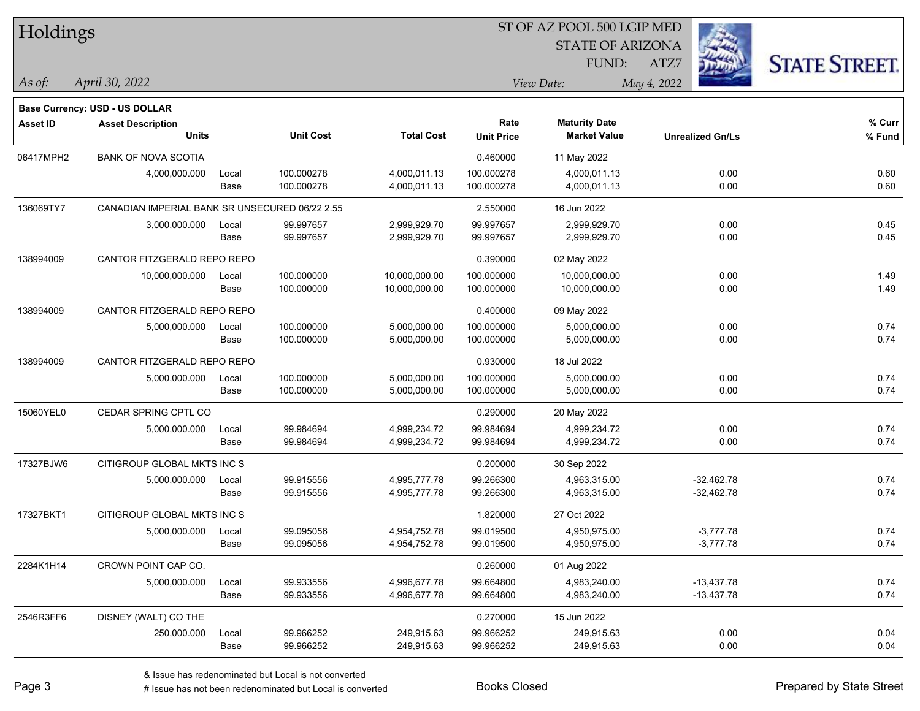# Holdings

ST OF AZ POOL 500 LGIP MED
STATE OF ARIZONA
FUND: ATZ7

*As of:* *April 30, 2022*

*View Date:* *May 4, 2022*

**Base Currency: USD - US DOLLAR**

| Asset ID | Asset Description / Units | | Unit Cost | Total Cost | Rate / Unit Price | Maturity Date / Market Value | Unrealized Gn/Ls | % Curr / % Fund |
|---|---|---|---|---|---|---|---|---|
| 06417MPH2 | BANK OF NOVA SCOTIA | | | | 0.460000 | 11 May 2022 | | |
| | 4,000,000.000 | Local | 100.000278 | 4,000,011.13 | 100.000278 | 4,000,011.13 | 0.00 | 0.60 |
| | | Base | 100.000278 | 4,000,011.13 | 100.000278 | 4,000,011.13 | 0.00 | 0.60 |
| 136069TY7 | CANADIAN IMPERIAL BANK SR UNSECURED 06/22 2.55 | | | | 2.550000 | 16 Jun 2022 | | |
| | 3,000,000.000 | Local | 99.997657 | 2,999,929.70 | 99.997657 | 2,999,929.70 | 0.00 | 0.45 |
| | | Base | 99.997657 | 2,999,929.70 | 99.997657 | 2,999,929.70 | 0.00 | 0.45 |
| 138994009 | CANTOR FITZGERALD REPO REPO | | | | 0.390000 | 02 May 2022 | | |
| | 10,000,000.000 | Local | 100.000000 | 10,000,000.00 | 100.000000 | 10,000,000.00 | 0.00 | 1.49 |
| | | Base | 100.000000 | 10,000,000.00 | 100.000000 | 10,000,000.00 | 0.00 | 1.49 |
| 138994009 | CANTOR FITZGERALD REPO REPO | | | | 0.400000 | 09 May 2022 | | |
| | 5,000,000.000 | Local | 100.000000 | 5,000,000.00 | 100.000000 | 5,000,000.00 | 0.00 | 0.74 |
| | | Base | 100.000000 | 5,000,000.00 | 100.000000 | 5,000,000.00 | 0.00 | 0.74 |
| 138994009 | CANTOR FITZGERALD REPO REPO | | | | 0.930000 | 18 Jul 2022 | | |
| | 5,000,000.000 | Local | 100.000000 | 5,000,000.00 | 100.000000 | 5,000,000.00 | 0.00 | 0.74 |
| | | Base | 100.000000 | 5,000,000.00 | 100.000000 | 5,000,000.00 | 0.00 | 0.74 |
| 15060YEL0 | CEDAR SPRING CPTL CO | | | | 0.290000 | 20 May 2022 | | |
| | 5,000,000.000 | Local | 99.984694 | 4,999,234.72 | 99.984694 | 4,999,234.72 | 0.00 | 0.74 |
| | | Base | 99.984694 | 4,999,234.72 | 99.984694 | 4,999,234.72 | 0.00 | 0.74 |
| 17327BJW6 | CITIGROUP GLOBAL MKTS INC S | | | | 0.200000 | 30 Sep 2022 | | |
| | 5,000,000.000 | Local | 99.915556 | 4,995,777.78 | 99.266300 | 4,963,315.00 | -32,462.78 | 0.74 |
| | | Base | 99.915556 | 4,995,777.78 | 99.266300 | 4,963,315.00 | -32,462.78 | 0.74 |
| 17327BKT1 | CITIGROUP GLOBAL MKTS INC S | | | | 1.820000 | 27 Oct 2022 | | |
| | 5,000,000.000 | Local | 99.095056 | 4,954,752.78 | 99.019500 | 4,950,975.00 | -3,777.78 | 0.74 |
| | | Base | 99.095056 | 4,954,752.78 | 99.019500 | 4,950,975.00 | -3,777.78 | 0.74 |
| 2284K1H14 | CROWN POINT CAP CO. | | | | 0.260000 | 01 Aug 2022 | | |
| | 5,000,000.000 | Local | 99.933556 | 4,996,677.78 | 99.664800 | 4,983,240.00 | -13,437.78 | 0.74 |
| | | Base | 99.933556 | 4,996,677.78 | 99.664800 | 4,983,240.00 | -13,437.78 | 0.74 |
| 2546R3FF6 | DISNEY (WALT) CO THE | | | | 0.270000 | 15 Jun 2022 | | |
| | 250,000.000 | Local | 99.966252 | 249,915.63 | 99.966252 | 249,915.63 | 0.00 | 0.04 |
| | | Base | 99.966252 | 249,915.63 | 99.966252 | 249,915.63 | 0.00 | 0.04 |

& Issue has redenominated but Local is not converted
# Issue has not been redenominated but Local is converted

Books Closed

Prepared by State Street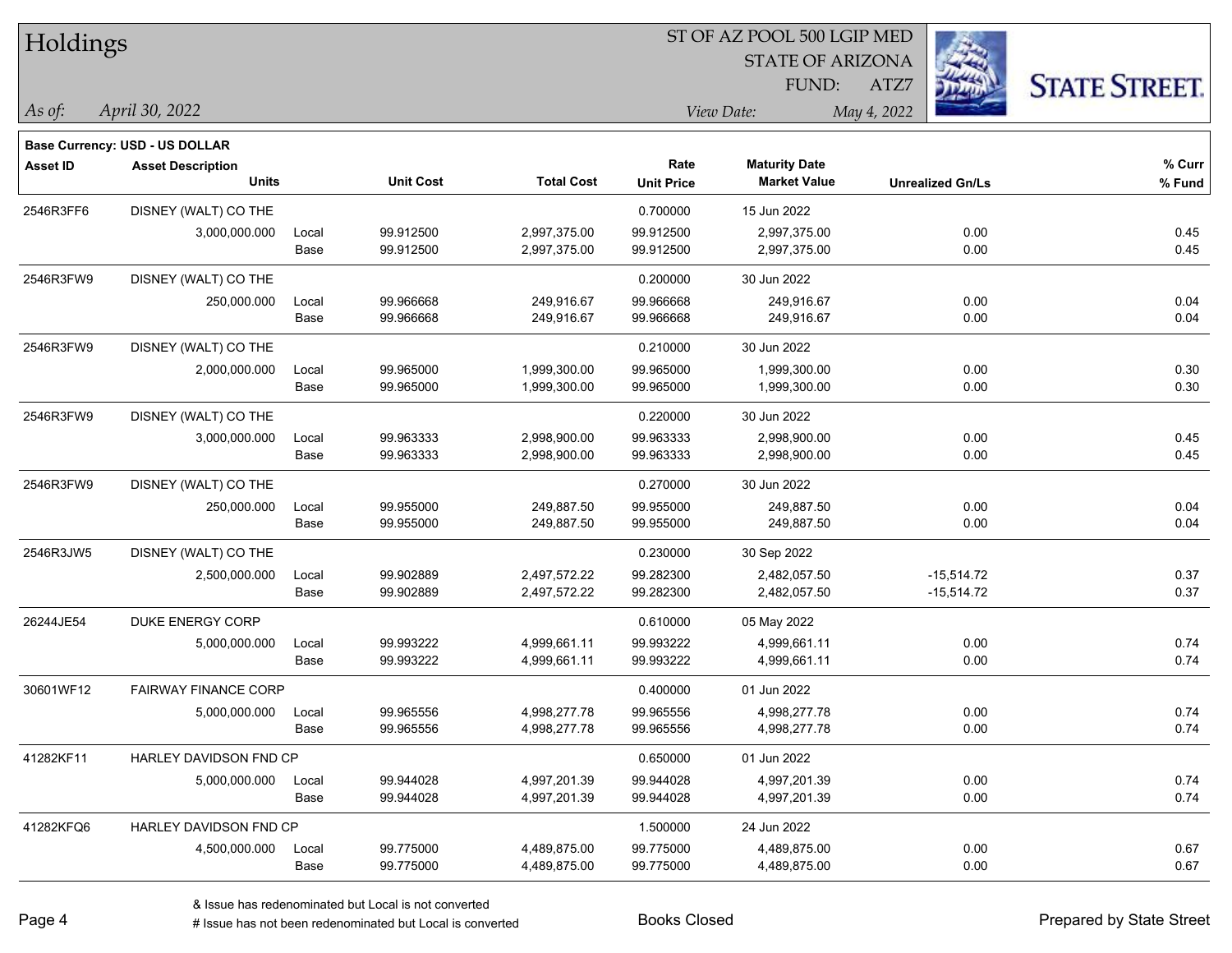# Holdings

ST OF AZ POOL 500 LGIP MED
STATE OF ARIZONA
FUND: ATZ7

*As of:* *April 30, 2022*

*View Date:* *May 4, 2022*

**Base Currency: USD - US DOLLAR**

| Asset ID | Asset Description / Units | | Unit Cost | Total Cost | Rate / Unit Price | Maturity Date / Market Value | Unrealized Gn/Ls | % Curr / % Fund |
|---|---|---|---|---|---|---|---|---|
| 2546R3FF6 | DISNEY (WALT) CO THE | | | | 0.700000 | 15 Jun 2022 | | |
| | 3,000,000.000 | Local | 99.912500 | 2,997,375.00 | 99.912500 | 2,997,375.00 | 0.00 | 0.45 |
| | | Base | 99.912500 | 2,997,375.00 | 99.912500 | 2,997,375.00 | 0.00 | 0.45 |
| 2546R3FW9 | DISNEY (WALT) CO THE | | | | 0.200000 | 30 Jun 2022 | | |
| | 250,000.000 | Local | 99.966668 | 249,916.67 | 99.966668 | 249,916.67 | 0.00 | 0.04 |
| | | Base | 99.966668 | 249,916.67 | 99.966668 | 249,916.67 | 0.00 | 0.04 |
| 2546R3FW9 | DISNEY (WALT) CO THE | | | | 0.210000 | 30 Jun 2022 | | |
| | 2,000,000.000 | Local | 99.965000 | 1,999,300.00 | 99.965000 | 1,999,300.00 | 0.00 | 0.30 |
| | | Base | 99.965000 | 1,999,300.00 | 99.965000 | 1,999,300.00 | 0.00 | 0.30 |
| 2546R3FW9 | DISNEY (WALT) CO THE | | | | 0.220000 | 30 Jun 2022 | | |
| | 3,000,000.000 | Local | 99.963333 | 2,998,900.00 | 99.963333 | 2,998,900.00 | 0.00 | 0.45 |
| | | Base | 99.963333 | 2,998,900.00 | 99.963333 | 2,998,900.00 | 0.00 | 0.45 |
| 2546R3FW9 | DISNEY (WALT) CO THE | | | | 0.270000 | 30 Jun 2022 | | |
| | 250,000.000 | Local | 99.955000 | 249,887.50 | 99.955000 | 249,887.50 | 0.00 | 0.04 |
| | | Base | 99.955000 | 249,887.50 | 99.955000 | 249,887.50 | 0.00 | 0.04 |
| 2546R3JW5 | DISNEY (WALT) CO THE | | | | 0.230000 | 30 Sep 2022 | | |
| | 2,500,000.000 | Local | 99.902889 | 2,497,572.22 | 99.282300 | 2,482,057.50 | -15,514.72 | 0.37 |
| | | Base | 99.902889 | 2,497,572.22 | 99.282300 | 2,482,057.50 | -15,514.72 | 0.37 |
| 26244JE54 | DUKE ENERGY CORP | | | | 0.610000 | 05 May 2022 | | |
| | 5,000,000.000 | Local | 99.993222 | 4,999,661.11 | 99.993222 | 4,999,661.11 | 0.00 | 0.74 |
| | | Base | 99.993222 | 4,999,661.11 | 99.993222 | 4,999,661.11 | 0.00 | 0.74 |
| 30601WF12 | FAIRWAY FINANCE CORP | | | | 0.400000 | 01 Jun 2022 | | |
| | 5,000,000.000 | Local | 99.965556 | 4,998,277.78 | 99.965556 | 4,998,277.78 | 0.00 | 0.74 |
| | | Base | 99.965556 | 4,998,277.78 | 99.965556 | 4,998,277.78 | 0.00 | 0.74 |
| 41282KF11 | HARLEY DAVIDSON FND CP | | | | 0.650000 | 01 Jun 2022 | | |
| | 5,000,000.000 | Local | 99.944028 | 4,997,201.39 | 99.944028 | 4,997,201.39 | 0.00 | 0.74 |
| | | Base | 99.944028 | 4,997,201.39 | 99.944028 | 4,997,201.39 | 0.00 | 0.74 |
| 41282KFQ6 | HARLEY DAVIDSON FND CP | | | | 1.500000 | 24 Jun 2022 | | |
| | 4,500,000.000 | Local | 99.775000 | 4,489,875.00 | 99.775000 | 4,489,875.00 | 0.00 | 0.67 |
| | | Base | 99.775000 | 4,489,875.00 | 99.775000 | 4,489,875.00 | 0.00 | 0.67 |

& Issue has redenominated but Local is not converted
# Issue has not been redenominated but Local is converted

Books Closed

Prepared by State Street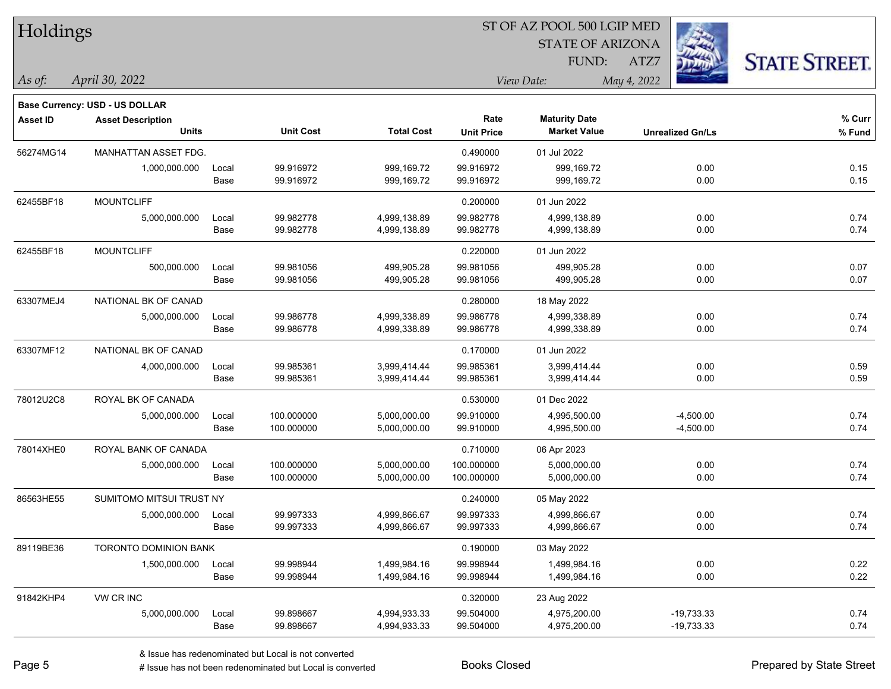# Holdings

ST OF AZ POOL 500 LGIP MED
STATE OF ARIZONA
FUND: ATZ7

*As of:* *April 30, 2022*

*View Date:* *May 4, 2022*

**Base Currency: USD - US DOLLAR**

| Asset ID | Asset Description / Units | | Unit Cost | Total Cost | Rate / Unit Price | Maturity Date / Market Value | Unrealized Gn/Ls | % Curr / % Fund |
|---|---|---|---|---|---|---|---|---|
| 56274MG14 | MANHATTAN ASSET FDG. | | | | 0.490000 | 01 Jul 2022 | | |
| | 1,000,000.000 | Local | 99.916972 | 999,169.72 | 99.916972 | 999,169.72 | 0.00 | 0.15 |
| | | Base | 99.916972 | 999,169.72 | 99.916972 | 999,169.72 | 0.00 | 0.15 |
| 62455BF18 | MOUNTCLIFF | | | | 0.200000 | 01 Jun 2022 | | |
| | 5,000,000.000 | Local | 99.982778 | 4,999,138.89 | 99.982778 | 4,999,138.89 | 0.00 | 0.74 |
| | | Base | 99.982778 | 4,999,138.89 | 99.982778 | 4,999,138.89 | 0.00 | 0.74 |
| 62455BF18 | MOUNTCLIFF | | | | 0.220000 | 01 Jun 2022 | | |
| | 500,000.000 | Local | 99.981056 | 499,905.28 | 99.981056 | 499,905.28 | 0.00 | 0.07 |
| | | Base | 99.981056 | 499,905.28 | 99.981056 | 499,905.28 | 0.00 | 0.07 |
| 63307MEJ4 | NATIONAL BK OF CANAD | | | | 0.280000 | 18 May 2022 | | |
| | 5,000,000.000 | Local | 99.986778 | 4,999,338.89 | 99.986778 | 4,999,338.89 | 0.00 | 0.74 |
| | | Base | 99.986778 | 4,999,338.89 | 99.986778 | 4,999,338.89 | 0.00 | 0.74 |
| 63307MF12 | NATIONAL BK OF CANAD | | | | 0.170000 | 01 Jun 2022 | | |
| | 4,000,000.000 | Local | 99.985361 | 3,999,414.44 | 99.985361 | 3,999,414.44 | 0.00 | 0.59 |
| | | Base | 99.985361 | 3,999,414.44 | 99.985361 | 3,999,414.44 | 0.00 | 0.59 |
| 78012U2C8 | ROYAL BK OF CANADA | | | | 0.530000 | 01 Dec 2022 | | |
| | 5,000,000.000 | Local | 100.000000 | 5,000,000.00 | 99.910000 | 4,995,500.00 | -4,500.00 | 0.74 |
| | | Base | 100.000000 | 5,000,000.00 | 99.910000 | 4,995,500.00 | -4,500.00 | 0.74 |
| 78014XHE0 | ROYAL BANK OF CANADA | | | | 0.710000 | 06 Apr 2023 | | |
| | 5,000,000.000 | Local | 100.000000 | 5,000,000.00 | 100.000000 | 5,000,000.00 | 0.00 | 0.74 |
| | | Base | 100.000000 | 5,000,000.00 | 100.000000 | 5,000,000.00 | 0.00 | 0.74 |
| 86563HE55 | SUMITOMO MITSUI TRUST NY | | | | 0.240000 | 05 May 2022 | | |
| | 5,000,000.000 | Local | 99.997333 | 4,999,866.67 | 99.997333 | 4,999,866.67 | 0.00 | 0.74 |
| | | Base | 99.997333 | 4,999,866.67 | 99.997333 | 4,999,866.67 | 0.00 | 0.74 |
| 89119BE36 | TORONTO DOMINION BANK | | | | 0.190000 | 03 May 2022 | | |
| | 1,500,000.000 | Local | 99.998944 | 1,499,984.16 | 99.998944 | 1,499,984.16 | 0.00 | 0.22 |
| | | Base | 99.998944 | 1,499,984.16 | 99.998944 | 1,499,984.16 | 0.00 | 0.22 |
| 91842KHP4 | VW CR INC | | | | 0.320000 | 23 Aug 2022 | | |
| | 5,000,000.000 | Local | 99.898667 | 4,994,933.33 | 99.504000 | 4,975,200.00 | -19,733.33 | 0.74 |
| | | Base | 99.898667 | 4,994,933.33 | 99.504000 | 4,975,200.00 | -19,733.33 | 0.74 |

& Issue has redenominated but Local is not converted
# Issue has not been redenominated but Local is converted

Books Closed

Prepared by State Street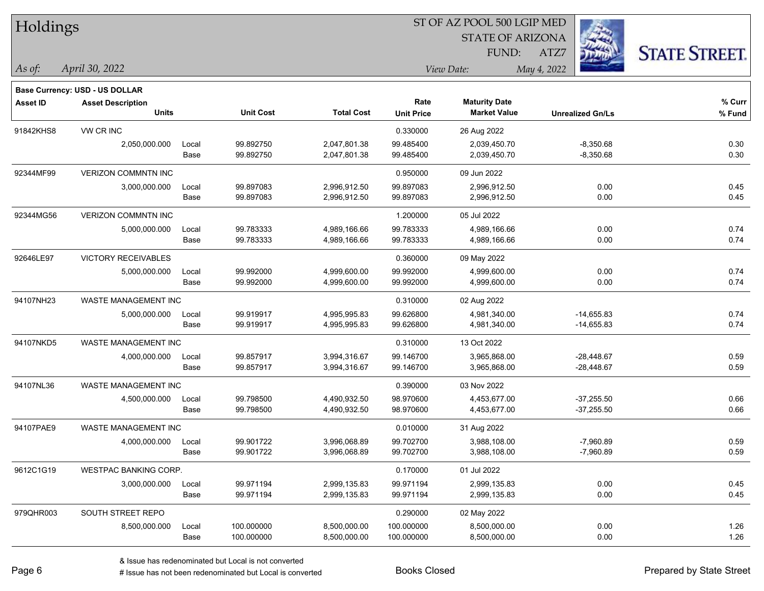# Holdings

ST OF AZ POOL 500 LGIP MED
STATE OF ARIZONA
FUND: ATZ7

*As of:* *April 30, 2022*

*View Date:* *May 4, 2022*

**Base Currency: USD - US DOLLAR**

| Asset ID | Asset Description / Units | | Unit Cost | Total Cost | Rate / Unit Price | Maturity Date / Market Value | Unrealized Gn/Ls | % Curr / % Fund |
|---|---|---|---|---|---|---|---|---|
| 91842KHS8 | VW CR INC | | | | 0.330000 | 26 Aug 2022 | | |
| | 2,050,000.000 | Local | 99.892750 | 2,047,801.38 | 99.485400 | 2,039,450.70 | -8,350.68 | 0.30 |
| | | Base | 99.892750 | 2,047,801.38 | 99.485400 | 2,039,450.70 | -8,350.68 | 0.30 |
| 92344MF99 | VERIZON COMMNTN INC | | | | 0.950000 | 09 Jun 2022 | | |
| | 3,000,000.000 | Local | 99.897083 | 2,996,912.50 | 99.897083 | 2,996,912.50 | 0.00 | 0.45 |
| | | Base | 99.897083 | 2,996,912.50 | 99.897083 | 2,996,912.50 | 0.00 | 0.45 |
| 92344MG56 | VERIZON COMMNTN INC | | | | 1.200000 | 05 Jul 2022 | | |
| | 5,000,000.000 | Local | 99.783333 | 4,989,166.66 | 99.783333 | 4,989,166.66 | 0.00 | 0.74 |
| | | Base | 99.783333 | 4,989,166.66 | 99.783333 | 4,989,166.66 | 0.00 | 0.74 |
| 92646LE97 | VICTORY RECEIVABLES | | | | 0.360000 | 09 May 2022 | | |
| | 5,000,000.000 | Local | 99.992000 | 4,999,600.00 | 99.992000 | 4,999,600.00 | 0.00 | 0.74 |
| | | Base | 99.992000 | 4,999,600.00 | 99.992000 | 4,999,600.00 | 0.00 | 0.74 |
| 94107NH23 | WASTE MANAGEMENT INC | | | | 0.310000 | 02 Aug 2022 | | |
| | 5,000,000.000 | Local | 99.919917 | 4,995,995.83 | 99.626800 | 4,981,340.00 | -14,655.83 | 0.74 |
| | | Base | 99.919917 | 4,995,995.83 | 99.626800 | 4,981,340.00 | -14,655.83 | 0.74 |
| 94107NKD5 | WASTE MANAGEMENT INC | | | | 0.310000 | 13 Oct 2022 | | |
| | 4,000,000.000 | Local | 99.857917 | 3,994,316.67 | 99.146700 | 3,965,868.00 | -28,448.67 | 0.59 |
| | | Base | 99.857917 | 3,994,316.67 | 99.146700 | 3,965,868.00 | -28,448.67 | 0.59 |
| 94107NL36 | WASTE MANAGEMENT INC | | | | 0.390000 | 03 Nov 2022 | | |
| | 4,500,000.000 | Local | 99.798500 | 4,490,932.50 | 98.970600 | 4,453,677.00 | -37,255.50 | 0.66 |
| | | Base | 99.798500 | 4,490,932.50 | 98.970600 | 4,453,677.00 | -37,255.50 | 0.66 |
| 94107PAE9 | WASTE MANAGEMENT INC | | | | 0.010000 | 31 Aug 2022 | | |
| | 4,000,000.000 | Local | 99.901722 | 3,996,068.89 | 99.702700 | 3,988,108.00 | -7,960.89 | 0.59 |
| | | Base | 99.901722 | 3,996,068.89 | 99.702700 | 3,988,108.00 | -7,960.89 | 0.59 |
| 9612C1G19 | WESTPAC BANKING CORP. | | | | 0.170000 | 01 Jul 2022 | | |
| | 3,000,000.000 | Local | 99.971194 | 2,999,135.83 | 99.971194 | 2,999,135.83 | 0.00 | 0.45 |
| | | Base | 99.971194 | 2,999,135.83 | 99.971194 | 2,999,135.83 | 0.00 | 0.45 |
| 979QHR003 | SOUTH STREET REPO | | | | 0.290000 | 02 May 2022 | | |
| | 8,500,000.000 | Local | 100.000000 | 8,500,000.00 | 100.000000 | 8,500,000.00 | 0.00 | 1.26 |
| | | Base | 100.000000 | 8,500,000.00 | 100.000000 | 8,500,000.00 | 0.00 | 1.26 |

& Issue has redenominated but Local is not converted
# Issue has not been redenominated but Local is converted

Books Closed

Prepared by State Street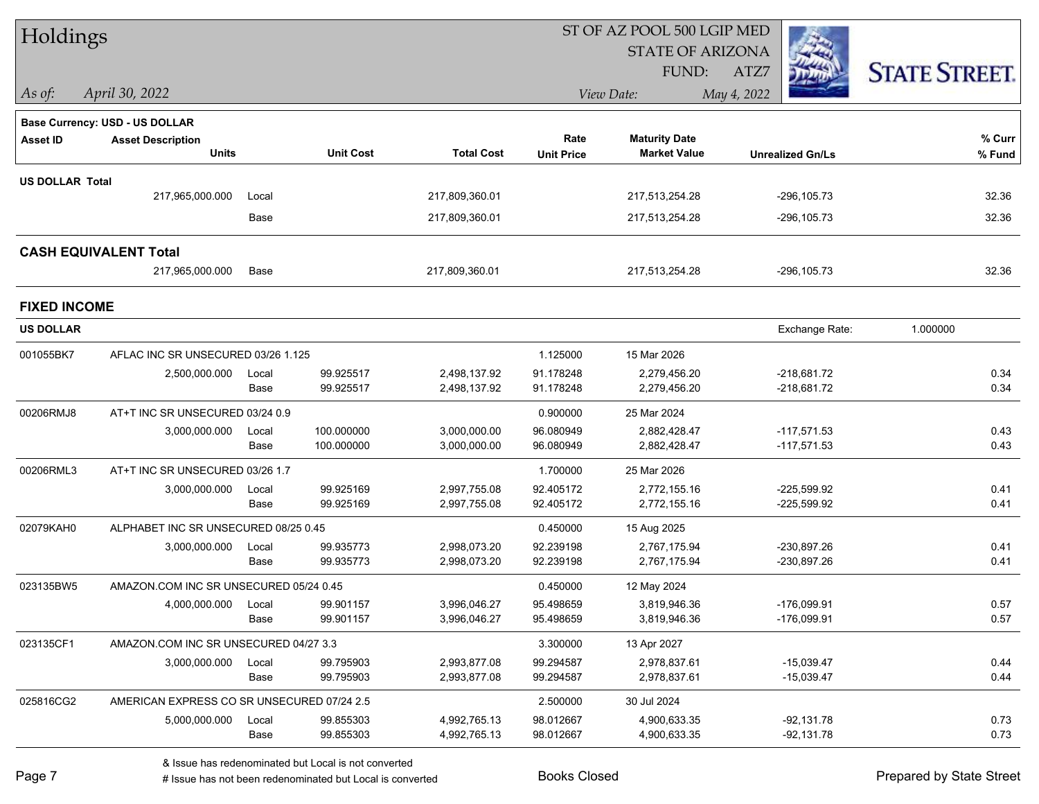# Holdings

ST OF AZ POOL 500 LGIP MED
STATE OF ARIZONA
FUND: ATZ7

*As of:* *April 30, 2022*
*View Date:* *May 4, 2022*

STATE STREET.

**Base Currency: USD - US DOLLAR**

| Asset ID | Asset Description / Units | | Unit Cost | Total Cost | Rate / Unit Price | Maturity Date / Market Value | Unrealized Gn/Ls | % Curr / % Fund |
|---|---|---|---|---|---|---|---|---|
| **US DOLLAR Total** | | | | | | | | |
| | 217,965,000.000 | Local | | 217,809,360.01 | | 217,513,254.28 | -296,105.73 | 32.36 |
| | | Base | | 217,809,360.01 | | 217,513,254.28 | -296,105.73 | 32.36 |
| **CASH EQUIVALENT Total** | | | | | | | | |
| | 217,965,000.000 | Base | | 217,809,360.01 | | 217,513,254.28 | -296,105.73 | 32.36 |

## FIXED INCOME

**US DOLLAR** — Exchange Rate: 1.000000

| Asset ID | Asset Description / Units | | Unit Cost | Total Cost | Rate / Unit Price | Maturity Date / Market Value | Unrealized Gn/Ls | % Curr / % Fund |
|---|---|---|---|---|---|---|---|---|
| 001055BK7 | AFLAC INC SR UNSECURED 03/26 1.125 | | | | 1.125000 | 15 Mar 2026 | | |
| | 2,500,000.000 | Local | 99.925517 | 2,498,137.92 | 91.178248 | 2,279,456.20 | -218,681.72 | 0.34 |
| | | Base | 99.925517 | 2,498,137.92 | 91.178248 | 2,279,456.20 | -218,681.72 | 0.34 |
| 00206RMJ8 | AT+T INC SR UNSECURED 03/24 0.9 | | | | 0.900000 | 25 Mar 2024 | | |
| | 3,000,000.000 | Local | 100.000000 | 3,000,000.00 | 96.080949 | 2,882,428.47 | -117,571.53 | 0.43 |
| | | Base | 100.000000 | 3,000,000.00 | 96.080949 | 2,882,428.47 | -117,571.53 | 0.43 |
| 00206RML3 | AT+T INC SR UNSECURED 03/26 1.7 | | | | 1.700000 | 25 Mar 2026 | | |
| | 3,000,000.000 | Local | 99.925169 | 2,997,755.08 | 92.405172 | 2,772,155.16 | -225,599.92 | 0.41 |
| | | Base | 99.925169 | 2,997,755.08 | 92.405172 | 2,772,155.16 | -225,599.92 | 0.41 |
| 02079KAH0 | ALPHABET INC SR UNSECURED 08/25 0.45 | | | | 0.450000 | 15 Aug 2025 | | |
| | 3,000,000.000 | Local | 99.935773 | 2,998,073.20 | 92.239198 | 2,767,175.94 | -230,897.26 | 0.41 |
| | | Base | 99.935773 | 2,998,073.20 | 92.239198 | 2,767,175.94 | -230,897.26 | 0.41 |
| 023135BW5 | AMAZON.COM INC SR UNSECURED 05/24 0.45 | | | | 0.450000 | 12 May 2024 | | |
| | 4,000,000.000 | Local | 99.901157 | 3,996,046.27 | 95.498659 | 3,819,946.36 | -176,099.91 | 0.57 |
| | | Base | 99.901157 | 3,996,046.27 | 95.498659 | 3,819,946.36 | -176,099.91 | 0.57 |
| 023135CF1 | AMAZON.COM INC SR UNSECURED 04/27 3.3 | | | | 3.300000 | 13 Apr 2027 | | |
| | 3,000,000.000 | Local | 99.795903 | 2,993,877.08 | 99.294587 | 2,978,837.61 | -15,039.47 | 0.44 |
| | | Base | 99.795903 | 2,993,877.08 | 99.294587 | 2,978,837.61 | -15,039.47 | 0.44 |
| 025816CG2 | AMERICAN EXPRESS CO SR UNSECURED 07/24 2.5 | | | | 2.500000 | 30 Jul 2024 | | |
| | 5,000,000.000 | Local | 99.855303 | 4,992,765.13 | 98.012667 | 4,900,633.35 | -92,131.78 | 0.73 |
| | | Base | 99.855303 | 4,992,765.13 | 98.012667 | 4,900,633.35 | -92,131.78 | 0.73 |

& Issue has redenominated but Local is not converted
# Issue has not been redenominated but Local is converted

Books Closed

Prepared by State Street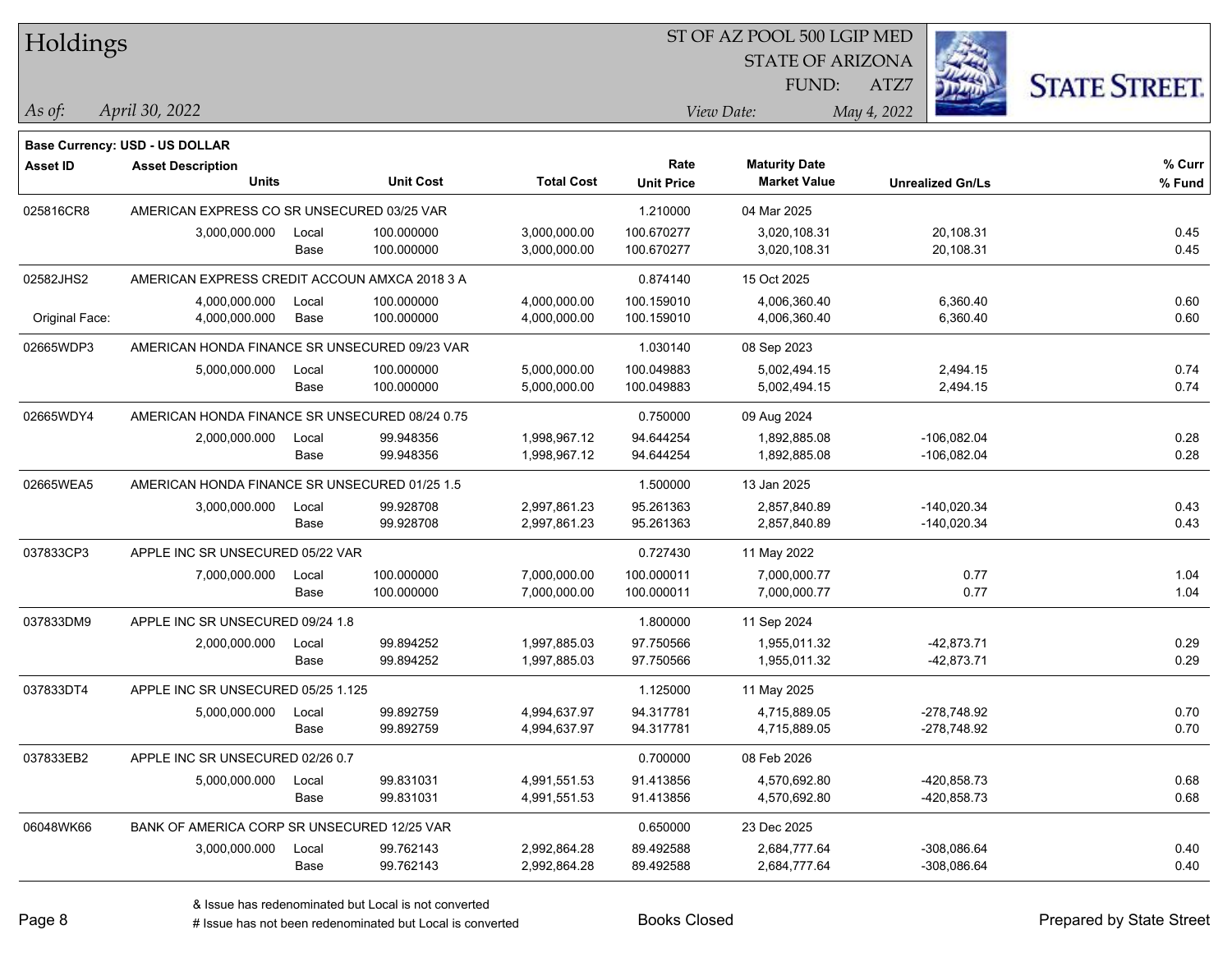# Holdings

ST OF AZ POOL 500 LGIP MED
STATE OF ARIZONA
FUND: ATZ7

*As of:* *April 30, 2022*

*View Date:* *May 4, 2022*

STATE STREET.

**Base Currency: USD - US DOLLAR**

| Asset ID | Asset Description / Units | | Unit Cost | Total Cost | Rate / Unit Price | Maturity Date / Market Value | Unrealized Gn/Ls | % Curr / % Fund |
|---|---|---|---|---|---|---|---|---|
| 025816CR8 | AMERICAN EXPRESS CO SR UNSECURED 03/25 VAR | | | | 1.210000 | 04 Mar 2025 | | |
| | 3,000,000.000 | Local | 100.000000 | 3,000,000.00 | 100.670277 | 3,020,108.31 | 20,108.31 | 0.45 |
| | | Base | 100.000000 | 3,000,000.00 | 100.670277 | 3,020,108.31 | 20,108.31 | 0.45 |
| 02582JHS2 | AMERICAN EXPRESS CREDIT ACCOUN AMXCA 2018 3 A | | | | 0.874140 | 15 Oct 2025 | | |
| | 4,000,000.000 | Local | 100.000000 | 4,000,000.00 | 100.159010 | 4,006,360.40 | 6,360.40 | 0.60 |
| Original Face: | 4,000,000.000 | Base | 100.000000 | 4,000,000.00 | 100.159010 | 4,006,360.40 | 6,360.40 | 0.60 |
| 02665WDP3 | AMERICAN HONDA FINANCE SR UNSECURED 09/23 VAR | | | | 1.030140 | 08 Sep 2023 | | |
| | 5,000,000.000 | Local | 100.000000 | 5,000,000.00 | 100.049883 | 5,002,494.15 | 2,494.15 | 0.74 |
| | | Base | 100.000000 | 5,000,000.00 | 100.049883 | 5,002,494.15 | 2,494.15 | 0.74 |
| 02665WDY4 | AMERICAN HONDA FINANCE SR UNSECURED 08/24 0.75 | | | | 0.750000 | 09 Aug 2024 | | |
| | 2,000,000.000 | Local | 99.948356 | 1,998,967.12 | 94.644254 | 1,892,885.08 | -106,082.04 | 0.28 |
| | | Base | 99.948356 | 1,998,967.12 | 94.644254 | 1,892,885.08 | -106,082.04 | 0.28 |
| 02665WEA5 | AMERICAN HONDA FINANCE SR UNSECURED 01/25 1.5 | | | | 1.500000 | 13 Jan 2025 | | |
| | 3,000,000.000 | Local | 99.928708 | 2,997,861.23 | 95.261363 | 2,857,840.89 | -140,020.34 | 0.43 |
| | | Base | 99.928708 | 2,997,861.23 | 95.261363 | 2,857,840.89 | -140,020.34 | 0.43 |
| 037833CP3 | APPLE INC SR UNSECURED 05/22 VAR | | | | 0.727430 | 11 May 2022 | | |
| | 7,000,000.000 | Local | 100.000000 | 7,000,000.00 | 100.000011 | 7,000,000.77 | 0.77 | 1.04 |
| | | Base | 100.000000 | 7,000,000.00 | 100.000011 | 7,000,000.77 | 0.77 | 1.04 |
| 037833DM9 | APPLE INC SR UNSECURED 09/24 1.8 | | | | 1.800000 | 11 Sep 2024 | | |
| | 2,000,000.000 | Local | 99.894252 | 1,997,885.03 | 97.750566 | 1,955,011.32 | -42,873.71 | 0.29 |
| | | Base | 99.894252 | 1,997,885.03 | 97.750566 | 1,955,011.32 | -42,873.71 | 0.29 |
| 037833DT4 | APPLE INC SR UNSECURED 05/25 1.125 | | | | 1.125000 | 11 May 2025 | | |
| | 5,000,000.000 | Local | 99.892759 | 4,994,637.97 | 94.317781 | 4,715,889.05 | -278,748.92 | 0.70 |
| | | Base | 99.892759 | 4,994,637.97 | 94.317781 | 4,715,889.05 | -278,748.92 | 0.70 |
| 037833EB2 | APPLE INC SR UNSECURED 02/26 0.7 | | | | 0.700000 | 08 Feb 2026 | | |
| | 5,000,000.000 | Local | 99.831031 | 4,991,551.53 | 91.413856 | 4,570,692.80 | -420,858.73 | 0.68 |
| | | Base | 99.831031 | 4,991,551.53 | 91.413856 | 4,570,692.80 | -420,858.73 | 0.68 |
| 06048WK66 | BANK OF AMERICA CORP SR UNSECURED 12/25 VAR | | | | 0.650000 | 23 Dec 2025 | | |
| | 3,000,000.000 | Local | 99.762143 | 2,992,864.28 | 89.492588 | 2,684,777.64 | -308,086.64 | 0.40 |
| | | Base | 99.762143 | 2,992,864.28 | 89.492588 | 2,684,777.64 | -308,086.64 | 0.40 |

& Issue has redenominated but Local is not converted
# Issue has not been redenominated but Local is converted

Books Closed

Prepared by State Street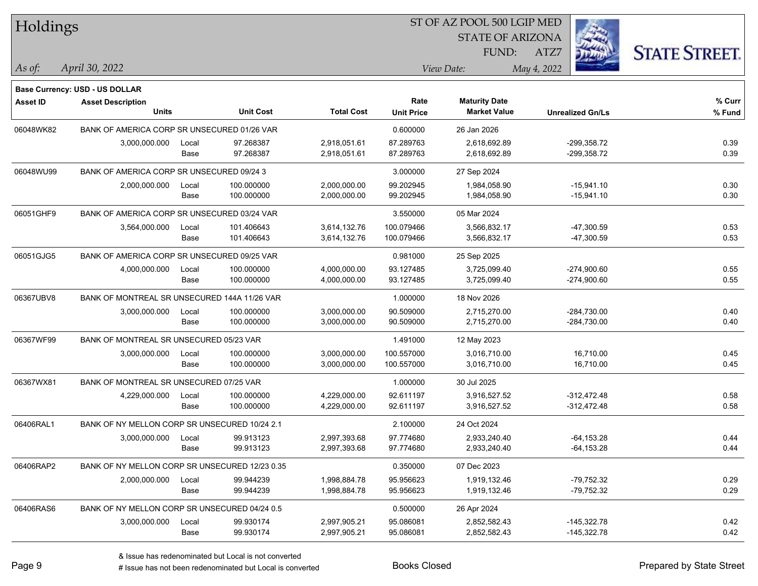# Holdings

ST OF AZ POOL 500 LGIP MED
STATE OF ARIZONA
FUND: ATZ7

*As of:* *April 30, 2022*

*View Date:* *May 4, 2022*

**Base Currency: USD - US DOLLAR**

| Asset ID | Asset Description / Units | | Unit Cost | Total Cost | Rate / Unit Price | Maturity Date / Market Value | Unrealized Gn/Ls | % Curr / % Fund |
|---|---|---|---|---|---|---|---|---|
| 06048WK82 | BANK OF AMERICA CORP SR UNSECURED 01/26 VAR | | | | 0.600000 | 26 Jan 2026 | | |
| | 3,000,000.000 | Local | 97.268387 | 2,918,051.61 | 87.289763 | 2,618,692.89 | -299,358.72 | 0.39 |
| | | Base | 97.268387 | 2,918,051.61 | 87.289763 | 2,618,692.89 | -299,358.72 | 0.39 |
| 06048WU99 | BANK OF AMERICA CORP SR UNSECURED 09/24 3 | | | | 3.000000 | 27 Sep 2024 | | |
| | 2,000,000.000 | Local | 100.000000 | 2,000,000.00 | 99.202945 | 1,984,058.90 | -15,941.10 | 0.30 |
| | | Base | 100.000000 | 2,000,000.00 | 99.202945 | 1,984,058.90 | -15,941.10 | 0.30 |
| 06051GHF9 | BANK OF AMERICA CORP SR UNSECURED 03/24 VAR | | | | 3.550000 | 05 Mar 2024 | | |
| | 3,564,000.000 | Local | 101.406643 | 3,614,132.76 | 100.079466 | 3,566,832.17 | -47,300.59 | 0.53 |
| | | Base | 101.406643 | 3,614,132.76 | 100.079466 | 3,566,832.17 | -47,300.59 | 0.53 |
| 06051GJG5 | BANK OF AMERICA CORP SR UNSECURED 09/25 VAR | | | | 0.981000 | 25 Sep 2025 | | |
| | 4,000,000.000 | Local | 100.000000 | 4,000,000.00 | 93.127485 | 3,725,099.40 | -274,900.60 | 0.55 |
| | | Base | 100.000000 | 4,000,000.00 | 93.127485 | 3,725,099.40 | -274,900.60 | 0.55 |
| 06367UBV8 | BANK OF MONTREAL SR UNSECURED 144A 11/26 VAR | | | | 1.000000 | 18 Nov 2026 | | |
| | 3,000,000.000 | Local | 100.000000 | 3,000,000.00 | 90.509000 | 2,715,270.00 | -284,730.00 | 0.40 |
| | | Base | 100.000000 | 3,000,000.00 | 90.509000 | 2,715,270.00 | -284,730.00 | 0.40 |
| 06367WF99 | BANK OF MONTREAL SR UNSECURED 05/23 VAR | | | | 1.491000 | 12 May 2023 | | |
| | 3,000,000.000 | Local | 100.000000 | 3,000,000.00 | 100.557000 | 3,016,710.00 | 16,710.00 | 0.45 |
| | | Base | 100.000000 | 3,000,000.00 | 100.557000 | 3,016,710.00 | 16,710.00 | 0.45 |
| 06367WX81 | BANK OF MONTREAL SR UNSECURED 07/25 VAR | | | | 1.000000 | 30 Jul 2025 | | |
| | 4,229,000.000 | Local | 100.000000 | 4,229,000.00 | 92.611197 | 3,916,527.52 | -312,472.48 | 0.58 |
| | | Base | 100.000000 | 4,229,000.00 | 92.611197 | 3,916,527.52 | -312,472.48 | 0.58 |
| 06406RAL1 | BANK OF NY MELLON CORP SR UNSECURED 10/24 2.1 | | | | 2.100000 | 24 Oct 2024 | | |
| | 3,000,000.000 | Local | 99.913123 | 2,997,393.68 | 97.774680 | 2,933,240.40 | -64,153.28 | 0.44 |
| | | Base | 99.913123 | 2,997,393.68 | 97.774680 | 2,933,240.40 | -64,153.28 | 0.44 |
| 06406RAP2 | BANK OF NY MELLON CORP SR UNSECURED 12/23 0.35 | | | | 0.350000 | 07 Dec 2023 | | |
| | 2,000,000.000 | Local | 99.944239 | 1,998,884.78 | 95.956623 | 1,919,132.46 | -79,752.32 | 0.29 |
| | | Base | 99.944239 | 1,998,884.78 | 95.956623 | 1,919,132.46 | -79,752.32 | 0.29 |
| 06406RAS6 | BANK OF NY MELLON CORP SR UNSECURED 04/24 0.5 | | | | 0.500000 | 26 Apr 2024 | | |
| | 3,000,000.000 | Local | 99.930174 | 2,997,905.21 | 95.086081 | 2,852,582.43 | -145,322.78 | 0.42 |
| | | Base | 99.930174 | 2,997,905.21 | 95.086081 | 2,852,582.43 | -145,322.78 | 0.42 |

& Issue has redenominated but Local is not converted
# Issue has not been redenominated but Local is converted

Books Closed

Prepared by State Street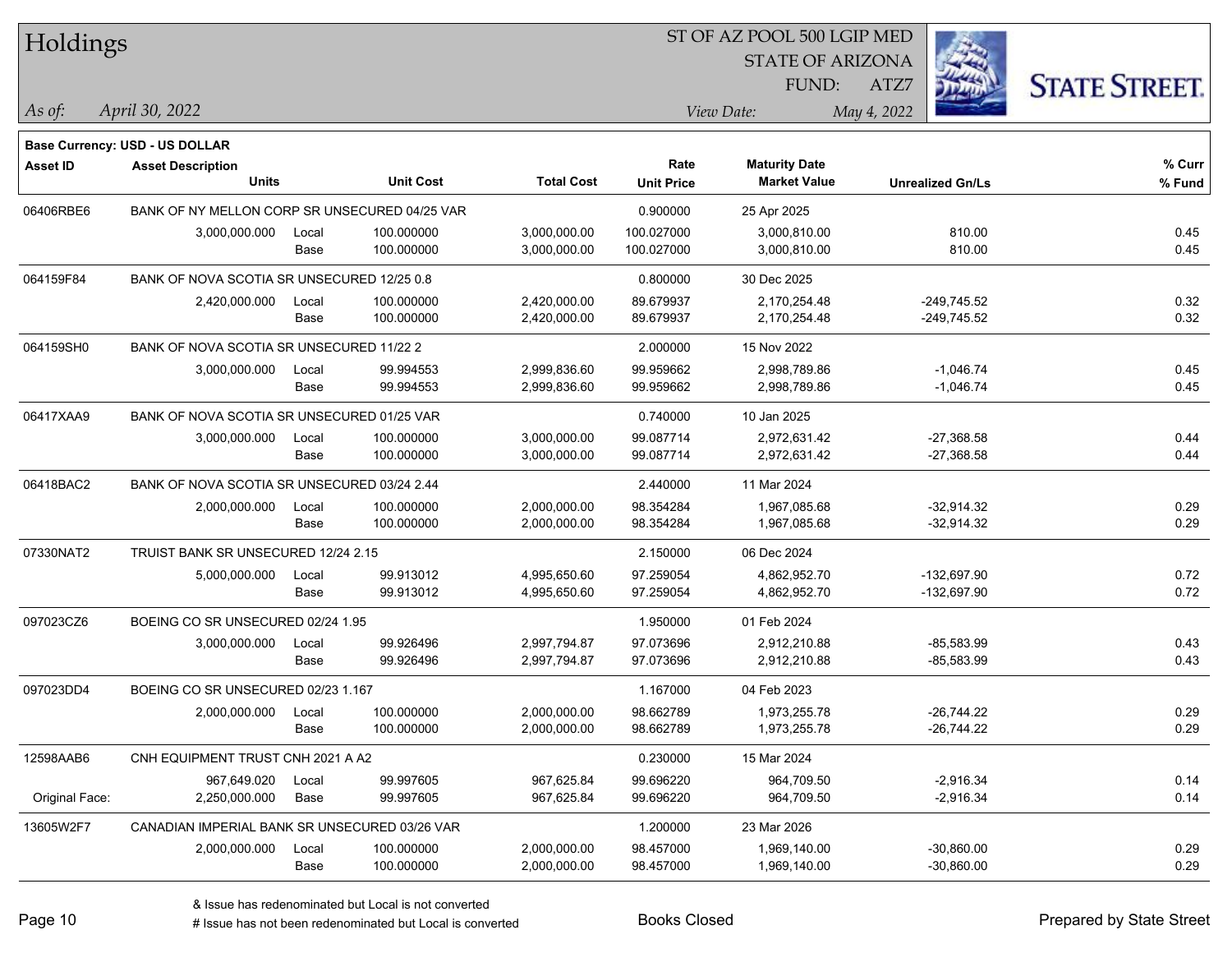**Base Currency: USD - US DOLLAR**

| Asset ID | Asset Description / Units | | Unit Cost | Total Cost | Rate / Unit Price | Maturity Date / Market Value | Unrealized Gn/Ls | % Curr / % Fund |
|---|---|---|---|---|---|---|---|---|
| 06406RBE6 | BANK OF NY MELLON CORP SR UNSECURED 04/25 VAR | | | | 0.900000 | 25 Apr 2025 | | |
| | 3,000,000.000 | Local | 100.000000 | 3,000,000.00 | 100.027000 | 3,000,810.00 | 810.00 | 0.45 |
| | | Base | 100.000000 | 3,000,000.00 | 100.027000 | 3,000,810.00 | 810.00 | 0.45 |
| 064159F84 | BANK OF NOVA SCOTIA SR UNSECURED 12/25 0.8 | | | | 0.800000 | 30 Dec 2025 | | |
| | 2,420,000.000 | Local | 100.000000 | 2,420,000.00 | 89.679937 | 2,170,254.48 | -249,745.52 | 0.32 |
| | | Base | 100.000000 | 2,420,000.00 | 89.679937 | 2,170,254.48 | -249,745.52 | 0.32 |
| 064159SH0 | BANK OF NOVA SCOTIA SR UNSECURED 11/22 2 | | | | 2.000000 | 15 Nov 2022 | | |
| | 3,000,000.000 | Local | 99.994553 | 2,999,836.60 | 99.959662 | 2,998,789.86 | -1,046.74 | 0.45 |
| | | Base | 99.994553 | 2,999,836.60 | 99.959662 | 2,998,789.86 | -1,046.74 | 0.45 |
| 06417XAA9 | BANK OF NOVA SCOTIA SR UNSECURED 01/25 VAR | | | | 0.740000 | 10 Jan 2025 | | |
| | 3,000,000.000 | Local | 100.000000 | 3,000,000.00 | 99.087714 | 2,972,631.42 | -27,368.58 | 0.44 |
| | | Base | 100.000000 | 3,000,000.00 | 99.087714 | 2,972,631.42 | -27,368.58 | 0.44 |
| 06418BAC2 | BANK OF NOVA SCOTIA SR UNSECURED 03/24 2.44 | | | | 2.440000 | 11 Mar 2024 | | |
| | 2,000,000.000 | Local | 100.000000 | 2,000,000.00 | 98.354284 | 1,967,085.68 | -32,914.32 | 0.29 |
| | | Base | 100.000000 | 2,000,000.00 | 98.354284 | 1,967,085.68 | -32,914.32 | 0.29 |
| 07330NAT2 | TRUIST BANK SR UNSECURED 12/24 2.15 | | | | 2.150000 | 06 Dec 2024 | | |
| | 5,000,000.000 | Local | 99.913012 | 4,995,650.60 | 97.259054 | 4,862,952.70 | -132,697.90 | 0.72 |
| | | Base | 99.913012 | 4,995,650.60 | 97.259054 | 4,862,952.70 | -132,697.90 | 0.72 |
| 097023CZ6 | BOEING CO SR UNSECURED 02/24 1.95 | | | | 1.950000 | 01 Feb 2024 | | |
| | 3,000,000.000 | Local | 99.926496 | 2,997,794.87 | 97.073696 | 2,912,210.88 | -85,583.99 | 0.43 |
| | | Base | 99.926496 | 2,997,794.87 | 97.073696 | 2,912,210.88 | -85,583.99 | 0.43 |
| 097023DD4 | BOEING CO SR UNSECURED 02/23 1.167 | | | | 1.167000 | 04 Feb 2023 | | |
| | 2,000,000.000 | Local | 100.000000 | 2,000,000.00 | 98.662789 | 1,973,255.78 | -26,744.22 | 0.29 |
| | | Base | 100.000000 | 2,000,000.00 | 98.662789 | 1,973,255.78 | -26,744.22 | 0.29 |
| 12598AAB6 | CNH EQUIPMENT TRUST CNH 2021 A A2 | | | | 0.230000 | 15 Mar 2024 | | |
| | 967,649.020 | Local | 99.997605 | 967,625.84 | 99.696220 | 964,709.50 | -2,916.34 | 0.14 |
| Original Face: | 2,250,000.000 | Base | 99.997605 | 967,625.84 | 99.696220 | 964,709.50 | -2,916.34 | 0.14 |
| 13605W2F7 | CANADIAN IMPERIAL BANK SR UNSECURED 03/26 VAR | | | | 1.200000 | 23 Mar 2026 | | |
| | 2,000,000.000 | Local | 100.000000 | 2,000,000.00 | 98.457000 | 1,969,140.00 | -30,860.00 | 0.29 |
| | | Base | 100.000000 | 2,000,000.00 | 98.457000 | 1,969,140.00 | -30,860.00 | 0.29 |

& Issue has redenominated but Local is not converted
# Issue has not been redenominated but Local is converted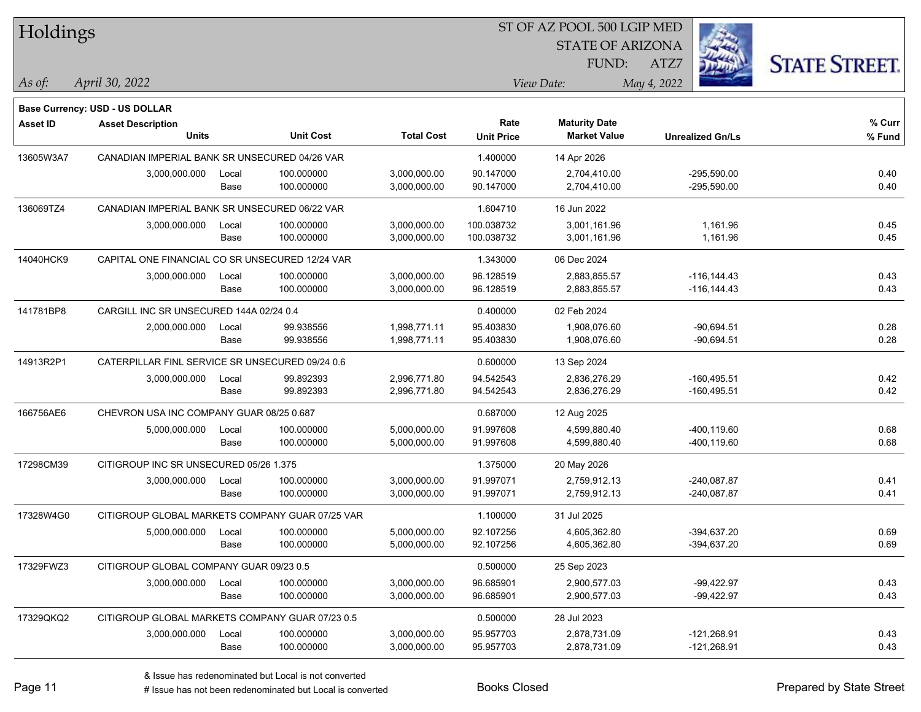# Holdings

ST OF AZ POOL 500 LGIP MED
STATE OF ARIZONA
FUND: ATZ7

*As of:* *April 30, 2022*

*View Date:* *May 4, 2022*

**Base Currency: USD - US DOLLAR**

| Asset ID | Asset Description / Units | | Unit Cost | Total Cost | Rate / Unit Price | Maturity Date / Market Value | Unrealized Gn/Ls | % Curr / % Fund |
|---|---|---|---|---|---|---|---|---|
| 13605W3A7 | CANADIAN IMPERIAL BANK SR UNSECURED 04/26 VAR | | | | 1.400000 | 14 Apr 2026 | | |
| | 3,000,000.000 | Local | 100.000000 | 3,000,000.00 | 90.147000 | 2,704,410.00 | -295,590.00 | 0.40 |
| | | Base | 100.000000 | 3,000,000.00 | 90.147000 | 2,704,410.00 | -295,590.00 | 0.40 |
| 136069TZ4 | CANADIAN IMPERIAL BANK SR UNSECURED 06/22 VAR | | | | 1.604710 | 16 Jun 2022 | | |
| | 3,000,000.000 | Local | 100.000000 | 3,000,000.00 | 100.038732 | 3,001,161.96 | 1,161.96 | 0.45 |
| | | Base | 100.000000 | 3,000,000.00 | 100.038732 | 3,001,161.96 | 1,161.96 | 0.45 |
| 14040HCK9 | CAPITAL ONE FINANCIAL CO SR UNSECURED 12/24 VAR | | | | 1.343000 | 06 Dec 2024 | | |
| | 3,000,000.000 | Local | 100.000000 | 3,000,000.00 | 96.128519 | 2,883,855.57 | -116,144.43 | 0.43 |
| | | Base | 100.000000 | 3,000,000.00 | 96.128519 | 2,883,855.57 | -116,144.43 | 0.43 |
| 141781BP8 | CARGILL INC SR UNSECURED 144A 02/24 0.4 | | | | 0.400000 | 02 Feb 2024 | | |
| | 2,000,000.000 | Local | 99.938556 | 1,998,771.11 | 95.403830 | 1,908,076.60 | -90,694.51 | 0.28 |
| | | Base | 99.938556 | 1,998,771.11 | 95.403830 | 1,908,076.60 | -90,694.51 | 0.28 |
| 14913R2P1 | CATERPILLAR FINL SERVICE SR UNSECURED 09/24 0.6 | | | | 0.600000 | 13 Sep 2024 | | |
| | 3,000,000.000 | Local | 99.892393 | 2,996,771.80 | 94.542543 | 2,836,276.29 | -160,495.51 | 0.42 |
| | | Base | 99.892393 | 2,996,771.80 | 94.542543 | 2,836,276.29 | -160,495.51 | 0.42 |
| 166756AE6 | CHEVRON USA INC COMPANY GUAR 08/25 0.687 | | | | 0.687000 | 12 Aug 2025 | | |
| | 5,000,000.000 | Local | 100.000000 | 5,000,000.00 | 91.997608 | 4,599,880.40 | -400,119.60 | 0.68 |
| | | Base | 100.000000 | 5,000,000.00 | 91.997608 | 4,599,880.40 | -400,119.60 | 0.68 |
| 17298CM39 | CITIGROUP INC SR UNSECURED 05/26 1.375 | | | | 1.375000 | 20 May 2026 | | |
| | 3,000,000.000 | Local | 100.000000 | 3,000,000.00 | 91.997071 | 2,759,912.13 | -240,087.87 | 0.41 |
| | | Base | 100.000000 | 3,000,000.00 | 91.997071 | 2,759,912.13 | -240,087.87 | 0.41 |
| 17328W4G0 | CITIGROUP GLOBAL MARKETS COMPANY GUAR 07/25 VAR | | | | 1.100000 | 31 Jul 2025 | | |
| | 5,000,000.000 | Local | 100.000000 | 5,000,000.00 | 92.107256 | 4,605,362.80 | -394,637.20 | 0.69 |
| | | Base | 100.000000 | 5,000,000.00 | 92.107256 | 4,605,362.80 | -394,637.20 | 0.69 |
| 17329FWZ3 | CITIGROUP GLOBAL COMPANY GUAR 09/23 0.5 | | | | 0.500000 | 25 Sep 2023 | | |
| | 3,000,000.000 | Local | 100.000000 | 3,000,000.00 | 96.685901 | 2,900,577.03 | -99,422.97 | 0.43 |
| | | Base | 100.000000 | 3,000,000.00 | 96.685901 | 2,900,577.03 | -99,422.97 | 0.43 |
| 17329QKQ2 | CITIGROUP GLOBAL MARKETS COMPANY GUAR 07/23 0.5 | | | | 0.500000 | 28 Jul 2023 | | |
| | 3,000,000.000 | Local | 100.000000 | 3,000,000.00 | 95.957703 | 2,878,731.09 | -121,268.91 | 0.43 |
| | | Base | 100.000000 | 3,000,000.00 | 95.957703 | 2,878,731.09 | -121,268.91 | 0.43 |

& Issue has redenominated but Local is not converted
# Issue has not been redenominated but Local is converted

Books Closed

Prepared by State Street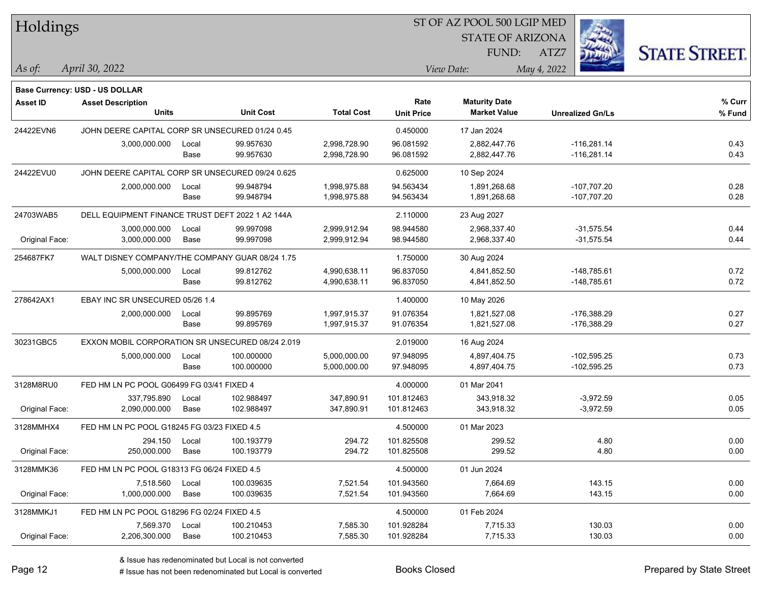# Holdings

ST OF AZ POOL 500 LGIP MED
STATE OF ARIZONA
FUND: ATZ7

*As of:* *April 30, 2022*

*View Date:* *May 4, 2022*

**Base Currency: USD - US DOLLAR**

| Asset ID | Asset Description / Units | | Unit Cost | Total Cost | Rate / Unit Price | Maturity Date / Market Value | Unrealized Gn/Ls | % Curr / % Fund |
|---|---|---|---|---|---|---|---|---|
| 24422EVN6 | JOHN DEERE CAPITAL CORP SR UNSECURED 01/24 0.45 | | | | 0.450000 | 17 Jan 2024 | | |
| | 3,000,000.000 | Local | 99.957630 | 2,998,728.90 | 96.081592 | 2,882,447.76 | -116,281.14 | 0.43 |
| | | Base | 99.957630 | 2,998,728.90 | 96.081592 | 2,882,447.76 | -116,281.14 | 0.43 |
| 24422EVU0 | JOHN DEERE CAPITAL CORP SR UNSECURED 09/24 0.625 | | | | 0.625000 | 10 Sep 2024 | | |
| | 2,000,000.000 | Local | 99.948794 | 1,998,975.88 | 94.563434 | 1,891,268.68 | -107,707.20 | 0.28 |
| | | Base | 99.948794 | 1,998,975.88 | 94.563434 | 1,891,268.68 | -107,707.20 | 0.28 |
| 24703WAB5 | DELL EQUIPMENT FINANCE TRUST DEFT 2022 1 A2 144A | | | | 2.110000 | 23 Aug 2027 | | |
| | 3,000,000.000 | Local | 99.997098 | 2,999,912.94 | 98.944580 | 2,968,337.40 | -31,575.54 | 0.44 |
| Original Face: | 3,000,000.000 | Base | 99.997098 | 2,999,912.94 | 98.944580 | 2,968,337.40 | -31,575.54 | 0.44 |
| 254687FK7 | WALT DISNEY COMPANY/THE COMPANY GUAR 08/24 1.75 | | | | 1.750000 | 30 Aug 2024 | | |
| | 5,000,000.000 | Local | 99.812762 | 4,990,638.11 | 96.837050 | 4,841,852.50 | -148,785.61 | 0.72 |
| | | Base | 99.812762 | 4,990,638.11 | 96.837050 | 4,841,852.50 | -148,785.61 | 0.72 |
| 278642AX1 | EBAY INC SR UNSECURED 05/26 1.4 | | | | 1.400000 | 10 May 2026 | | |
| | 2,000,000.000 | Local | 99.895769 | 1,997,915.37 | 91.076354 | 1,821,527.08 | -176,388.29 | 0.27 |
| | | Base | 99.895769 | 1,997,915.37 | 91.076354 | 1,821,527.08 | -176,388.29 | 0.27 |
| 30231GBC5 | EXXON MOBIL CORPORATION SR UNSECURED 08/24 2.019 | | | | 2.019000 | 16 Aug 2024 | | |
| | 5,000,000.000 | Local | 100.000000 | 5,000,000.00 | 97.948095 | 4,897,404.75 | -102,595.25 | 0.73 |
| | | Base | 100.000000 | 5,000,000.00 | 97.948095 | 4,897,404.75 | -102,595.25 | 0.73 |
| 3128M8RU0 | FED HM LN PC POOL G06499 FG 03/41 FIXED 4 | | | | 4.000000 | 01 Mar 2041 | | |
| | 337,795.890 | Local | 102.988497 | 347,890.91 | 101.812463 | 343,918.32 | -3,972.59 | 0.05 |
| Original Face: | 2,090,000.000 | Base | 102.988497 | 347,890.91 | 101.812463 | 343,918.32 | -3,972.59 | 0.05 |
| 3128MMHX4 | FED HM LN PC POOL G18245 FG 03/23 FIXED 4.5 | | | | 4.500000 | 01 Mar 2023 | | |
| | 294.150 | Local | 100.193779 | 294.72 | 101.825508 | 299.52 | 4.80 | 0.00 |
| Original Face: | 250,000.000 | Base | 100.193779 | 294.72 | 101.825508 | 299.52 | 4.80 | 0.00 |
| 3128MMK36 | FED HM LN PC POOL G18313 FG 06/24 FIXED 4.5 | | | | 4.500000 | 01 Jun 2024 | | |
| | 7,518.560 | Local | 100.039635 | 7,521.54 | 101.943560 | 7,664.69 | 143.15 | 0.00 |
| Original Face: | 1,000,000.000 | Base | 100.039635 | 7,521.54 | 101.943560 | 7,664.69 | 143.15 | 0.00 |
| 3128MMKJ1 | FED HM LN PC POOL G18296 FG 02/24 FIXED 4.5 | | | | 4.500000 | 01 Feb 2024 | | |
| | 7,569.370 | Local | 100.210453 | 7,585.30 | 101.928284 | 7,715.33 | 130.03 | 0.00 |
| Original Face: | 2,206,300.000 | Base | 100.210453 | 7,585.30 | 101.928284 | 7,715.33 | 130.03 | 0.00 |

& Issue has redenominated but Local is not converted
# Issue has not been redenominated but Local is converted

Books Closed

Prepared by State Street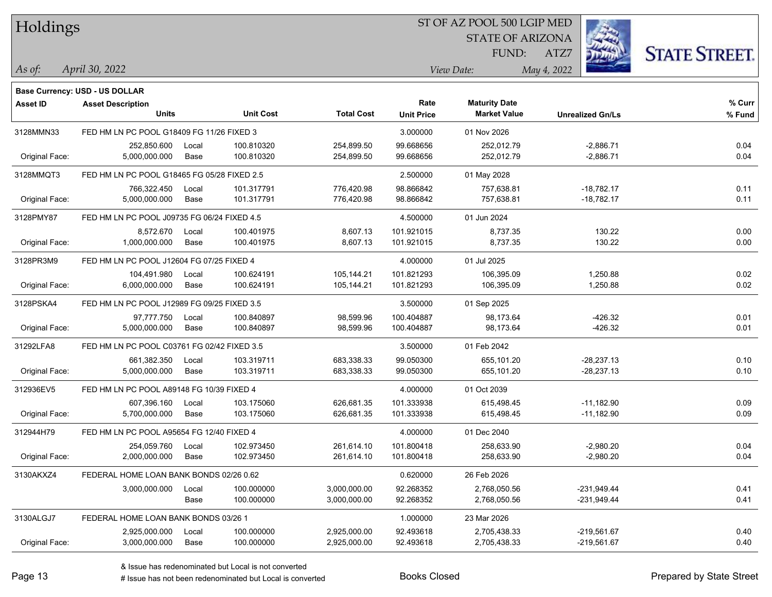# Holdings

ST OF AZ POOL 500 LGIP MED
STATE OF ARIZONA
FUND: ATZ7

*As of:* *April 30, 2022*
*View Date:* *May 4, 2022*

STATE STREET.

**Base Currency: USD - US DOLLAR**

| Asset ID | Asset Description / Units | | Unit Cost | Total Cost | Rate / Unit Price | Maturity Date / Market Value | Unrealized Gn/Ls | % Curr / % Fund |
|---|---|---|---|---|---|---|---|---|
| 3128MMN33 | FED HM LN PC POOL G18409 FG 11/26 FIXED 3 | | | | 3.000000 | 01 Nov 2026 | | |
| | 252,850.600 | Local | 100.810320 | 254,899.50 | 99.668656 | 252,012.79 | -2,886.71 | 0.04 |
| Original Face: | 5,000,000.000 | Base | 100.810320 | 254,899.50 | 99.668656 | 252,012.79 | -2,886.71 | 0.04 |
| 3128MMQT3 | FED HM LN PC POOL G18465 FG 05/28 FIXED 2.5 | | | | 2.500000 | 01 May 2028 | | |
| | 766,322.450 | Local | 101.317791 | 776,420.98 | 98.866842 | 757,638.81 | -18,782.17 | 0.11 |
| Original Face: | 5,000,000.000 | Base | 101.317791 | 776,420.98 | 98.866842 | 757,638.81 | -18,782.17 | 0.11 |
| 3128PMY87 | FED HM LN PC POOL J09735 FG 06/24 FIXED 4.5 | | | | 4.500000 | 01 Jun 2024 | | |
| | 8,572.670 | Local | 100.401975 | 8,607.13 | 101.921015 | 8,737.35 | 130.22 | 0.00 |
| Original Face: | 1,000,000.000 | Base | 100.401975 | 8,607.13 | 101.921015 | 8,737.35 | 130.22 | 0.00 |
| 3128PR3M9 | FED HM LN PC POOL J12604 FG 07/25 FIXED 4 | | | | 4.000000 | 01 Jul 2025 | | |
| | 104,491.980 | Local | 100.624191 | 105,144.21 | 101.821293 | 106,395.09 | 1,250.88 | 0.02 |
| Original Face: | 6,000,000.000 | Base | 100.624191 | 105,144.21 | 101.821293 | 106,395.09 | 1,250.88 | 0.02 |
| 3128PSKA4 | FED HM LN PC POOL J12989 FG 09/25 FIXED 3.5 | | | | 3.500000 | 01 Sep 2025 | | |
| | 97,777.750 | Local | 100.840897 | 98,599.96 | 100.404887 | 98,173.64 | -426.32 | 0.01 |
| Original Face: | 5,000,000.000 | Base | 100.840897 | 98,599.96 | 100.404887 | 98,173.64 | -426.32 | 0.01 |
| 31292LFA8 | FED HM LN PC POOL C03761 FG 02/42 FIXED 3.5 | | | | 3.500000 | 01 Feb 2042 | | |
| | 661,382.350 | Local | 103.319711 | 683,338.33 | 99.050300 | 655,101.20 | -28,237.13 | 0.10 |
| Original Face: | 5,000,000.000 | Base | 103.319711 | 683,338.33 | 99.050300 | 655,101.20 | -28,237.13 | 0.10 |
| 312936EV5 | FED HM LN PC POOL A89148 FG 10/39 FIXED 4 | | | | 4.000000 | 01 Oct 2039 | | |
| | 607,396.160 | Local | 103.175060 | 626,681.35 | 101.333938 | 615,498.45 | -11,182.90 | 0.09 |
| Original Face: | 5,700,000.000 | Base | 103.175060 | 626,681.35 | 101.333938 | 615,498.45 | -11,182.90 | 0.09 |
| 312944H79 | FED HM LN PC POOL A95654 FG 12/40 FIXED 4 | | | | 4.000000 | 01 Dec 2040 | | |
| | 254,059.760 | Local | 102.973450 | 261,614.10 | 101.800418 | 258,633.90 | -2,980.20 | 0.04 |
| Original Face: | 2,000,000.000 | Base | 102.973450 | 261,614.10 | 101.800418 | 258,633.90 | -2,980.20 | 0.04 |
| 3130AKXZ4 | FEDERAL HOME LOAN BANK BONDS 02/26 0.62 | | | | 0.620000 | 26 Feb 2026 | | |
| | 3,000,000.000 | Local | 100.000000 | 3,000,000.00 | 92.268352 | 2,768,050.56 | -231,949.44 | 0.41 |
| | | Base | 100.000000 | 3,000,000.00 | 92.268352 | 2,768,050.56 | -231,949.44 | 0.41 |
| 3130ALGJ7 | FEDERAL HOME LOAN BANK BONDS 03/26 1 | | | | 1.000000 | 23 Mar 2026 | | |
| | 2,925,000.000 | Local | 100.000000 | 2,925,000.00 | 92.493618 | 2,705,438.33 | -219,561.67 | 0.40 |
| Original Face: | 3,000,000.000 | Base | 100.000000 | 2,925,000.00 | 92.493618 | 2,705,438.33 | -219,561.67 | 0.40 |

& Issue has redenominated but Local is not converted
# Issue has not been redenominated but Local is converted

Books Closed

Prepared by State Street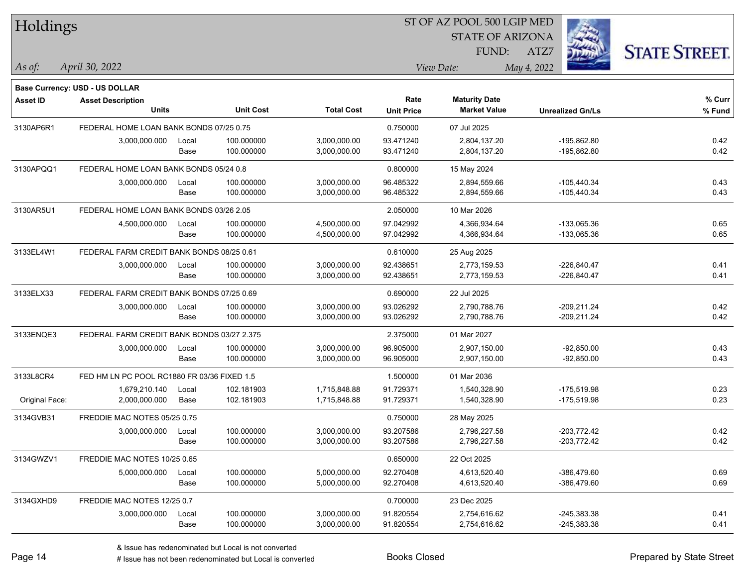# Holdings

ST OF AZ POOL 500 LGIP MED
STATE OF ARIZONA
FUND: ATZ7

*As of:* *April 30, 2022*
*View Date:* *May 4, 2022*

**Base Currency: USD - US DOLLAR**

| Asset ID | Asset Description / Units | | Unit Cost | Total Cost | Rate / Unit Price | Maturity Date / Market Value | Unrealized Gn/Ls | % Curr / % Fund |
|---|---|---|---|---|---|---|---|---|
| 3130AP6R1 | FEDERAL HOME LOAN BANK BONDS 07/25 0.75 | | | | 0.750000 | 07 Jul 2025 | | |
| | 3,000,000.000 | Local | 100.000000 | 3,000,000.00 | 93.471240 | 2,804,137.20 | -195,862.80 | 0.42 |
| | | Base | 100.000000 | 3,000,000.00 | 93.471240 | 2,804,137.20 | -195,862.80 | 0.42 |
| 3130APQQ1 | FEDERAL HOME LOAN BANK BONDS 05/24 0.8 | | | | 0.800000 | 15 May 2024 | | |
| | 3,000,000.000 | Local | 100.000000 | 3,000,000.00 | 96.485322 | 2,894,559.66 | -105,440.34 | 0.43 |
| | | Base | 100.000000 | 3,000,000.00 | 96.485322 | 2,894,559.66 | -105,440.34 | 0.43 |
| 3130AR5U1 | FEDERAL HOME LOAN BANK BONDS 03/26 2.05 | | | | 2.050000 | 10 Mar 2026 | | |
| | 4,500,000.000 | Local | 100.000000 | 4,500,000.00 | 97.042992 | 4,366,934.64 | -133,065.36 | 0.65 |
| | | Base | 100.000000 | 4,500,000.00 | 97.042992 | 4,366,934.64 | -133,065.36 | 0.65 |
| 3133EL4W1 | FEDERAL FARM CREDIT BANK BONDS 08/25 0.61 | | | | 0.610000 | 25 Aug 2025 | | |
| | 3,000,000.000 | Local | 100.000000 | 3,000,000.00 | 92.438651 | 2,773,159.53 | -226,840.47 | 0.41 |
| | | Base | 100.000000 | 3,000,000.00 | 92.438651 | 2,773,159.53 | -226,840.47 | 0.41 |
| 3133ELX33 | FEDERAL FARM CREDIT BANK BONDS 07/25 0.69 | | | | 0.690000 | 22 Jul 2025 | | |
| | 3,000,000.000 | Local | 100.000000 | 3,000,000.00 | 93.026292 | 2,790,788.76 | -209,211.24 | 0.42 |
| | | Base | 100.000000 | 3,000,000.00 | 93.026292 | 2,790,788.76 | -209,211.24 | 0.42 |
| 3133ENQE3 | FEDERAL FARM CREDIT BANK BONDS 03/27 2.375 | | | | 2.375000 | 01 Mar 2027 | | |
| | 3,000,000.000 | Local | 100.000000 | 3,000,000.00 | 96.905000 | 2,907,150.00 | -92,850.00 | 0.43 |
| | | Base | 100.000000 | 3,000,000.00 | 96.905000 | 2,907,150.00 | -92,850.00 | 0.43 |
| 3133L8CR4 | FED HM LN PC POOL RC1880 FR 03/36 FIXED 1.5 | | | | 1.500000 | 01 Mar 2036 | | |
| | 1,679,210.140 | Local | 102.181903 | 1,715,848.88 | 91.729371 | 1,540,328.90 | -175,519.98 | 0.23 |
| Original Face: | 2,000,000.000 | Base | 102.181903 | 1,715,848.88 | 91.729371 | 1,540,328.90 | -175,519.98 | 0.23 |
| 3134GVB31 | FREDDIE MAC NOTES 05/25 0.75 | | | | 0.750000 | 28 May 2025 | | |
| | 3,000,000.000 | Local | 100.000000 | 3,000,000.00 | 93.207586 | 2,796,227.58 | -203,772.42 | 0.42 |
| | | Base | 100.000000 | 3,000,000.00 | 93.207586 | 2,796,227.58 | -203,772.42 | 0.42 |
| 3134GWZV1 | FREDDIE MAC NOTES 10/25 0.65 | | | | 0.650000 | 22 Oct 2025 | | |
| | 5,000,000.000 | Local | 100.000000 | 5,000,000.00 | 92.270408 | 4,613,520.40 | -386,479.60 | 0.69 |
| | | Base | 100.000000 | 5,000,000.00 | 92.270408 | 4,613,520.40 | -386,479.60 | 0.69 |
| 3134GXHD9 | FREDDIE MAC NOTES 12/25 0.7 | | | | 0.700000 | 23 Dec 2025 | | |
| | 3,000,000.000 | Local | 100.000000 | 3,000,000.00 | 91.820554 | 2,754,616.62 | -245,383.38 | 0.41 |
| | | Base | 100.000000 | 3,000,000.00 | 91.820554 | 2,754,616.62 | -245,383.38 | 0.41 |

& Issue has redenominated but Local is not converted
# Issue has not been redenominated but Local is converted

Books Closed

Prepared by State Street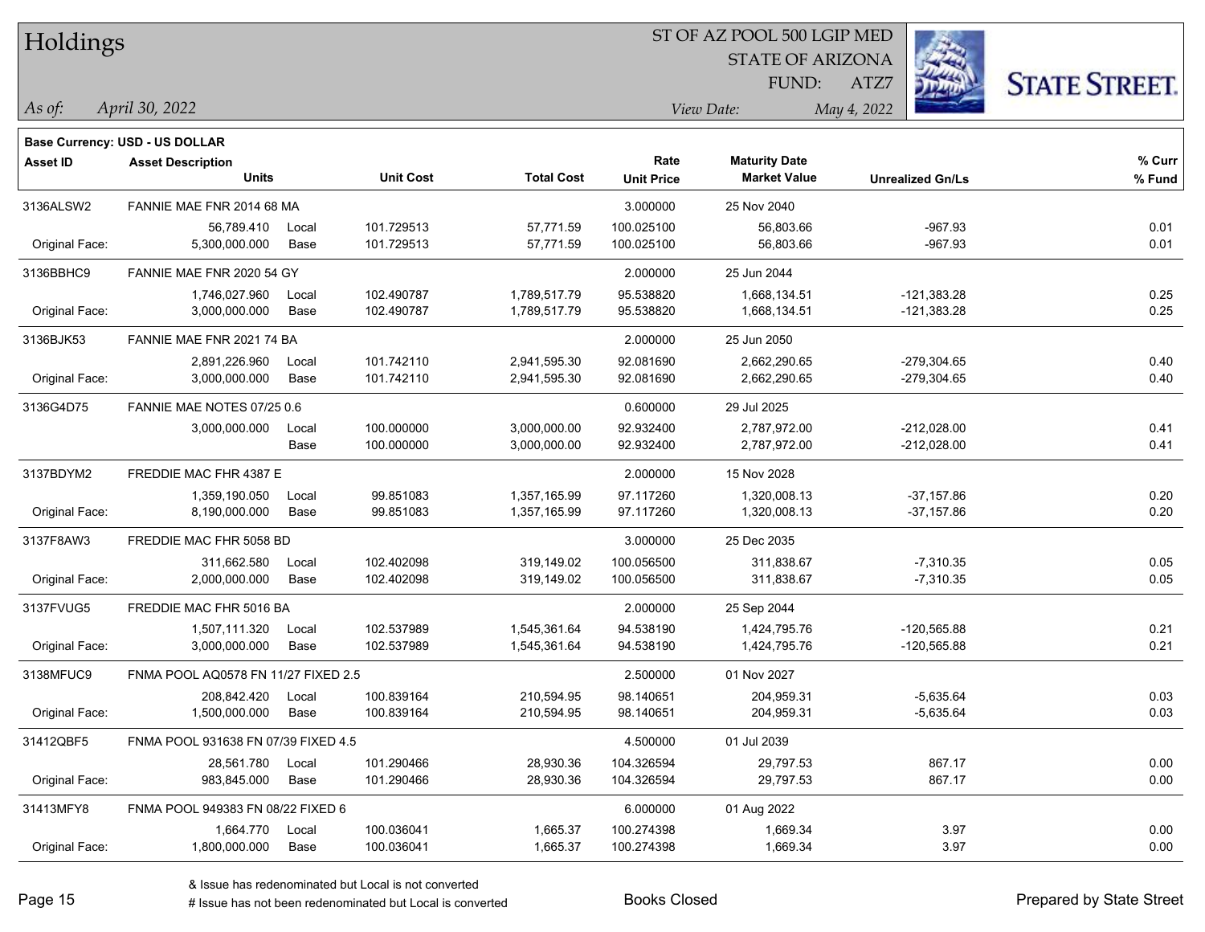# Holdings

ST OF AZ POOL 500 LGIP MED
STATE OF ARIZONA
FUND: ATZ7

*As of:* *April 30, 2022*

*View Date:* *May 4, 2022*

**Base Currency: USD - US DOLLAR**

| Asset ID | Asset Description / Units | | Unit Cost | Total Cost | Rate / Unit Price | Maturity Date / Market Value | Unrealized Gn/Ls | % Curr / % Fund |
|---|---|---|---|---|---|---|---|---|
| 3136ALSW2 | FANNIE MAE FNR 2014 68 MA | | | | 3.000000 | 25 Nov 2040 | | |
| | 56,789.410 | Local | 101.729513 | 57,771.59 | 100.025100 | 56,803.66 | -967.93 | 0.01 |
| Original Face: | 5,300,000.000 | Base | 101.729513 | 57,771.59 | 100.025100 | 56,803.66 | -967.93 | 0.01 |
| 3136BBHC9 | FANNIE MAE FNR 2020 54 GY | | | | 2.000000 | 25 Jun 2044 | | |
| | 1,746,027.960 | Local | 102.490787 | 1,789,517.79 | 95.538820 | 1,668,134.51 | -121,383.28 | 0.25 |
| Original Face: | 3,000,000.000 | Base | 102.490787 | 1,789,517.79 | 95.538820 | 1,668,134.51 | -121,383.28 | 0.25 |
| 3136BJK53 | FANNIE MAE FNR 2021 74 BA | | | | 2.000000 | 25 Jun 2050 | | |
| | 2,891,226.960 | Local | 101.742110 | 2,941,595.30 | 92.081690 | 2,662,290.65 | -279,304.65 | 0.40 |
| Original Face: | 3,000,000.000 | Base | 101.742110 | 2,941,595.30 | 92.081690 | 2,662,290.65 | -279,304.65 | 0.40 |
| 3136G4D75 | FANNIE MAE NOTES 07/25 0.6 | | | | 0.600000 | 29 Jul 2025 | | |
| | 3,000,000.000 | Local | 100.000000 | 3,000,000.00 | 92.932400 | 2,787,972.00 | -212,028.00 | 0.41 |
| | | Base | 100.000000 | 3,000,000.00 | 92.932400 | 2,787,972.00 | -212,028.00 | 0.41 |
| 3137BDYM2 | FREDDIE MAC FHR 4387 E | | | | 2.000000 | 15 Nov 2028 | | |
| | 1,359,190.050 | Local | 99.851083 | 1,357,165.99 | 97.117260 | 1,320,008.13 | -37,157.86 | 0.20 |
| Original Face: | 8,190,000.000 | Base | 99.851083 | 1,357,165.99 | 97.117260 | 1,320,008.13 | -37,157.86 | 0.20 |
| 3137F8AW3 | FREDDIE MAC FHR 5058 BD | | | | 3.000000 | 25 Dec 2035 | | |
| | 311,662.580 | Local | 102.402098 | 319,149.02 | 100.056500 | 311,838.67 | -7,310.35 | 0.05 |
| Original Face: | 2,000,000.000 | Base | 102.402098 | 319,149.02 | 100.056500 | 311,838.67 | -7,310.35 | 0.05 |
| 3137FVUG5 | FREDDIE MAC FHR 5016 BA | | | | 2.000000 | 25 Sep 2044 | | |
| | 1,507,111.320 | Local | 102.537989 | 1,545,361.64 | 94.538190 | 1,424,795.76 | -120,565.88 | 0.21 |
| Original Face: | 3,000,000.000 | Base | 102.537989 | 1,545,361.64 | 94.538190 | 1,424,795.76 | -120,565.88 | 0.21 |
| 3138MFUC9 | FNMA POOL AQ0578 FN 11/27 FIXED 2.5 | | | | 2.500000 | 01 Nov 2027 | | |
| | 208,842.420 | Local | 100.839164 | 210,594.95 | 98.140651 | 204,959.31 | -5,635.64 | 0.03 |
| Original Face: | 1,500,000.000 | Base | 100.839164 | 210,594.95 | 98.140651 | 204,959.31 | -5,635.64 | 0.03 |
| 31412QBF5 | FNMA POOL 931638 FN 07/39 FIXED 4.5 | | | | 4.500000 | 01 Jul 2039 | | |
| | 28,561.780 | Local | 101.290466 | 28,930.36 | 104.326594 | 29,797.53 | 867.17 | 0.00 |
| Original Face: | 983,845.000 | Base | 101.290466 | 28,930.36 | 104.326594 | 29,797.53 | 867.17 | 0.00 |
| 31413MFY8 | FNMA POOL 949383 FN 08/22 FIXED 6 | | | | 6.000000 | 01 Aug 2022 | | |
| | 1,664.770 | Local | 100.036041 | 1,665.37 | 100.274398 | 1,669.34 | 3.97 | 0.00 |
| Original Face: | 1,800,000.000 | Base | 100.036041 | 1,665.37 | 100.274398 | 1,669.34 | 3.97 | 0.00 |

& Issue has redenominated but Local is not converted

# Issue has not been redenominated but Local is converted

Books Closed

Prepared by State Street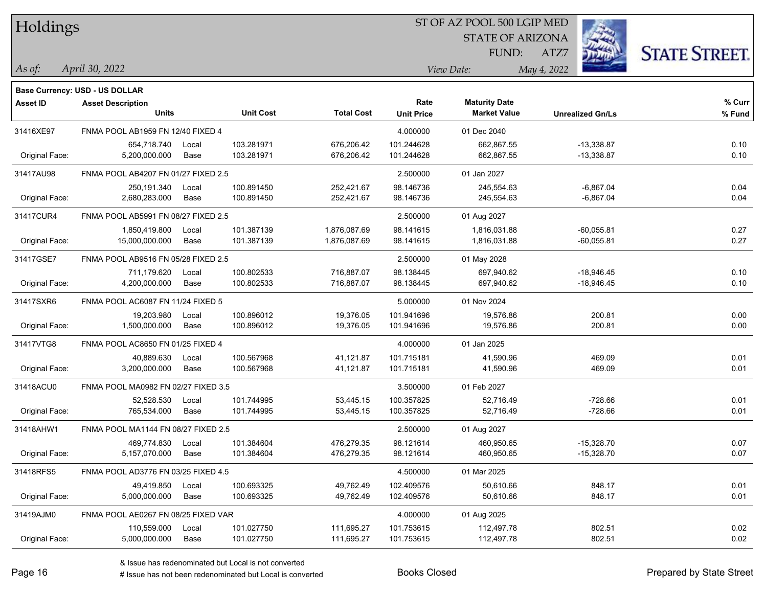# Holdings

ST OF AZ POOL 500 LGIP MED
STATE OF ARIZONA
FUND: ATZ7

*As of:* *April 30, 2022*

*View Date:* *May 4, 2022*

**Base Currency: USD - US DOLLAR**

| Asset ID | Asset Description / Units | | Unit Cost | Total Cost | Rate / Unit Price | Maturity Date / Market Value | Unrealized Gn/Ls | % Curr / % Fund |
|---|---|---|---|---|---|---|---|---|
| 31416XE97 | FNMA POOL AB1959 FN 12/40 FIXED 4 | | | | 4.000000 | 01 Dec 2040 | | |
| | 654,718.740 | Local | 103.281971 | 676,206.42 | 101.244628 | 662,867.55 | -13,338.87 | 0.10 |
| Original Face: | 5,200,000.000 | Base | 103.281971 | 676,206.42 | 101.244628 | 662,867.55 | -13,338.87 | 0.10 |
| 31417AU98 | FNMA POOL AB4207 FN 01/27 FIXED 2.5 | | | | 2.500000 | 01 Jan 2027 | | |
| | 250,191.340 | Local | 100.891450 | 252,421.67 | 98.146736 | 245,554.63 | -6,867.04 | 0.04 |
| Original Face: | 2,680,283.000 | Base | 100.891450 | 252,421.67 | 98.146736 | 245,554.63 | -6,867.04 | 0.04 |
| 31417CUR4 | FNMA POOL AB5991 FN 08/27 FIXED 2.5 | | | | 2.500000 | 01 Aug 2027 | | |
| | 1,850,419.800 | Local | 101.387139 | 1,876,087.69 | 98.141615 | 1,816,031.88 | -60,055.81 | 0.27 |
| Original Face: | 15,000,000.000 | Base | 101.387139 | 1,876,087.69 | 98.141615 | 1,816,031.88 | -60,055.81 | 0.27 |
| 31417GSE7 | FNMA POOL AB9516 FN 05/28 FIXED 2.5 | | | | 2.500000 | 01 May 2028 | | |
| | 711,179.620 | Local | 100.802533 | 716,887.07 | 98.138445 | 697,940.62 | -18,946.45 | 0.10 |
| Original Face: | 4,200,000.000 | Base | 100.802533 | 716,887.07 | 98.138445 | 697,940.62 | -18,946.45 | 0.10 |
| 31417SXR6 | FNMA POOL AC6087 FN 11/24 FIXED 5 | | | | 5.000000 | 01 Nov 2024 | | |
| | 19,203.980 | Local | 100.896012 | 19,376.05 | 101.941696 | 19,576.86 | 200.81 | 0.00 |
| Original Face: | 1,500,000.000 | Base | 100.896012 | 19,376.05 | 101.941696 | 19,576.86 | 200.81 | 0.00 |
| 31417VTG8 | FNMA POOL AC8650 FN 01/25 FIXED 4 | | | | 4.000000 | 01 Jan 2025 | | |
| | 40,889.630 | Local | 100.567968 | 41,121.87 | 101.715181 | 41,590.96 | 469.09 | 0.01 |
| Original Face: | 3,200,000.000 | Base | 100.567968 | 41,121.87 | 101.715181 | 41,590.96 | 469.09 | 0.01 |
| 31418ACU0 | FNMA POOL MA0982 FN 02/27 FIXED 3.5 | | | | 3.500000 | 01 Feb 2027 | | |
| | 52,528.530 | Local | 101.744995 | 53,445.15 | 100.357825 | 52,716.49 | -728.66 | 0.01 |
| Original Face: | 765,534.000 | Base | 101.744995 | 53,445.15 | 100.357825 | 52,716.49 | -728.66 | 0.01 |
| 31418AHW1 | FNMA POOL MA1144 FN 08/27 FIXED 2.5 | | | | 2.500000 | 01 Aug 2027 | | |
| | 469,774.830 | Local | 101.384604 | 476,279.35 | 98.121614 | 460,950.65 | -15,328.70 | 0.07 |
| Original Face: | 5,157,070.000 | Base | 101.384604 | 476,279.35 | 98.121614 | 460,950.65 | -15,328.70 | 0.07 |
| 31418RFS5 | FNMA POOL AD3776 FN 03/25 FIXED 4.5 | | | | 4.500000 | 01 Mar 2025 | | |
| | 49,419.850 | Local | 100.693325 | 49,762.49 | 102.409576 | 50,610.66 | 848.17 | 0.01 |
| Original Face: | 5,000,000.000 | Base | 100.693325 | 49,762.49 | 102.409576 | 50,610.66 | 848.17 | 0.01 |
| 31419AJM0 | FNMA POOL AE0267 FN 08/25 FIXED VAR | | | | 4.000000 | 01 Aug 2025 | | |
| | 110,559.000 | Local | 101.027750 | 111,695.27 | 101.753615 | 112,497.78 | 802.51 | 0.02 |
| Original Face: | 5,000,000.000 | Base | 101.027750 | 111,695.27 | 101.753615 | 112,497.78 | 802.51 | 0.02 |

& Issue has redenominated but Local is not converted
# Issue has not been redenominated but Local is converted

Books Closed

Prepared by State Street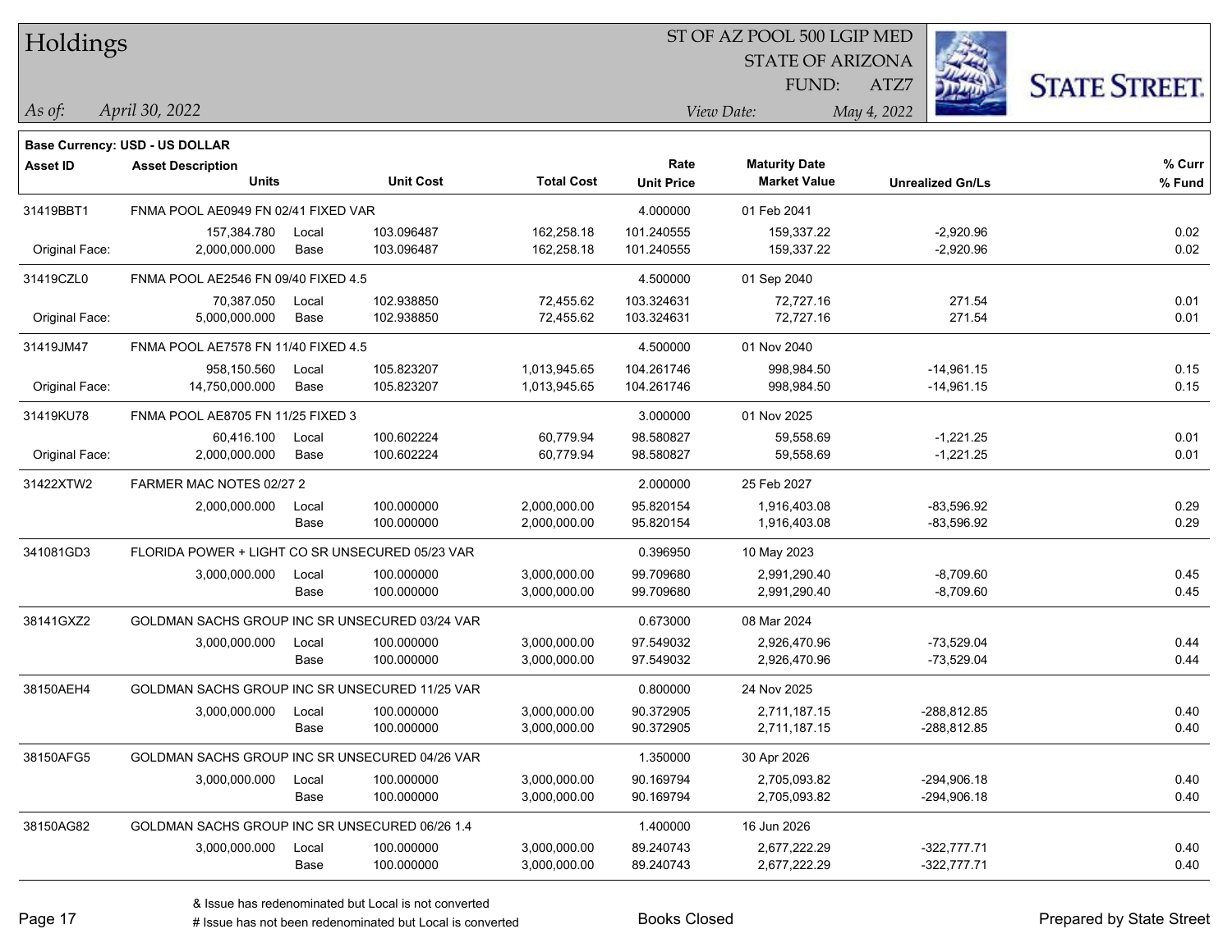# Holdings

ST OF AZ POOL 500 LGIP MED
STATE OF ARIZONA
FUND: ATZ7

*As of: April 30, 2022*

*View Date: May 4, 2022*

**Base Currency: USD - US DOLLAR**

| Asset ID | Asset Description / Units | | Unit Cost | Total Cost | Rate / Unit Price | Maturity Date / Market Value | Unrealized Gn/Ls | % Curr / % Fund |
|---|---|---|---|---|---|---|---|---|
| 31419BBT1 | FNMA POOL AE0949 FN 02/41 FIXED VAR | | | | 4.000000 | 01 Feb 2041 | | |
| | 157,384.780 | Local | 103.096487 | 162,258.18 | 101.240555 | 159,337.22 | -2,920.96 | 0.02 |
| Original Face: | 2,000,000.000 | Base | 103.096487 | 162,258.18 | 101.240555 | 159,337.22 | -2,920.96 | 0.02 |
| 31419CZL0 | FNMA POOL AE2546 FN 09/40 FIXED 4.5 | | | | 4.500000 | 01 Sep 2040 | | |
| | 70,387.050 | Local | 102.938850 | 72,455.62 | 103.324631 | 72,727.16 | 271.54 | 0.01 |
| Original Face: | 5,000,000.000 | Base | 102.938850 | 72,455.62 | 103.324631 | 72,727.16 | 271.54 | 0.01 |
| 31419JM47 | FNMA POOL AE7578 FN 11/40 FIXED 4.5 | | | | 4.500000 | 01 Nov 2040 | | |
| | 958,150.560 | Local | 105.823207 | 1,013,945.65 | 104.261746 | 998,984.50 | -14,961.15 | 0.15 |
| Original Face: | 14,750,000.000 | Base | 105.823207 | 1,013,945.65 | 104.261746 | 998,984.50 | -14,961.15 | 0.15 |
| 31419KU78 | FNMA POOL AE8705 FN 11/25 FIXED 3 | | | | 3.000000 | 01 Nov 2025 | | |
| | 60,416.100 | Local | 100.602224 | 60,779.94 | 98.580827 | 59,558.69 | -1,221.25 | 0.01 |
| Original Face: | 2,000,000.000 | Base | 100.602224 | 60,779.94 | 98.580827 | 59,558.69 | -1,221.25 | 0.01 |
| 31422XTW2 | FARMER MAC NOTES 02/27 2 | | | | 2.000000 | 25 Feb 2027 | | |
| | 2,000,000.000 | Local | 100.000000 | 2,000,000.00 | 95.820154 | 1,916,403.08 | -83,596.92 | 0.29 |
| | | Base | 100.000000 | 2,000,000.00 | 95.820154 | 1,916,403.08 | -83,596.92 | 0.29 |
| 341081GD3 | FLORIDA POWER + LIGHT CO SR UNSECURED 05/23 VAR | | | | 0.396950 | 10 May 2023 | | |
| | 3,000,000.000 | Local | 100.000000 | 3,000,000.00 | 99.709680 | 2,991,290.40 | -8,709.60 | 0.45 |
| | | Base | 100.000000 | 3,000,000.00 | 99.709680 | 2,991,290.40 | -8,709.60 | 0.45 |
| 38141GXZ2 | GOLDMAN SACHS GROUP INC SR UNSECURED 03/24 VAR | | | | 0.673000 | 08 Mar 2024 | | |
| | 3,000,000.000 | Local | 100.000000 | 3,000,000.00 | 97.549032 | 2,926,470.96 | -73,529.04 | 0.44 |
| | | Base | 100.000000 | 3,000,000.00 | 97.549032 | 2,926,470.96 | -73,529.04 | 0.44 |
| 38150AEH4 | GOLDMAN SACHS GROUP INC SR UNSECURED 11/25 VAR | | | | 0.800000 | 24 Nov 2025 | | |
| | 3,000,000.000 | Local | 100.000000 | 3,000,000.00 | 90.372905 | 2,711,187.15 | -288,812.85 | 0.40 |
| | | Base | 100.000000 | 3,000,000.00 | 90.372905 | 2,711,187.15 | -288,812.85 | 0.40 |
| 38150AFG5 | GOLDMAN SACHS GROUP INC SR UNSECURED 04/26 VAR | | | | 1.350000 | 30 Apr 2026 | | |
| | 3,000,000.000 | Local | 100.000000 | 3,000,000.00 | 90.169794 | 2,705,093.82 | -294,906.18 | 0.40 |
| | | Base | 100.000000 | 3,000,000.00 | 90.169794 | 2,705,093.82 | -294,906.18 | 0.40 |
| 38150AG82 | GOLDMAN SACHS GROUP INC SR UNSECURED 06/26 1.4 | | | | 1.400000 | 16 Jun 2026 | | |
| | 3,000,000.000 | Local | 100.000000 | 3,000,000.00 | 89.240743 | 2,677,222.29 | -322,777.71 | 0.40 |
| | | Base | 100.000000 | 3,000,000.00 | 89.240743 | 2,677,222.29 | -322,777.71 | 0.40 |

& Issue has redenominated but Local is not converted
# Issue has not been redenominated but Local is converted

Books Closed

Prepared by State Street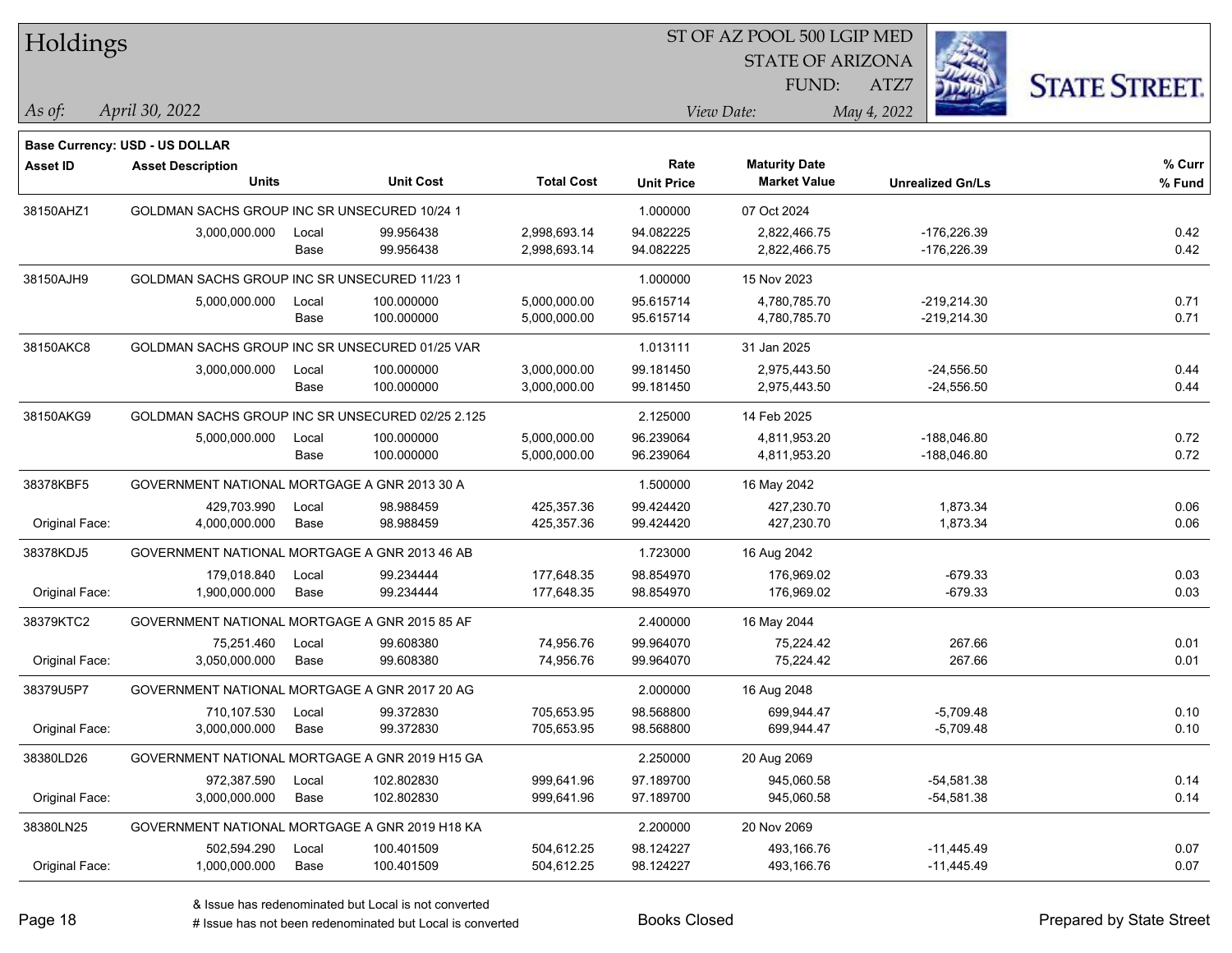# Holdings

ST OF AZ POOL 500 LGIP MED
STATE OF ARIZONA
FUND: ATZ7

*As of:* *April 30, 2022*

*View Date:* *May 4, 2022*

**Base Currency: USD - US DOLLAR**

| Asset ID | Asset Description / Units | | Unit Cost | Total Cost | Rate / Unit Price | Maturity Date / Market Value | Unrealized Gn/Ls | % Curr / % Fund |
|---|---|---|---|---|---|---|---|---|
| 38150AHZ1 | GOLDMAN SACHS GROUP INC SR UNSECURED 10/24 1 | | | | 1.000000 | 07 Oct 2024 | | |
| | 3,000,000.000 | Local | 99.956438 | 2,998,693.14 | 94.082225 | 2,822,466.75 | -176,226.39 | 0.42 |
| | | Base | 99.956438 | 2,998,693.14 | 94.082225 | 2,822,466.75 | -176,226.39 | 0.42 |
| 38150AJH9 | GOLDMAN SACHS GROUP INC SR UNSECURED 11/23 1 | | | | 1.000000 | 15 Nov 2023 | | |
| | 5,000,000.000 | Local | 100.000000 | 5,000,000.00 | 95.615714 | 4,780,785.70 | -219,214.30 | 0.71 |
| | | Base | 100.000000 | 5,000,000.00 | 95.615714 | 4,780,785.70 | -219,214.30 | 0.71 |
| 38150AKC8 | GOLDMAN SACHS GROUP INC SR UNSECURED 01/25 VAR | | | | 1.013111 | 31 Jan 2025 | | |
| | 3,000,000.000 | Local | 100.000000 | 3,000,000.00 | 99.181450 | 2,975,443.50 | -24,556.50 | 0.44 |
| | | Base | 100.000000 | 3,000,000.00 | 99.181450 | 2,975,443.50 | -24,556.50 | 0.44 |
| 38150AKG9 | GOLDMAN SACHS GROUP INC SR UNSECURED 02/25 2.125 | | | | 2.125000 | 14 Feb 2025 | | |
| | 5,000,000.000 | Local | 100.000000 | 5,000,000.00 | 96.239064 | 4,811,953.20 | -188,046.80 | 0.72 |
| | | Base | 100.000000 | 5,000,000.00 | 96.239064 | 4,811,953.20 | -188,046.80 | 0.72 |
| 38378KBF5 | GOVERNMENT NATIONAL MORTGAGE A GNR 2013 30 A | | | | 1.500000 | 16 May 2042 | | |
| | 429,703.990 | Local | 98.988459 | 425,357.36 | 99.424420 | 427,230.70 | 1,873.34 | 0.06 |
| Original Face: | 4,000,000.000 | Base | 98.988459 | 425,357.36 | 99.424420 | 427,230.70 | 1,873.34 | 0.06 |
| 38378KDJ5 | GOVERNMENT NATIONAL MORTGAGE A GNR 2013 46 AB | | | | 1.723000 | 16 Aug 2042 | | |
| | 179,018.840 | Local | 99.234444 | 177,648.35 | 98.854970 | 176,969.02 | -679.33 | 0.03 |
| Original Face: | 1,900,000.000 | Base | 99.234444 | 177,648.35 | 98.854970 | 176,969.02 | -679.33 | 0.03 |
| 38379KTC2 | GOVERNMENT NATIONAL MORTGAGE A GNR 2015 85 AF | | | | 2.400000 | 16 May 2044 | | |
| | 75,251.460 | Local | 99.608380 | 74,956.76 | 99.964070 | 75,224.42 | 267.66 | 0.01 |
| Original Face: | 3,050,000.000 | Base | 99.608380 | 74,956.76 | 99.964070 | 75,224.42 | 267.66 | 0.01 |
| 38379U5P7 | GOVERNMENT NATIONAL MORTGAGE A GNR 2017 20 AG | | | | 2.000000 | 16 Aug 2048 | | |
| | 710,107.530 | Local | 99.372830 | 705,653.95 | 98.568800 | 699,944.47 | -5,709.48 | 0.10 |
| Original Face: | 3,000,000.000 | Base | 99.372830 | 705,653.95 | 98.568800 | 699,944.47 | -5,709.48 | 0.10 |
| 38380LD26 | GOVERNMENT NATIONAL MORTGAGE A GNR 2019 H15 GA | | | | 2.250000 | 20 Aug 2069 | | |
| | 972,387.590 | Local | 102.802830 | 999,641.96 | 97.189700 | 945,060.58 | -54,581.38 | 0.14 |
| Original Face: | 3,000,000.000 | Base | 102.802830 | 999,641.96 | 97.189700 | 945,060.58 | -54,581.38 | 0.14 |
| 38380LN25 | GOVERNMENT NATIONAL MORTGAGE A GNR 2019 H18 KA | | | | 2.200000 | 20 Nov 2069 | | |
| | 502,594.290 | Local | 100.401509 | 504,612.25 | 98.124227 | 493,166.76 | -11,445.49 | 0.07 |
| Original Face: | 1,000,000.000 | Base | 100.401509 | 504,612.25 | 98.124227 | 493,166.76 | -11,445.49 | 0.07 |

& Issue has redenominated but Local is not converted
# Issue has not been redenominated but Local is converted

Books Closed

Prepared by State Street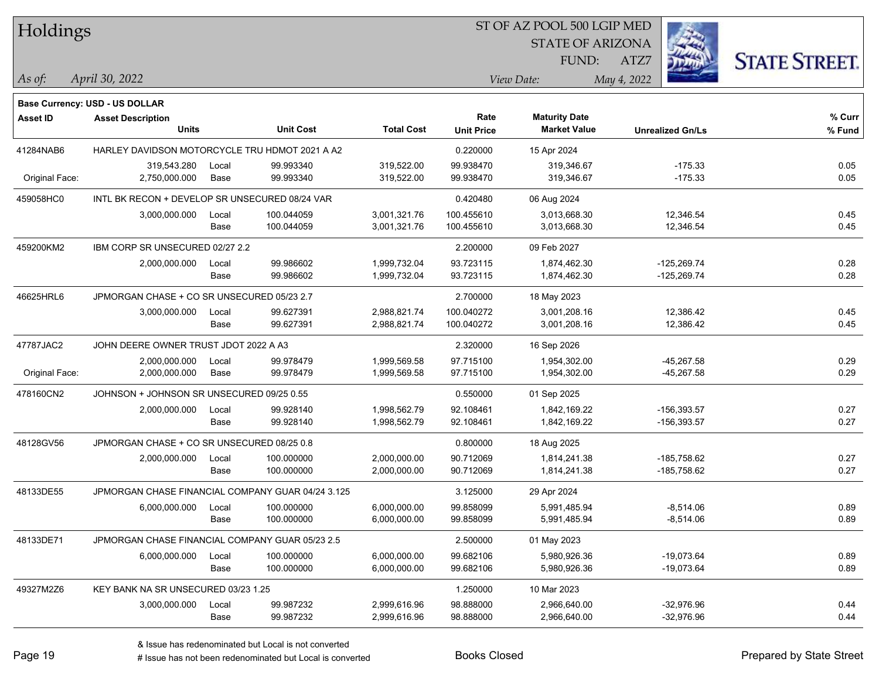# Holdings

ST OF AZ POOL 500 LGIP MED
STATE OF ARIZONA
FUND: ATZ7

*As of:* *April 30, 2022*
*View Date:* *May 4, 2022*

**Base Currency: USD - US DOLLAR**

| Asset ID | Asset Description / Units | | Unit Cost | Total Cost | Rate / Unit Price | Maturity Date / Market Value | Unrealized Gn/Ls | % Curr / % Fund |
|---|---|---|---|---|---|---|---|---|
| 41284NAB6 | HARLEY DAVIDSON MOTORCYCLE TRU HDMOT 2021 A A2 | | | | 0.220000 | 15 Apr 2024 | | |
| | 319,543.280 | Local | 99.993340 | 319,522.00 | 99.938470 | 319,346.67 | -175.33 | 0.05 |
| Original Face: | 2,750,000.000 | Base | 99.993340 | 319,522.00 | 99.938470 | 319,346.67 | -175.33 | 0.05 |
| 459058HC0 | INTL BK RECON + DEVELOP SR UNSECURED 08/24 VAR | | | | 0.420480 | 06 Aug 2024 | | |
| | 3,000,000.000 | Local | 100.044059 | 3,001,321.76 | 100.455610 | 3,013,668.30 | 12,346.54 | 0.45 |
| | | Base | 100.044059 | 3,001,321.76 | 100.455610 | 3,013,668.30 | 12,346.54 | 0.45 |
| 459200KM2 | IBM CORP SR UNSECURED 02/27 2.2 | | | | 2.200000 | 09 Feb 2027 | | |
| | 2,000,000.000 | Local | 99.986602 | 1,999,732.04 | 93.723115 | 1,874,462.30 | -125,269.74 | 0.28 |
| | | Base | 99.986602 | 1,999,732.04 | 93.723115 | 1,874,462.30 | -125,269.74 | 0.28 |
| 46625HRL6 | JPMORGAN CHASE + CO SR UNSECURED 05/23 2.7 | | | | 2.700000 | 18 May 2023 | | |
| | 3,000,000.000 | Local | 99.627391 | 2,988,821.74 | 100.040272 | 3,001,208.16 | 12,386.42 | 0.45 |
| | | Base | 99.627391 | 2,988,821.74 | 100.040272 | 3,001,208.16 | 12,386.42 | 0.45 |
| 47787JAC2 | JOHN DEERE OWNER TRUST JDOT 2022 A A3 | | | | 2.320000 | 16 Sep 2026 | | |
| | 2,000,000.000 | Local | 99.978479 | 1,999,569.58 | 97.715100 | 1,954,302.00 | -45,267.58 | 0.29 |
| Original Face: | 2,000,000.000 | Base | 99.978479 | 1,999,569.58 | 97.715100 | 1,954,302.00 | -45,267.58 | 0.29 |
| 478160CN2 | JOHNSON + JOHNSON SR UNSECURED 09/25 0.55 | | | | 0.550000 | 01 Sep 2025 | | |
| | 2,000,000.000 | Local | 99.928140 | 1,998,562.79 | 92.108461 | 1,842,169.22 | -156,393.57 | 0.27 |
| | | Base | 99.928140 | 1,998,562.79 | 92.108461 | 1,842,169.22 | -156,393.57 | 0.27 |
| 48128GV56 | JPMORGAN CHASE + CO SR UNSECURED 08/25 0.8 | | | | 0.800000 | 18 Aug 2025 | | |
| | 2,000,000.000 | Local | 100.000000 | 2,000,000.00 | 90.712069 | 1,814,241.38 | -185,758.62 | 0.27 |
| | | Base | 100.000000 | 2,000,000.00 | 90.712069 | 1,814,241.38 | -185,758.62 | 0.27 |
| 48133DE55 | JPMORGAN CHASE FINANCIAL COMPANY GUAR 04/24 3.125 | | | | 3.125000 | 29 Apr 2024 | | |
| | 6,000,000.000 | Local | 100.000000 | 6,000,000.00 | 99.858099 | 5,991,485.94 | -8,514.06 | 0.89 |
| | | Base | 100.000000 | 6,000,000.00 | 99.858099 | 5,991,485.94 | -8,514.06 | 0.89 |
| 48133DE71 | JPMORGAN CHASE FINANCIAL COMPANY GUAR 05/23 2.5 | | | | 2.500000 | 01 May 2023 | | |
| | 6,000,000.000 | Local | 100.000000 | 6,000,000.00 | 99.682106 | 5,980,926.36 | -19,073.64 | 0.89 |
| | | Base | 100.000000 | 6,000,000.00 | 99.682106 | 5,980,926.36 | -19,073.64 | 0.89 |
| 49327M2Z6 | KEY BANK NA SR UNSECURED 03/23 1.25 | | | | 1.250000 | 10 Mar 2023 | | |
| | 3,000,000.000 | Local | 99.987232 | 2,999,616.96 | 98.888000 | 2,966,640.00 | -32,976.96 | 0.44 |
| | | Base | 99.987232 | 2,999,616.96 | 98.888000 | 2,966,640.00 | -32,976.96 | 0.44 |

& Issue has redenominated but Local is not converted
# Issue has not been redenominated but Local is converted

Books Closed

Prepared by State Street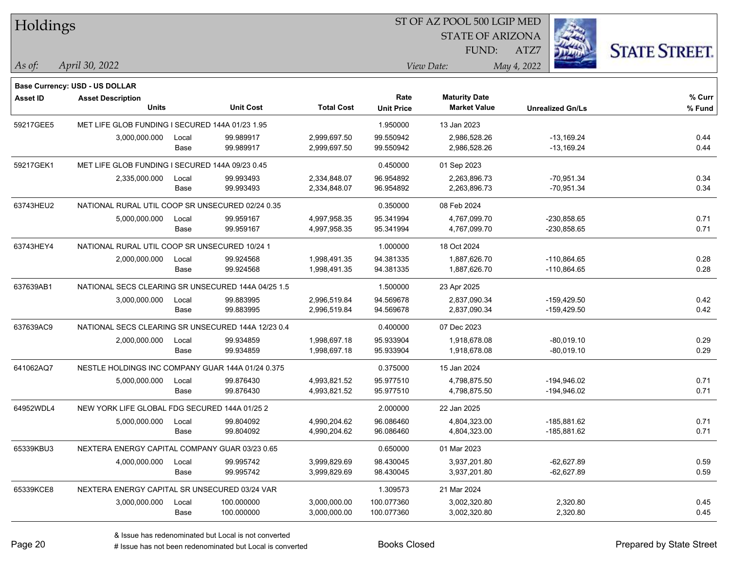# Holdings

ST OF AZ POOL 500 LGIP MED
STATE OF ARIZONA
FUND: ATZ7

*As of:* *April 30, 2022*
*View Date:* *May 4, 2022*

**Base Currency: USD - US DOLLAR**

| Asset ID | Asset Description / Units | | Unit Cost | Total Cost | Rate / Unit Price | Maturity Date / Market Value | Unrealized Gn/Ls | % Curr / % Fund |
|---|---|---|---|---|---|---|---|---|
| 59217GEE5 | MET LIFE GLOB FUNDING I SECURED 144A 01/23 1.95 | | | | 1.950000 | 13 Jan 2023 | | |
| | 3,000,000.000 | Local | 99.989917 | 2,999,697.50 | 99.550942 | 2,986,528.26 | -13,169.24 | 0.44 |
| | | Base | 99.989917 | 2,999,697.50 | 99.550942 | 2,986,528.26 | -13,169.24 | 0.44 |
| 59217GEK1 | MET LIFE GLOB FUNDING I SECURED 144A 09/23 0.45 | | | | 0.450000 | 01 Sep 2023 | | |
| | 2,335,000.000 | Local | 99.993493 | 2,334,848.07 | 96.954892 | 2,263,896.73 | -70,951.34 | 0.34 |
| | | Base | 99.993493 | 2,334,848.07 | 96.954892 | 2,263,896.73 | -70,951.34 | 0.34 |
| 63743HEU2 | NATIONAL RURAL UTIL COOP SR UNSECURED 02/24 0.35 | | | | 0.350000 | 08 Feb 2024 | | |
| | 5,000,000.000 | Local | 99.959167 | 4,997,958.35 | 95.341994 | 4,767,099.70 | -230,858.65 | 0.71 |
| | | Base | 99.959167 | 4,997,958.35 | 95.341994 | 4,767,099.70 | -230,858.65 | 0.71 |
| 63743HEY4 | NATIONAL RURAL UTIL COOP SR UNSECURED 10/24 1 | | | | 1.000000 | 18 Oct 2024 | | |
| | 2,000,000.000 | Local | 99.924568 | 1,998,491.35 | 94.381335 | 1,887,626.70 | -110,864.65 | 0.28 |
| | | Base | 99.924568 | 1,998,491.35 | 94.381335 | 1,887,626.70 | -110,864.65 | 0.28 |
| 637639AB1 | NATIONAL SECS CLEARING SR UNSECURED 144A 04/25 1.5 | | | | 1.500000 | 23 Apr 2025 | | |
| | 3,000,000.000 | Local | 99.883995 | 2,996,519.84 | 94.569678 | 2,837,090.34 | -159,429.50 | 0.42 |
| | | Base | 99.883995 | 2,996,519.84 | 94.569678 | 2,837,090.34 | -159,429.50 | 0.42 |
| 637639AC9 | NATIONAL SECS CLEARING SR UNSECURED 144A 12/23 0.4 | | | | 0.400000 | 07 Dec 2023 | | |
| | 2,000,000.000 | Local | 99.934859 | 1,998,697.18 | 95.933904 | 1,918,678.08 | -80,019.10 | 0.29 |
| | | Base | 99.934859 | 1,998,697.18 | 95.933904 | 1,918,678.08 | -80,019.10 | 0.29 |
| 641062AQ7 | NESTLE HOLDINGS INC COMPANY GUAR 144A 01/24 0.375 | | | | 0.375000 | 15 Jan 2024 | | |
| | 5,000,000.000 | Local | 99.876430 | 4,993,821.52 | 95.977510 | 4,798,875.50 | -194,946.02 | 0.71 |
| | | Base | 99.876430 | 4,993,821.52 | 95.977510 | 4,798,875.50 | -194,946.02 | 0.71 |
| 64952WDL4 | NEW YORK LIFE GLOBAL FDG SECURED 144A 01/25 2 | | | | 2.000000 | 22 Jan 2025 | | |
| | 5,000,000.000 | Local | 99.804092 | 4,990,204.62 | 96.086460 | 4,804,323.00 | -185,881.62 | 0.71 |
| | | Base | 99.804092 | 4,990,204.62 | 96.086460 | 4,804,323.00 | -185,881.62 | 0.71 |
| 65339KBU3 | NEXTERA ENERGY CAPITAL COMPANY GUAR 03/23 0.65 | | | | 0.650000 | 01 Mar 2023 | | |
| | 4,000,000.000 | Local | 99.995742 | 3,999,829.69 | 98.430045 | 3,937,201.80 | -62,627.89 | 0.59 |
| | | Base | 99.995742 | 3,999,829.69 | 98.430045 | 3,937,201.80 | -62,627.89 | 0.59 |
| 65339KCE8 | NEXTERA ENERGY CAPITAL SR UNSECURED 03/24 VAR | | | | 1.309573 | 21 Mar 2024 | | |
| | 3,000,000.000 | Local | 100.000000 | 3,000,000.00 | 100.077360 | 3,002,320.80 | 2,320.80 | 0.45 |
| | | Base | 100.000000 | 3,000,000.00 | 100.077360 | 3,002,320.80 | 2,320.80 | 0.45 |

& Issue has redenominated but Local is not converted
# Issue has not been redenominated but Local is converted

Books Closed

Prepared by State Street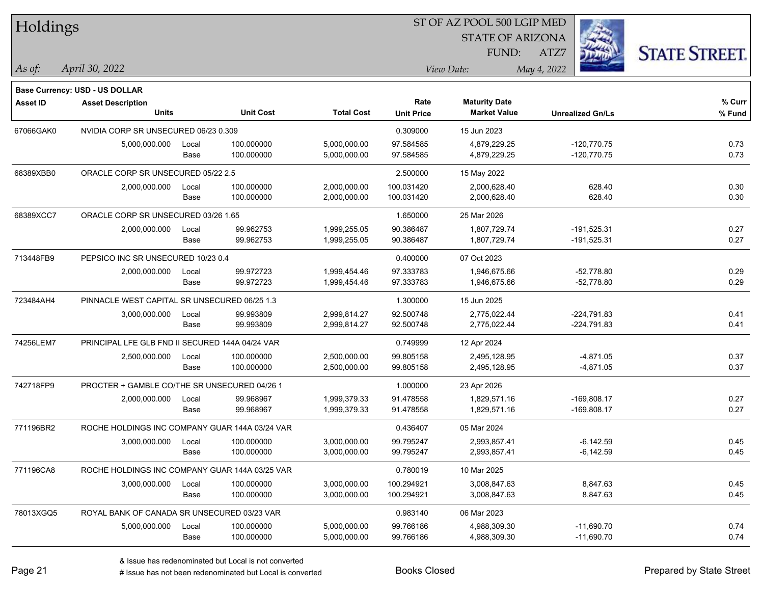# Holdings

ST OF AZ POOL 500 LGIP MED
STATE OF ARIZONA
FUND: ATZ7

*As of:* *April 30, 2022*

*View Date:* *May 4, 2022*

**Base Currency: USD - US DOLLAR**

| Asset ID | Asset Description | | | | Rate | Maturity Date | | % Curr |
|---|---|---|---|---|---|---|---|---|
| | Units | | Unit Cost | Total Cost | Unit Price | Market Value | Unrealized Gn/Ls | % Fund |
| 67066GAK0 | NVIDIA CORP SR UNSECURED 06/23 0.309 | | | | 0.309000 | 15 Jun 2023 | | |
| | 5,000,000.000 | Local | 100.000000 | 5,000,000.00 | 97.584585 | 4,879,229.25 | -120,770.75 | 0.73 |
| | | Base | 100.000000 | 5,000,000.00 | 97.584585 | 4,879,229.25 | -120,770.75 | 0.73 |
| 68389XBB0 | ORACLE CORP SR UNSECURED 05/22 2.5 | | | | 2.500000 | 15 May 2022 | | |
| | 2,000,000.000 | Local | 100.000000 | 2,000,000.00 | 100.031420 | 2,000,628.40 | 628.40 | 0.30 |
| | | Base | 100.000000 | 2,000,000.00 | 100.031420 | 2,000,628.40 | 628.40 | 0.30 |
| 68389XCC7 | ORACLE CORP SR UNSECURED 03/26 1.65 | | | | 1.650000 | 25 Mar 2026 | | |
| | 2,000,000.000 | Local | 99.962753 | 1,999,255.05 | 90.386487 | 1,807,729.74 | -191,525.31 | 0.27 |
| | | Base | 99.962753 | 1,999,255.05 | 90.386487 | 1,807,729.74 | -191,525.31 | 0.27 |
| 713448FB9 | PEPSICO INC SR UNSECURED 10/23 0.4 | | | | 0.400000 | 07 Oct 2023 | | |
| | 2,000,000.000 | Local | 99.972723 | 1,999,454.46 | 97.333783 | 1,946,675.66 | -52,778.80 | 0.29 |
| | | Base | 99.972723 | 1,999,454.46 | 97.333783 | 1,946,675.66 | -52,778.80 | 0.29 |
| 723484AH4 | PINNACLE WEST CAPITAL SR UNSECURED 06/25 1.3 | | | | 1.300000 | 15 Jun 2025 | | |
| | 3,000,000.000 | Local | 99.993809 | 2,999,814.27 | 92.500748 | 2,775,022.44 | -224,791.83 | 0.41 |
| | | Base | 99.993809 | 2,999,814.27 | 92.500748 | 2,775,022.44 | -224,791.83 | 0.41 |
| 74256LEM7 | PRINCIPAL LFE GLB FND II SECURED 144A 04/24 VAR | | | | 0.749999 | 12 Apr 2024 | | |
| | 2,500,000.000 | Local | 100.000000 | 2,500,000.00 | 99.805158 | 2,495,128.95 | -4,871.05 | 0.37 |
| | | Base | 100.000000 | 2,500,000.00 | 99.805158 | 2,495,128.95 | -4,871.05 | 0.37 |
| 742718FP9 | PROCTER + GAMBLE CO/THE SR UNSECURED 04/26 1 | | | | 1.000000 | 23 Apr 2026 | | |
| | 2,000,000.000 | Local | 99.968967 | 1,999,379.33 | 91.478558 | 1,829,571.16 | -169,808.17 | 0.27 |
| | | Base | 99.968967 | 1,999,379.33 | 91.478558 | 1,829,571.16 | -169,808.17 | 0.27 |
| 771196BR2 | ROCHE HOLDINGS INC COMPANY GUAR 144A 03/24 VAR | | | | 0.436407 | 05 Mar 2024 | | |
| | 3,000,000.000 | Local | 100.000000 | 3,000,000.00 | 99.795247 | 2,993,857.41 | -6,142.59 | 0.45 |
| | | Base | 100.000000 | 3,000,000.00 | 99.795247 | 2,993,857.41 | -6,142.59 | 0.45 |
| 771196CA8 | ROCHE HOLDINGS INC COMPANY GUAR 144A 03/25 VAR | | | | 0.780019 | 10 Mar 2025 | | |
| | 3,000,000.000 | Local | 100.000000 | 3,000,000.00 | 100.294921 | 3,008,847.63 | 8,847.63 | 0.45 |
| | | Base | 100.000000 | 3,000,000.00 | 100.294921 | 3,008,847.63 | 8,847.63 | 0.45 |
| 78013XGQ5 | ROYAL BANK OF CANADA SR UNSECURED 03/23 VAR | | | | 0.983140 | 06 Mar 2023 | | |
| | 5,000,000.000 | Local | 100.000000 | 5,000,000.00 | 99.766186 | 4,988,309.30 | -11,690.70 | 0.74 |
| | | Base | 100.000000 | 5,000,000.00 | 99.766186 | 4,988,309.30 | -11,690.70 | 0.74 |

& Issue has redenominated but Local is not converted
# Issue has not been redenominated but Local is converted

Books Closed

Prepared by State Street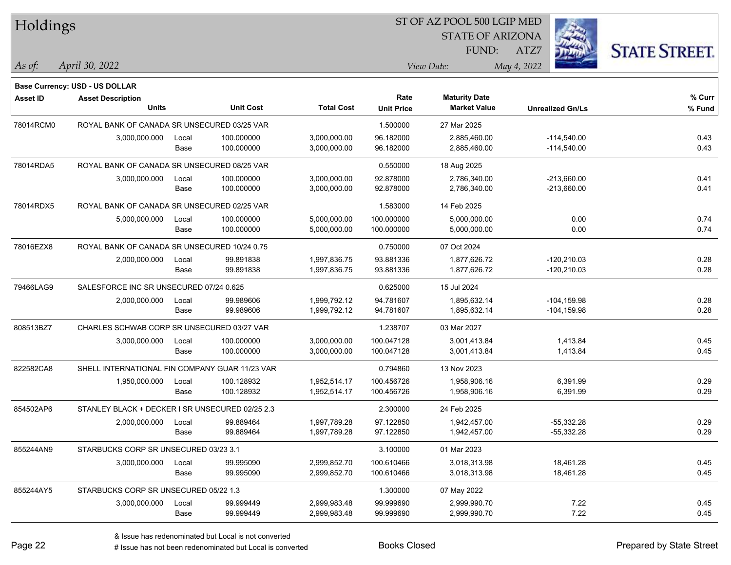# Holdings

ST OF AZ POOL 500 LGIP MED
STATE OF ARIZONA
FUND: ATZ7

*As of:* *April 30, 2022*
*View Date:* *May 4, 2022*

**Base Currency: USD - US DOLLAR**

| Asset ID | Asset Description / Units | | Unit Cost | Total Cost | Rate / Unit Price | Maturity Date / Market Value | Unrealized Gn/Ls | % Curr / % Fund |
|---|---|---|---|---|---|---|---|---|
| 78014RCM0 | ROYAL BANK OF CANADA SR UNSECURED 03/25 VAR | | | | 1.500000 | 27 Mar 2025 | | |
| | 3,000,000.000 | Local | 100.000000 | 3,000,000.00 | 96.182000 | 2,885,460.00 | -114,540.00 | 0.43 |
| | | Base | 100.000000 | 3,000,000.00 | 96.182000 | 2,885,460.00 | -114,540.00 | 0.43 |
| 78014RDA5 | ROYAL BANK OF CANADA SR UNSECURED 08/25 VAR | | | | 0.550000 | 18 Aug 2025 | | |
| | 3,000,000.000 | Local | 100.000000 | 3,000,000.00 | 92.878000 | 2,786,340.00 | -213,660.00 | 0.41 |
| | | Base | 100.000000 | 3,000,000.00 | 92.878000 | 2,786,340.00 | -213,660.00 | 0.41 |
| 78014RDX5 | ROYAL BANK OF CANADA SR UNSECURED 02/25 VAR | | | | 1.583000 | 14 Feb 2025 | | |
| | 5,000,000.000 | Local | 100.000000 | 5,000,000.00 | 100.000000 | 5,000,000.00 | 0.00 | 0.74 |
| | | Base | 100.000000 | 5,000,000.00 | 100.000000 | 5,000,000.00 | 0.00 | 0.74 |
| 78016EZX8 | ROYAL BANK OF CANADA SR UNSECURED 10/24 0.75 | | | | 0.750000 | 07 Oct 2024 | | |
| | 2,000,000.000 | Local | 99.891838 | 1,997,836.75 | 93.881336 | 1,877,626.72 | -120,210.03 | 0.28 |
| | | Base | 99.891838 | 1,997,836.75 | 93.881336 | 1,877,626.72 | -120,210.03 | 0.28 |
| 79466LAG9 | SALESFORCE INC SR UNSECURED 07/24 0.625 | | | | 0.625000 | 15 Jul 2024 | | |
| | 2,000,000.000 | Local | 99.989606 | 1,999,792.12 | 94.781607 | 1,895,632.14 | -104,159.98 | 0.28 |
| | | Base | 99.989606 | 1,999,792.12 | 94.781607 | 1,895,632.14 | -104,159.98 | 0.28 |
| 808513BZ7 | CHARLES SCHWAB CORP SR UNSECURED 03/27 VAR | | | | 1.238707 | 03 Mar 2027 | | |
| | 3,000,000.000 | Local | 100.000000 | 3,000,000.00 | 100.047128 | 3,001,413.84 | 1,413.84 | 0.45 |
| | | Base | 100.000000 | 3,000,000.00 | 100.047128 | 3,001,413.84 | 1,413.84 | 0.45 |
| 822582CA8 | SHELL INTERNATIONAL FIN COMPANY GUAR 11/23 VAR | | | | 0.794860 | 13 Nov 2023 | | |
| | 1,950,000.000 | Local | 100.128932 | 1,952,514.17 | 100.456726 | 1,958,906.16 | 6,391.99 | 0.29 |
| | | Base | 100.128932 | 1,952,514.17 | 100.456726 | 1,958,906.16 | 6,391.99 | 0.29 |
| 854502AP6 | STANLEY BLACK + DECKER I SR UNSECURED 02/25 2.3 | | | | 2.300000 | 24 Feb 2025 | | |
| | 2,000,000.000 | Local | 99.889464 | 1,997,789.28 | 97.122850 | 1,942,457.00 | -55,332.28 | 0.29 |
| | | Base | 99.889464 | 1,997,789.28 | 97.122850 | 1,942,457.00 | -55,332.28 | 0.29 |
| 855244AN9 | STARBUCKS CORP SR UNSECURED 03/23 3.1 | | | | 3.100000 | 01 Mar 2023 | | |
| | 3,000,000.000 | Local | 99.995090 | 2,999,852.70 | 100.610466 | 3,018,313.98 | 18,461.28 | 0.45 |
| | | Base | 99.995090 | 2,999,852.70 | 100.610466 | 3,018,313.98 | 18,461.28 | 0.45 |
| 855244AY5 | STARBUCKS CORP SR UNSECURED 05/22 1.3 | | | | 1.300000 | 07 May 2022 | | |
| | 3,000,000.000 | Local | 99.999449 | 2,999,983.48 | 99.999690 | 2,999,990.70 | 7.22 | 0.45 |
| | | Base | 99.999449 | 2,999,983.48 | 99.999690 | 2,999,990.70 | 7.22 | 0.45 |

& Issue has redenominated but Local is not converted
# Issue has not been redenominated but Local is converted

Books Closed

Prepared by State Street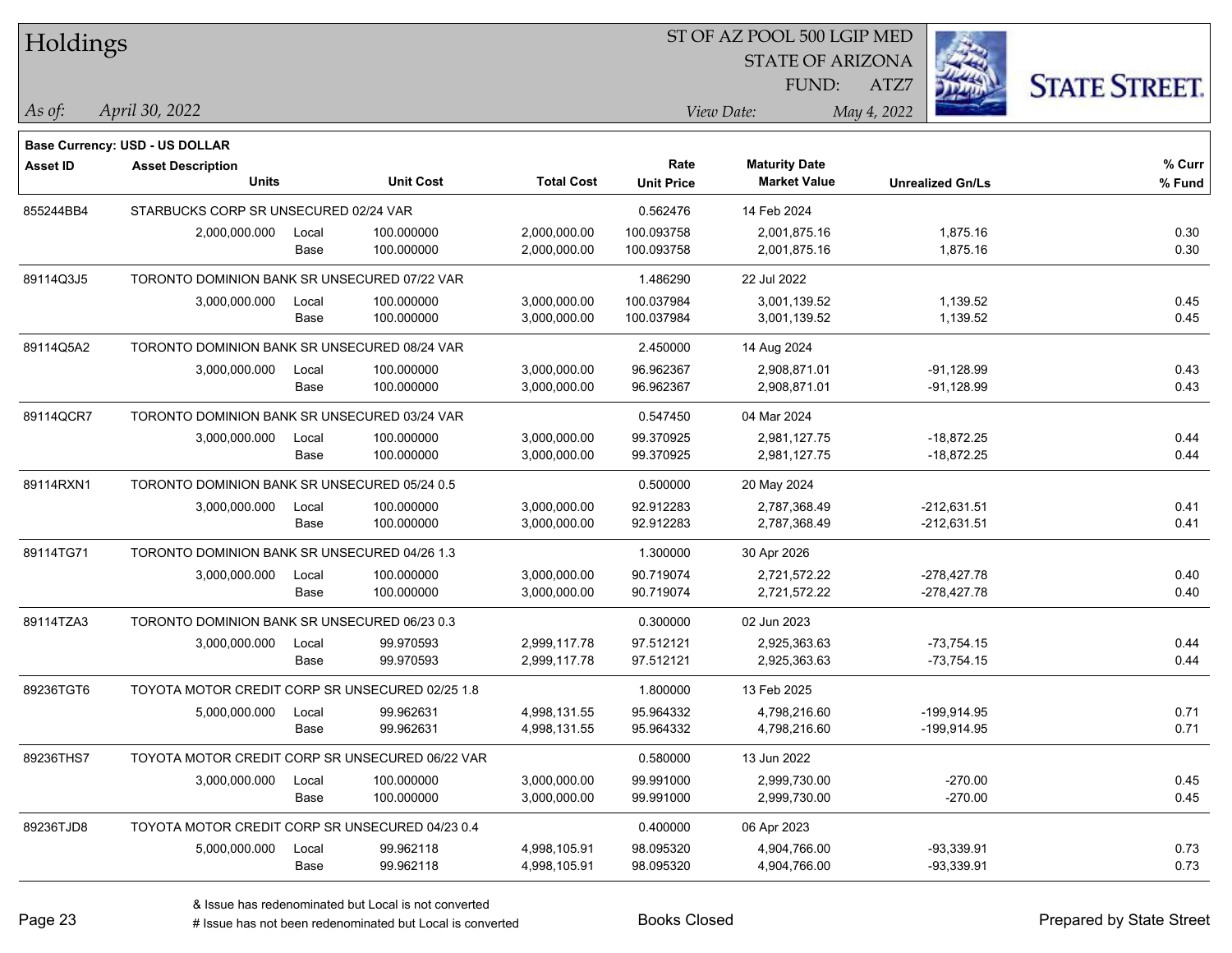# Holdings

ST OF AZ POOL 500 LGIP MED
STATE OF ARIZONA
FUND: ATZ7

*As of:* April 30, 2022
*View Date:* May 4, 2022

**Base Currency: USD - US DOLLAR**

| Asset ID | Asset Description / Units | | Unit Cost | Total Cost | Rate / Unit Price | Maturity Date / Market Value | Unrealized Gn/Ls | % Curr / % Fund |
|---|---|---|---|---|---|---|---|---|
| 855244BB4 | STARBUCKS CORP SR UNSECURED 02/24 VAR | | | | 0.562476 | 14 Feb 2024 | | |
| | 2,000,000.000 | Local | 100.000000 | 2,000,000.00 | 100.093758 | 2,001,875.16 | 1,875.16 | 0.30 |
| | | Base | 100.000000 | 2,000,000.00 | 100.093758 | 2,001,875.16 | 1,875.16 | 0.30 |
| 89114Q3J5 | TORONTO DOMINION BANK SR UNSECURED 07/22 VAR | | | | 1.486290 | 22 Jul 2022 | | |
| | 3,000,000.000 | Local | 100.000000 | 3,000,000.00 | 100.037984 | 3,001,139.52 | 1,139.52 | 0.45 |
| | | Base | 100.000000 | 3,000,000.00 | 100.037984 | 3,001,139.52 | 1,139.52 | 0.45 |
| 89114Q5A2 | TORONTO DOMINION BANK SR UNSECURED 08/24 VAR | | | | 2.450000 | 14 Aug 2024 | | |
| | 3,000,000.000 | Local | 100.000000 | 3,000,000.00 | 96.962367 | 2,908,871.01 | -91,128.99 | 0.43 |
| | | Base | 100.000000 | 3,000,000.00 | 96.962367 | 2,908,871.01 | -91,128.99 | 0.43 |
| 89114QCR7 | TORONTO DOMINION BANK SR UNSECURED 03/24 VAR | | | | 0.547450 | 04 Mar 2024 | | |
| | 3,000,000.000 | Local | 100.000000 | 3,000,000.00 | 99.370925 | 2,981,127.75 | -18,872.25 | 0.44 |
| | | Base | 100.000000 | 3,000,000.00 | 99.370925 | 2,981,127.75 | -18,872.25 | 0.44 |
| 89114RXN1 | TORONTO DOMINION BANK SR UNSECURED 05/24 0.5 | | | | 0.500000 | 20 May 2024 | | |
| | 3,000,000.000 | Local | 100.000000 | 3,000,000.00 | 92.912283 | 2,787,368.49 | -212,631.51 | 0.41 |
| | | Base | 100.000000 | 3,000,000.00 | 92.912283 | 2,787,368.49 | -212,631.51 | 0.41 |
| 89114TG71 | TORONTO DOMINION BANK SR UNSECURED 04/26 1.3 | | | | 1.300000 | 30 Apr 2026 | | |
| | 3,000,000.000 | Local | 100.000000 | 3,000,000.00 | 90.719074 | 2,721,572.22 | -278,427.78 | 0.40 |
| | | Base | 100.000000 | 3,000,000.00 | 90.719074 | 2,721,572.22 | -278,427.78 | 0.40 |
| 89114TZA3 | TORONTO DOMINION BANK SR UNSECURED 06/23 0.3 | | | | 0.300000 | 02 Jun 2023 | | |
| | 3,000,000.000 | Local | 99.970593 | 2,999,117.78 | 97.512121 | 2,925,363.63 | -73,754.15 | 0.44 |
| | | Base | 99.970593 | 2,999,117.78 | 97.512121 | 2,925,363.63 | -73,754.15 | 0.44 |
| 89236TGT6 | TOYOTA MOTOR CREDIT CORP SR UNSECURED 02/25 1.8 | | | | 1.800000 | 13 Feb 2025 | | |
| | 5,000,000.000 | Local | 99.962631 | 4,998,131.55 | 95.964332 | 4,798,216.60 | -199,914.95 | 0.71 |
| | | Base | 99.962631 | 4,998,131.55 | 95.964332 | 4,798,216.60 | -199,914.95 | 0.71 |
| 89236THS7 | TOYOTA MOTOR CREDIT CORP SR UNSECURED 06/22 VAR | | | | 0.580000 | 13 Jun 2022 | | |
| | 3,000,000.000 | Local | 100.000000 | 3,000,000.00 | 99.991000 | 2,999,730.00 | -270.00 | 0.45 |
| | | Base | 100.000000 | 3,000,000.00 | 99.991000 | 2,999,730.00 | -270.00 | 0.45 |
| 89236TJD8 | TOYOTA MOTOR CREDIT CORP SR UNSECURED 04/23 0.4 | | | | 0.400000 | 06 Apr 2023 | | |
| | 5,000,000.000 | Local | 99.962118 | 4,998,105.91 | 98.095320 | 4,904,766.00 | -93,339.91 | 0.73 |
| | | Base | 99.962118 | 4,998,105.91 | 98.095320 | 4,904,766.00 | -93,339.91 | 0.73 |

& Issue has redenominated but Local is not converted
# Issue has not been redenominated but Local is converted

Books Closed

Prepared by State Street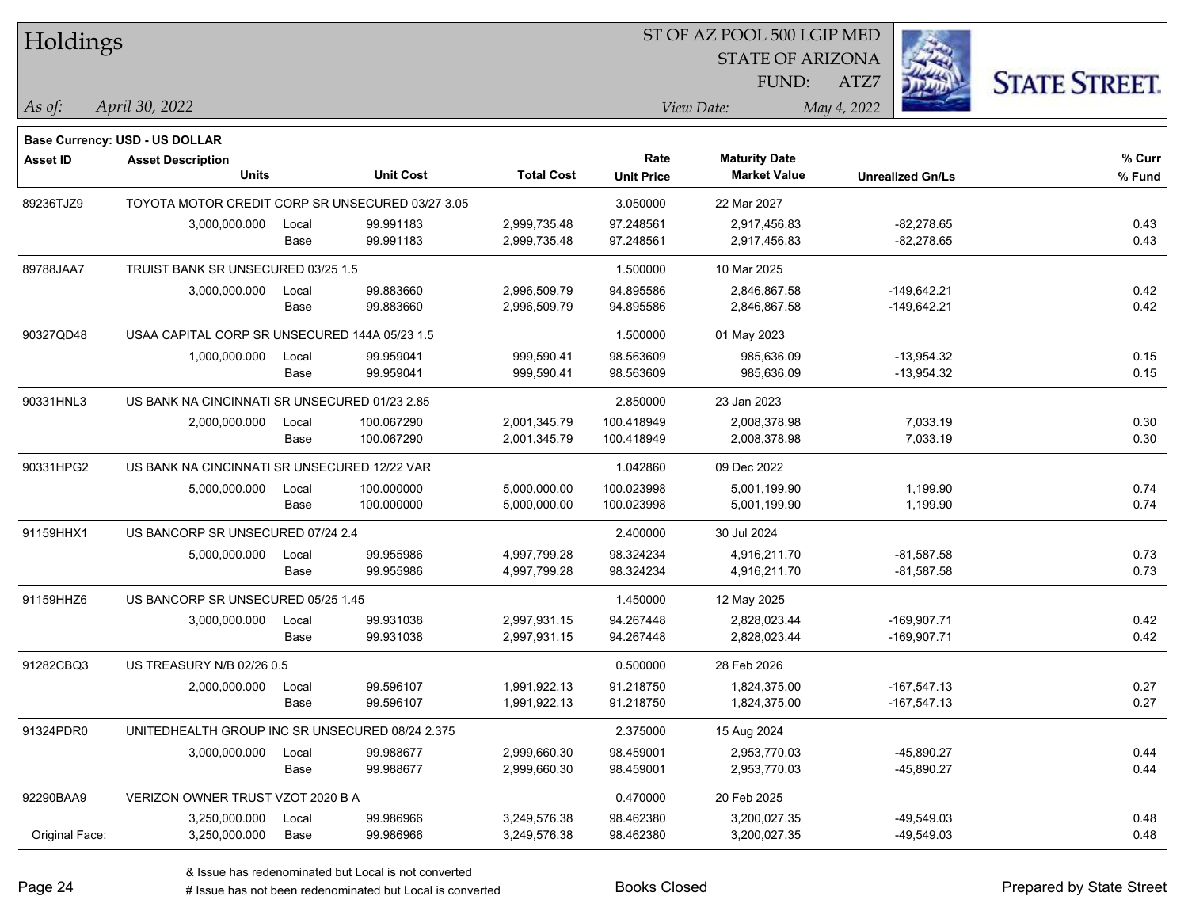# Holdings

ST OF AZ POOL 500 LGIP MED
STATE OF ARIZONA
FUND: ATZ7

*As of:* *April 30, 2022*
*View Date:* *May 4, 2022*

**Base Currency: USD - US DOLLAR**

| Asset ID | Asset Description / Units | | Unit Cost | Total Cost | Rate / Unit Price | Maturity Date / Market Value | Unrealized Gn/Ls | % Curr / % Fund |
|---|---|---|---|---|---|---|---|---|
| 89236TJZ9 | TOYOTA MOTOR CREDIT CORP SR UNSECURED 03/27 3.05 | | | | 3.050000 | 22 Mar 2027 | | |
| | 3,000,000.000 | Local | 99.991183 | 2,999,735.48 | 97.248561 | 2,917,456.83 | -82,278.65 | 0.43 |
| | | Base | 99.991183 | 2,999,735.48 | 97.248561 | 2,917,456.83 | -82,278.65 | 0.43 |
| 89788JAA7 | TRUIST BANK SR UNSECURED 03/25 1.5 | | | | 1.500000 | 10 Mar 2025 | | |
| | 3,000,000.000 | Local | 99.883660 | 2,996,509.79 | 94.895586 | 2,846,867.58 | -149,642.21 | 0.42 |
| | | Base | 99.883660 | 2,996,509.79 | 94.895586 | 2,846,867.58 | -149,642.21 | 0.42 |
| 90327QD48 | USAA CAPITAL CORP SR UNSECURED 144A 05/23 1.5 | | | | 1.500000 | 01 May 2023 | | |
| | 1,000,000.000 | Local | 99.959041 | 999,590.41 | 98.563609 | 985,636.09 | -13,954.32 | 0.15 |
| | | Base | 99.959041 | 999,590.41 | 98.563609 | 985,636.09 | -13,954.32 | 0.15 |
| 90331HNL3 | US BANK NA CINCINNATI SR UNSECURED 01/23 2.85 | | | | 2.850000 | 23 Jan 2023 | | |
| | 2,000,000.000 | Local | 100.067290 | 2,001,345.79 | 100.418949 | 2,008,378.98 | 7,033.19 | 0.30 |
| | | Base | 100.067290 | 2,001,345.79 | 100.418949 | 2,008,378.98 | 7,033.19 | 0.30 |
| 90331HPG2 | US BANK NA CINCINNATI SR UNSECURED 12/22 VAR | | | | 1.042860 | 09 Dec 2022 | | |
| | 5,000,000.000 | Local | 100.000000 | 5,000,000.00 | 100.023998 | 5,001,199.90 | 1,199.90 | 0.74 |
| | | Base | 100.000000 | 5,000,000.00 | 100.023998 | 5,001,199.90 | 1,199.90 | 0.74 |
| 91159HHX1 | US BANCORP SR UNSECURED 07/24 2.4 | | | | 2.400000 | 30 Jul 2024 | | |
| | 5,000,000.000 | Local | 99.955986 | 4,997,799.28 | 98.324234 | 4,916,211.70 | -81,587.58 | 0.73 |
| | | Base | 99.955986 | 4,997,799.28 | 98.324234 | 4,916,211.70 | -81,587.58 | 0.73 |
| 91159HHZ6 | US BANCORP SR UNSECURED 05/25 1.45 | | | | 1.450000 | 12 May 2025 | | |
| | 3,000,000.000 | Local | 99.931038 | 2,997,931.15 | 94.267448 | 2,828,023.44 | -169,907.71 | 0.42 |
| | | Base | 99.931038 | 2,997,931.15 | 94.267448 | 2,828,023.44 | -169,907.71 | 0.42 |
| 91282CBQ3 | US TREASURY N/B 02/26 0.5 | | | | 0.500000 | 28 Feb 2026 | | |
| | 2,000,000.000 | Local | 99.596107 | 1,991,922.13 | 91.218750 | 1,824,375.00 | -167,547.13 | 0.27 |
| | | Base | 99.596107 | 1,991,922.13 | 91.218750 | 1,824,375.00 | -167,547.13 | 0.27 |
| 91324PDR0 | UNITEDHEALTH GROUP INC SR UNSECURED 08/24 2.375 | | | | 2.375000 | 15 Aug 2024 | | |
| | 3,000,000.000 | Local | 99.988677 | 2,999,660.30 | 98.459001 | 2,953,770.03 | -45,890.27 | 0.44 |
| | | Base | 99.988677 | 2,999,660.30 | 98.459001 | 2,953,770.03 | -45,890.27 | 0.44 |
| 92290BAA9 | VERIZON OWNER TRUST VZOT 2020 B A | | | | 0.470000 | 20 Feb 2025 | | |
| | 3,250,000.000 | Local | 99.986966 | 3,249,576.38 | 98.462380 | 3,200,027.35 | -49,549.03 | 0.48 |
| Original Face: | 3,250,000.000 | Base | 99.986966 | 3,249,576.38 | 98.462380 | 3,200,027.35 | -49,549.03 | 0.48 |

& Issue has redenominated but Local is not converted
# Issue has not been redenominated but Local is converted

Books Closed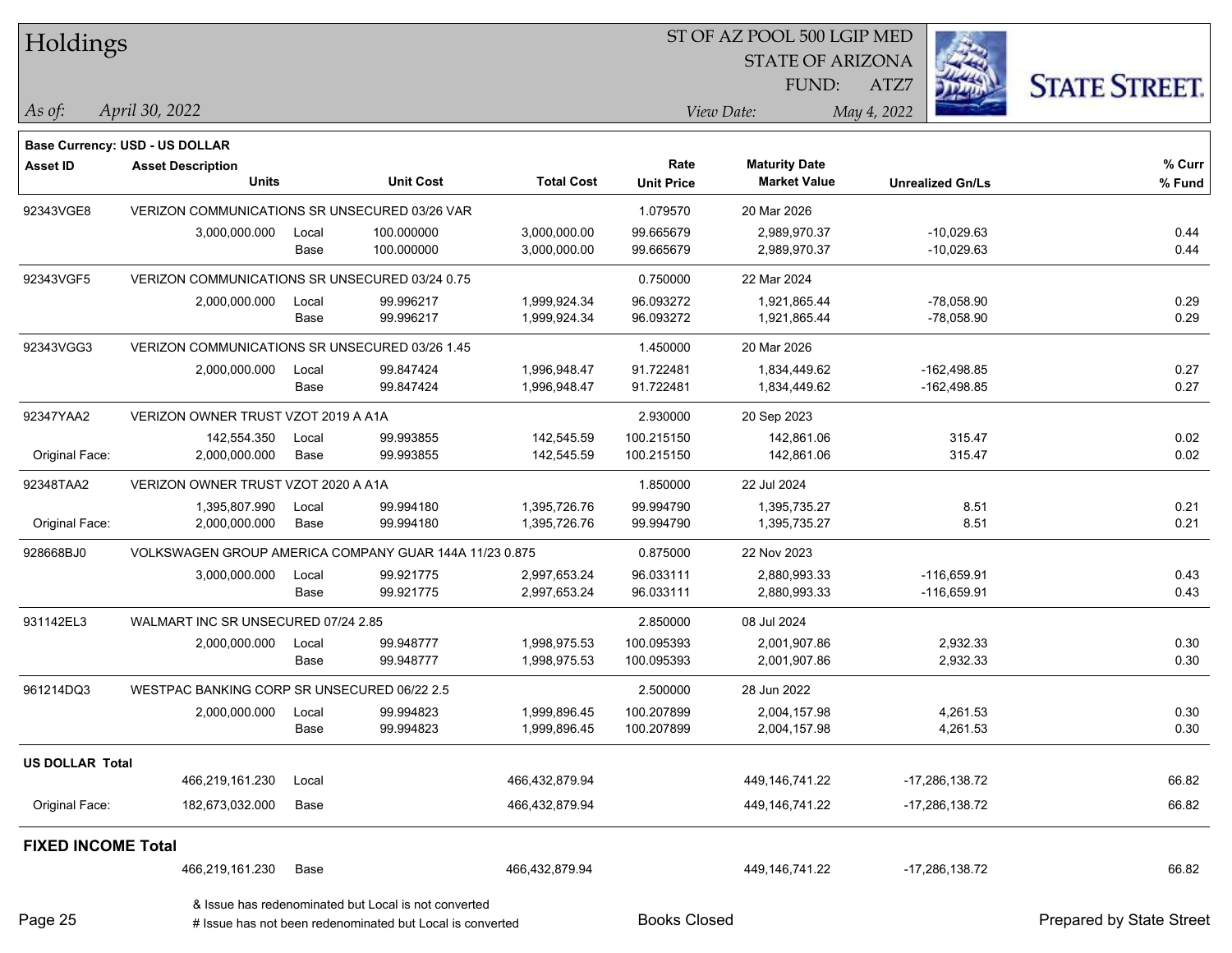# Holdings

ST OF AZ POOL 500 LGIP MED
STATE OF ARIZONA
FUND: ATZ7

*As of:* *April 30, 2022*
*View Date:* *May 4, 2022*

**Base Currency: USD - US DOLLAR**

| Asset ID | Asset Description / Units | | Unit Cost | Total Cost | Rate / Unit Price | Maturity Date / Market Value | Unrealized Gn/Ls | % Curr / % Fund |
|---|---|---|---|---|---|---|---|---|
| 92343VGE8 | VERIZON COMMUNICATIONS SR UNSECURED 03/26 VAR | | | | 1.079570 | 20 Mar 2026 | | |
| | 3,000,000.000 | Local | 100.000000 | 3,000,000.00 | 99.665679 | 2,989,970.37 | -10,029.63 | 0.44 |
| | | Base | 100.000000 | 3,000,000.00 | 99.665679 | 2,989,970.37 | -10,029.63 | 0.44 |
| 92343VGF5 | VERIZON COMMUNICATIONS SR UNSECURED 03/24 0.75 | | | | 0.750000 | 22 Mar 2024 | | |
| | 2,000,000.000 | Local | 99.996217 | 1,999,924.34 | 96.093272 | 1,921,865.44 | -78,058.90 | 0.29 |
| | | Base | 99.996217 | 1,999,924.34 | 96.093272 | 1,921,865.44 | -78,058.90 | 0.29 |
| 92343VGG3 | VERIZON COMMUNICATIONS SR UNSECURED 03/26 1.45 | | | | 1.450000 | 20 Mar 2026 | | |
| | 2,000,000.000 | Local | 99.847424 | 1,996,948.47 | 91.722481 | 1,834,449.62 | -162,498.85 | 0.27 |
| | | Base | 99.847424 | 1,996,948.47 | 91.722481 | 1,834,449.62 | -162,498.85 | 0.27 |
| 92347YAA2 | VERIZON OWNER TRUST VZOT 2019 A A1A | | | | 2.930000 | 20 Sep 2023 | | |
| | 142,554.350 | Local | 99.993855 | 142,545.59 | 100.215150 | 142,861.06 | 315.47 | 0.02 |
| Original Face: | 2,000,000.000 | Base | 99.993855 | 142,545.59 | 100.215150 | 142,861.06 | 315.47 | 0.02 |
| 92348TAA2 | VERIZON OWNER TRUST VZOT 2020 A A1A | | | | 1.850000 | 22 Jul 2024 | | |
| | 1,395,807.990 | Local | 99.994180 | 1,395,726.76 | 99.994790 | 1,395,735.27 | 8.51 | 0.21 |
| Original Face: | 2,000,000.000 | Base | 99.994180 | 1,395,726.76 | 99.994790 | 1,395,735.27 | 8.51 | 0.21 |
| 928668BJ0 | VOLKSWAGEN GROUP AMERICA COMPANY GUAR 144A 11/23 0.875 | | | | 0.875000 | 22 Nov 2023 | | |
| | 3,000,000.000 | Local | 99.921775 | 2,997,653.24 | 96.033111 | 2,880,993.33 | -116,659.91 | 0.43 |
| | | Base | 99.921775 | 2,997,653.24 | 96.033111 | 2,880,993.33 | -116,659.91 | 0.43 |
| 931142EL3 | WALMART INC SR UNSECURED 07/24 2.85 | | | | 2.850000 | 08 Jul 2024 | | |
| | 2,000,000.000 | Local | 99.948777 | 1,998,975.53 | 100.095393 | 2,001,907.86 | 2,932.33 | 0.30 |
| | | Base | 99.948777 | 1,998,975.53 | 100.095393 | 2,001,907.86 | 2,932.33 | 0.30 |
| 961214DQ3 | WESTPAC BANKING CORP SR UNSECURED 06/22 2.5 | | | | 2.500000 | 28 Jun 2022 | | |
| | 2,000,000.000 | Local | 99.994823 | 1,999,896.45 | 100.207899 | 2,004,157.98 | 4,261.53 | 0.30 |
| | | Base | 99.994823 | 1,999,896.45 | 100.207899 | 2,004,157.98 | 4,261.53 | 0.30 |
| **US DOLLAR Total** | | | | | | | | |
| | 466,219,161.230 | Local | | 466,432,879.94 | | 449,146,741.22 | -17,286,138.72 | 66.82 |
| Original Face: | 182,673,032.000 | Base | | 466,432,879.94 | | 449,146,741.22 | -17,286,138.72 | 66.82 |
| **FIXED INCOME Total** | | | | | | | | |
| | 466,219,161.230 | Base | | 466,432,879.94 | | 449,146,741.22 | -17,286,138.72 | 66.82 |

& Issue has redenominated but Local is not converted
# Issue has not been redenominated but Local is converted

Books Closed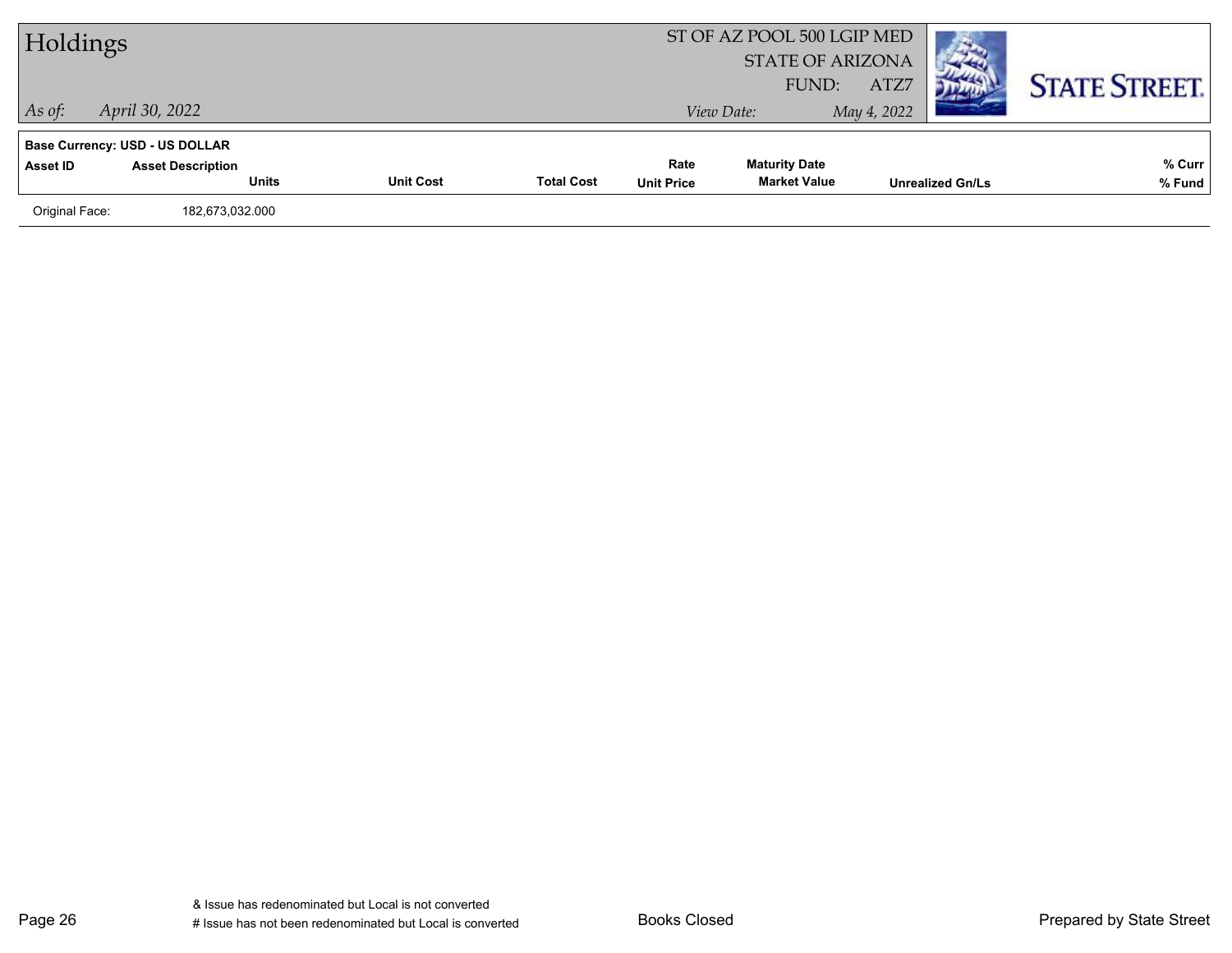**Base Currency: USD - US DOLLAR**

| Asset ID | Asset Description / Units | Unit Cost | Total Cost | Rate / Unit Price | Maturity Date / Market Value | Unrealized Gn/Ls | % Curr / % Fund |
|---|---|---|---|---|---|---|---|
| Original Face: | 182,673,032.000 | | | | | | |

& Issue has redenominated but Local is not converted

# Issue has not been redenominated but Local is converted

Books Closed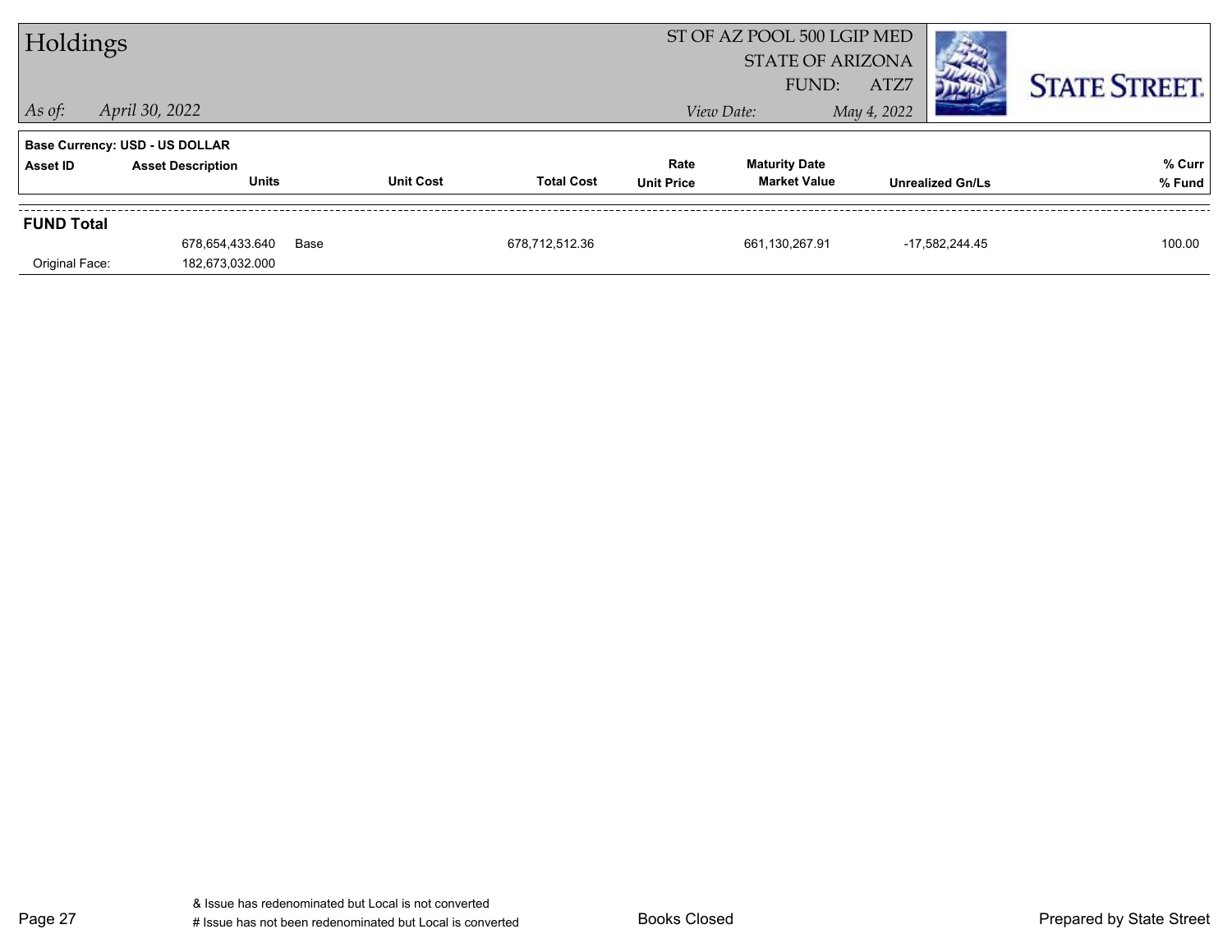# Holdings

ST OF AZ POOL 500 LGIP MED
STATE OF ARIZONA
FUND: ATZ7

*As of:* *April 30, 2022*

*View Date:* *May 4, 2022*

**STATE STREET.**

**Base Currency: USD - US DOLLAR**

| Asset ID | Asset Description / Units | | Unit Cost | Total Cost | Rate / Unit Price | Maturity Date / Market Value | Unrealized Gn/Ls | % Curr / % Fund |
|---|---|---|---|---|---|---|---|---|
| **FUND Total** | | | | | | | | |
| | 678,654,433.640 | Base | | 678,712,512.36 | | 661,130,267.91 | -17,582,244.45 | 100.00 |
| Original Face: | 182,673,032.000 | | | | | | | |

& Issue has redenominated but Local is not converted
# Issue has not been redenominated but Local is converted

Books Closed

Prepared by State Street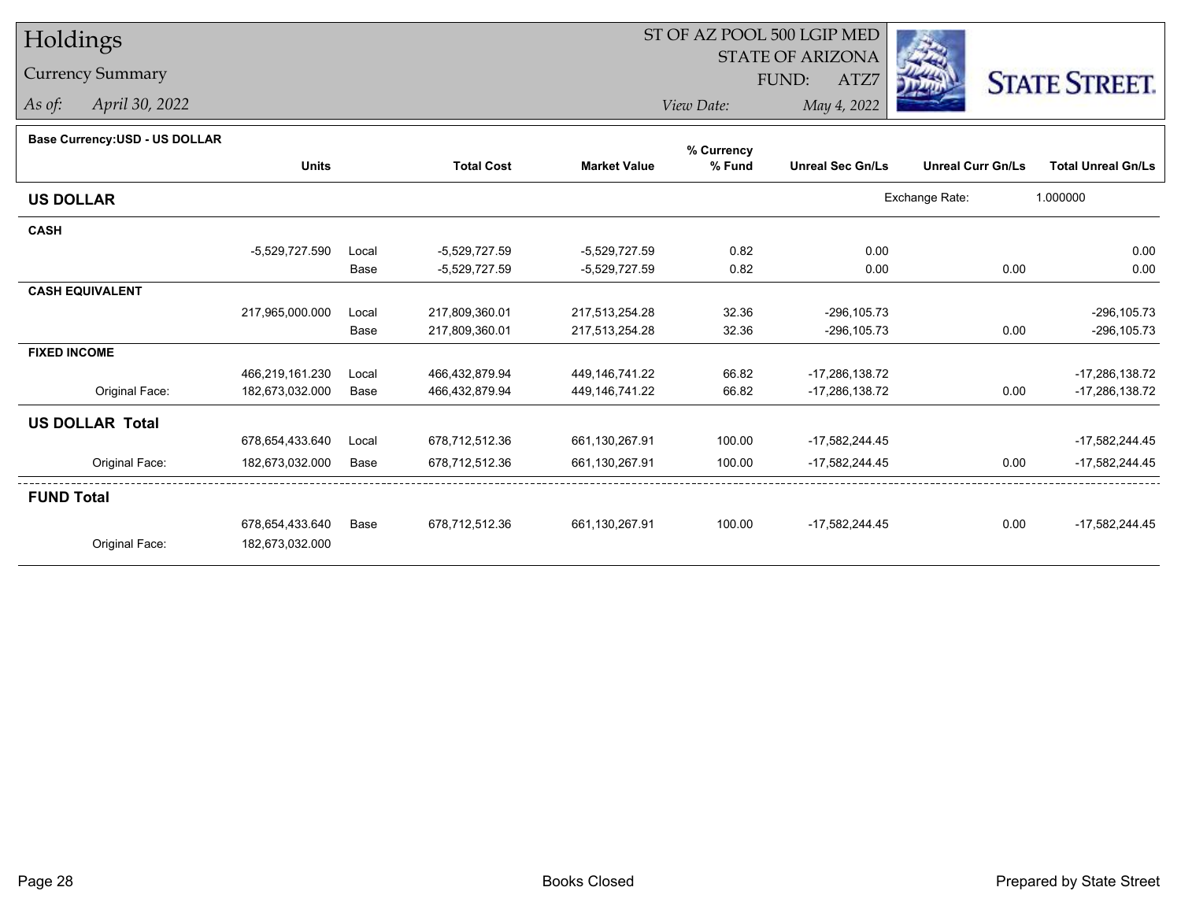# Holdings

## Currency Summary

*As of:* *April 30, 2022*

ST OF AZ POOL 500 LGIP MED
STATE OF ARIZONA
FUND: ATZ7
*View Date:* *May 4, 2022*

**Base Currency:USD - US DOLLAR**

| | Units | | Total Cost | Market Value | % Currency % Fund | Unreal Sec Gn/Ls | Unreal Curr Gn/Ls | Total Unreal Gn/Ls |
|---|---|---|---|---|---|---|---|---|
| **US DOLLAR** | | | | | | | Exchange Rate: | 1.000000 |
| **CASH** | | | | | | | | |
| | -5,529,727.590 | Local | -5,529,727.59 | -5,529,727.59 | 0.82 | 0.00 | | 0.00 |
| | | Base | -5,529,727.59 | -5,529,727.59 | 0.82 | 0.00 | 0.00 | 0.00 |
| **CASH EQUIVALENT** | | | | | | | | |
| | 217,965,000.000 | Local | 217,809,360.01 | 217,513,254.28 | 32.36 | -296,105.73 | | -296,105.73 |
| | | Base | 217,809,360.01 | 217,513,254.28 | 32.36 | -296,105.73 | 0.00 | -296,105.73 |
| **FIXED INCOME** | | | | | | | | |
| | 466,219,161.230 | Local | 466,432,879.94 | 449,146,741.22 | 66.82 | -17,286,138.72 | | -17,286,138.72 |
| Original Face: | 182,673,032.000 | Base | 466,432,879.94 | 449,146,741.22 | 66.82 | -17,286,138.72 | 0.00 | -17,286,138.72 |
| **US DOLLAR Total** | | | | | | | | |
| | 678,654,433.640 | Local | 678,712,512.36 | 661,130,267.91 | 100.00 | -17,582,244.45 | | -17,582,244.45 |
| Original Face: | 182,673,032.000 | Base | 678,712,512.36 | 661,130,267.91 | 100.00 | -17,582,244.45 | 0.00 | -17,582,244.45 |
| **FUND Total** | | | | | | | | |
| | 678,654,433.640 | Base | 678,712,512.36 | 661,130,267.91 | 100.00 | -17,582,244.45 | 0.00 | -17,582,244.45 |
| Original Face: | 182,673,032.000 | | | | | | | |

Books Closed

Prepared by State Street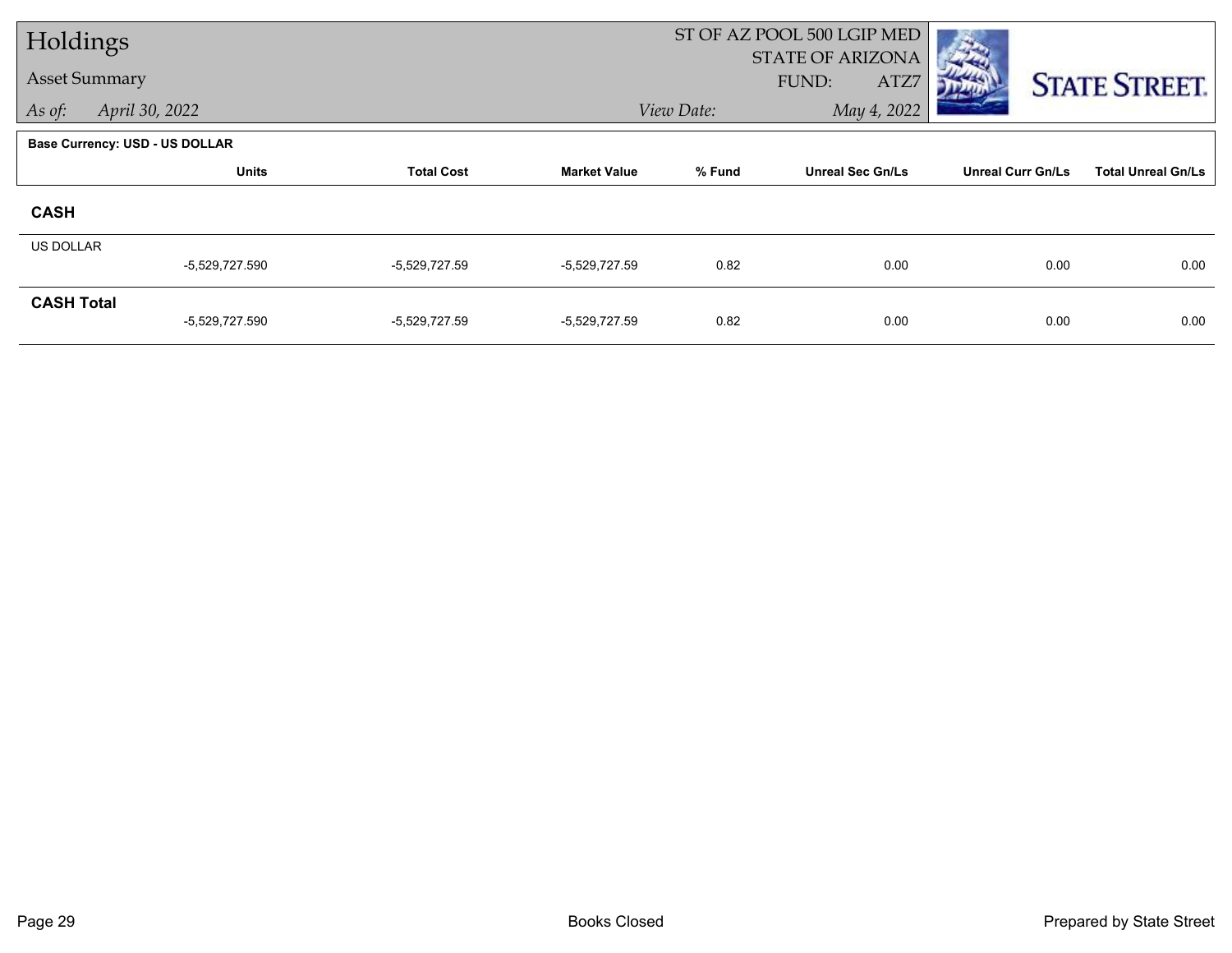# Holdings

## Asset Summary

*As of:* *April 30, 2022*

ST OF AZ POOL 500 LGIP MED
STATE OF ARIZONA
FUND: ATZ7
*View Date:* *May 4, 2022*

**Base Currency: USD - US DOLLAR**

| | Units | Total Cost | Market Value | % Fund | Unreal Sec Gn/Ls | Unreal Curr Gn/Ls | Total Unreal Gn/Ls |
|---|---|---|---|---|---|---|---|
| **CASH** | | | | | | | |
| US DOLLAR | -5,529,727.590 | -5,529,727.59 | -5,529,727.59 | 0.82 | 0.00 | 0.00 | 0.00 |
| **CASH Total** | -5,529,727.590 | -5,529,727.59 | -5,529,727.59 | 0.82 | 0.00 | 0.00 | 0.00 |

Books Closed

Prepared by State Street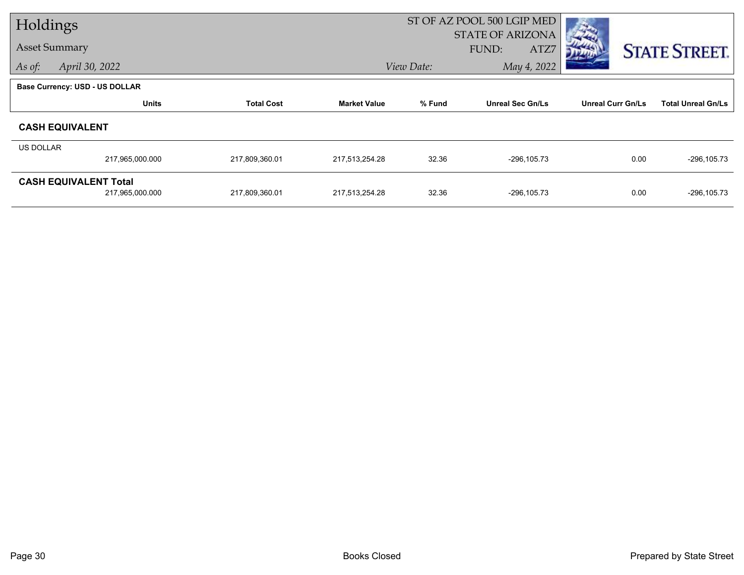# Holdings

## Asset Summary

*As of:* *April 30, 2022*

ST OF AZ POOL 500 LGIP MED
STATE OF ARIZONA
FUND: ATZ7
*View Date:* *May 4, 2022*

STATE STREET.

**Base Currency: USD - US DOLLAR**

| | Units | Total Cost | Market Value | % Fund | Unreal Sec Gn/Ls | Unreal Curr Gn/Ls | Total Unreal Gn/Ls |
|---|---|---|---|---|---|---|---|
| **CASH EQUIVALENT** | | | | | | | |
| US DOLLAR | 217,965,000.000 | 217,809,360.01 | 217,513,254.28 | 32.36 | -296,105.73 | 0.00 | -296,105.73 |
| **CASH EQUIVALENT Total** | 217,965,000.000 | 217,809,360.01 | 217,513,254.28 | 32.36 | -296,105.73 | 0.00 | -296,105.73 |

Books Closed

Prepared by State Street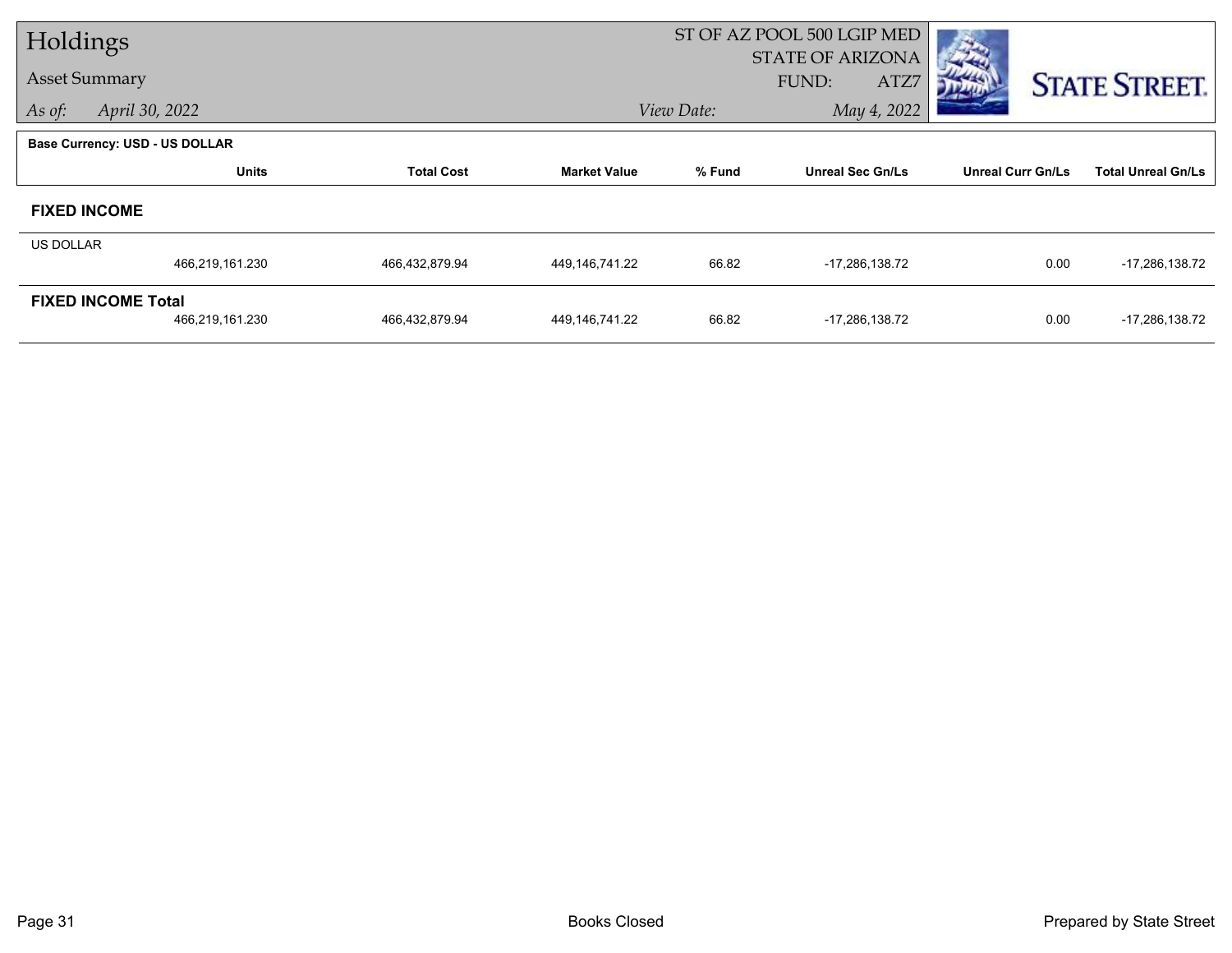# Holdings

## Asset Summary

*As of:* April 30, 2022

ST OF AZ POOL 500 LGIP MED
STATE OF ARIZONA
FUND: ATZ7

*View Date:* May 4, 2022

STATE STREET.

**Base Currency: USD - US DOLLAR**

| | Units | Total Cost | Market Value | % Fund | Unreal Sec Gn/Ls | Unreal Curr Gn/Ls | Total Unreal Gn/Ls |
|---|---|---|---|---|---|---|---|
| **FIXED INCOME** | | | | | | | |
| US DOLLAR | 466,219,161.230 | 466,432,879.94 | 449,146,741.22 | 66.82 | -17,286,138.72 | 0.00 | -17,286,138.72 |
| **FIXED INCOME Total** | 466,219,161.230 | 466,432,879.94 | 449,146,741.22 | 66.82 | -17,286,138.72 | 0.00 | -17,286,138.72 |

Books Closed

Prepared by State Street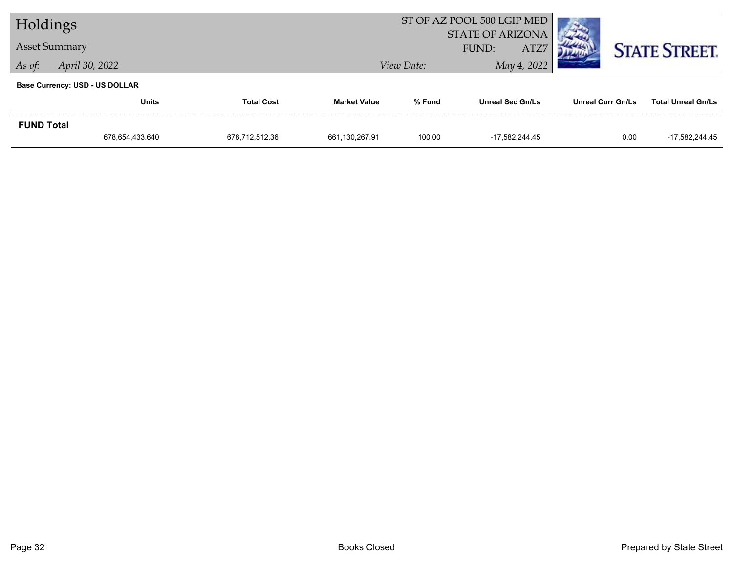# Holdings

## Asset Summary

*As of:* *April 30, 2022*

ST OF AZ POOL 500 LGIP MED
STATE OF ARIZONA
FUND: ATZ7

*View Date:* *May 4, 2022*

**Base Currency: USD - US DOLLAR**

| | Units | Total Cost | Market Value | % Fund | Unreal Sec Gn/Ls | Unreal Curr Gn/Ls | Total Unreal Gn/Ls |
|---|---|---|---|---|---|---|---|
| **FUND Total** | | | | | | | |
| | 678,654,433.640 | 678,712,512.36 | 661,130,267.91 | 100.00 | -17,582,244.45 | 0.00 | -17,582,244.45 |

Books Closed

Prepared by State Street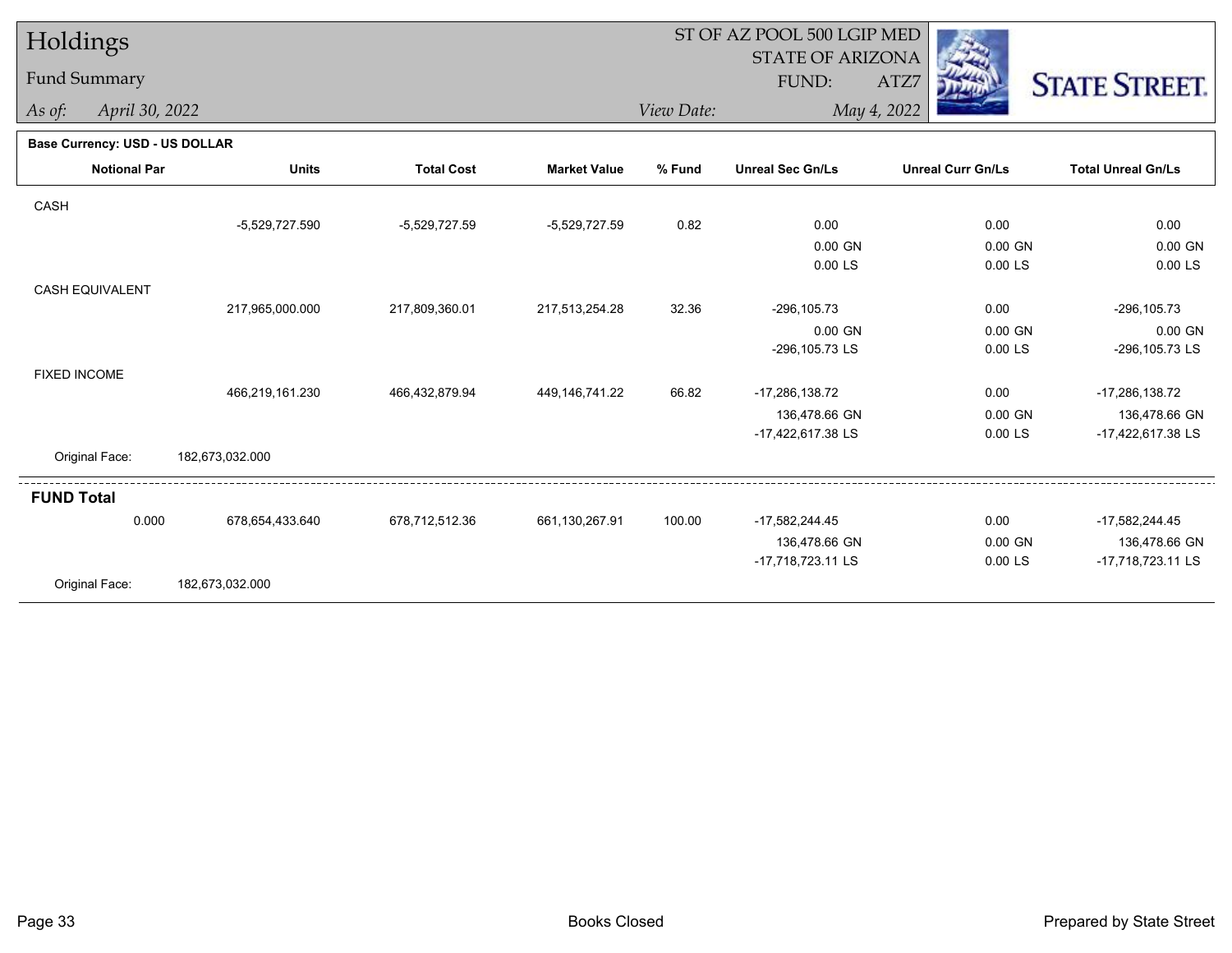# Holdings

## Fund Summary

*As of:* *April 30, 2022*

ST OF AZ POOL 500 LGIP MED
STATE OF ARIZONA
FUND: ATZ7

*View Date:* *May 4, 2022*

STATE STREET.

**Base Currency: USD - US DOLLAR**

| Notional Par | Units | Total Cost | Market Value | % Fund | Unreal Sec Gn/Ls | Unreal Curr Gn/Ls | Total Unreal Gn/Ls |
|---|---|---|---|---|---|---|---|
| CASH | | | | | | | |
| | -5,529,727.590 | -5,529,727.59 | -5,529,727.59 | 0.82 | 0.00 | 0.00 | 0.00 |
| | | | | | 0.00 GN | 0.00 GN | 0.00 GN |
| | | | | | 0.00 LS | 0.00 LS | 0.00 LS |
| CASH EQUIVALENT | | | | | | | |
| | 217,965,000.000 | 217,809,360.01 | 217,513,254.28 | 32.36 | -296,105.73 | 0.00 | -296,105.73 |
| | | | | | 0.00 GN | 0.00 GN | 0.00 GN |
| | | | | | -296,105.73 LS | 0.00 LS | -296,105.73 LS |
| FIXED INCOME | | | | | | | |
| | 466,219,161.230 | 466,432,879.94 | 449,146,741.22 | 66.82 | -17,286,138.72 | 0.00 | -17,286,138.72 |
| | | | | | 136,478.66 GN | 0.00 GN | 136,478.66 GN |
| | | | | | -17,422,617.38 LS | 0.00 LS | -17,422,617.38 LS |
| Original Face: 182,673,032.000 | | | | | | | |
| **FUND Total** | | | | | | | |
| 0.000 | 678,654,433.640 | 678,712,512.36 | 661,130,267.91 | 100.00 | -17,582,244.45 | 0.00 | -17,582,244.45 |
| | | | | | 136,478.66 GN | 0.00 GN | 136,478.66 GN |
| | | | | | -17,718,723.11 LS | 0.00 LS | -17,718,723.11 LS |
| Original Face: 182,673,032.000 | | | | | | | |

Books Closed

Prepared by State Street